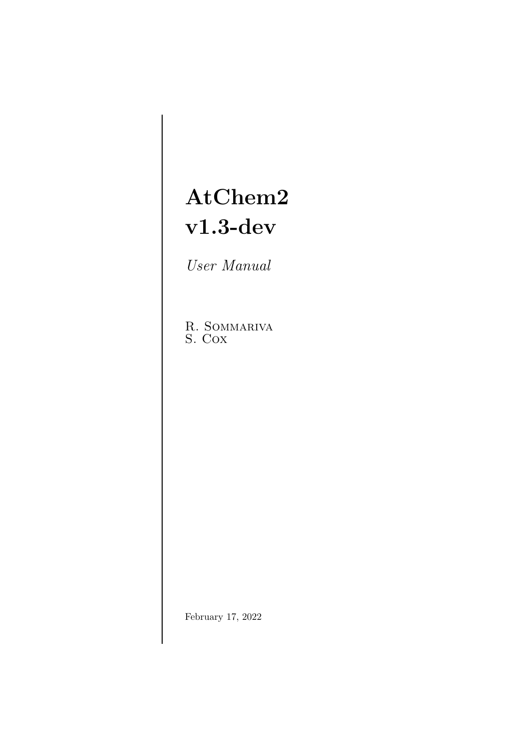# AtChem2
# v1.3-dev

*User Manual*

R. Sommariva
S. Cox

February 17, 2022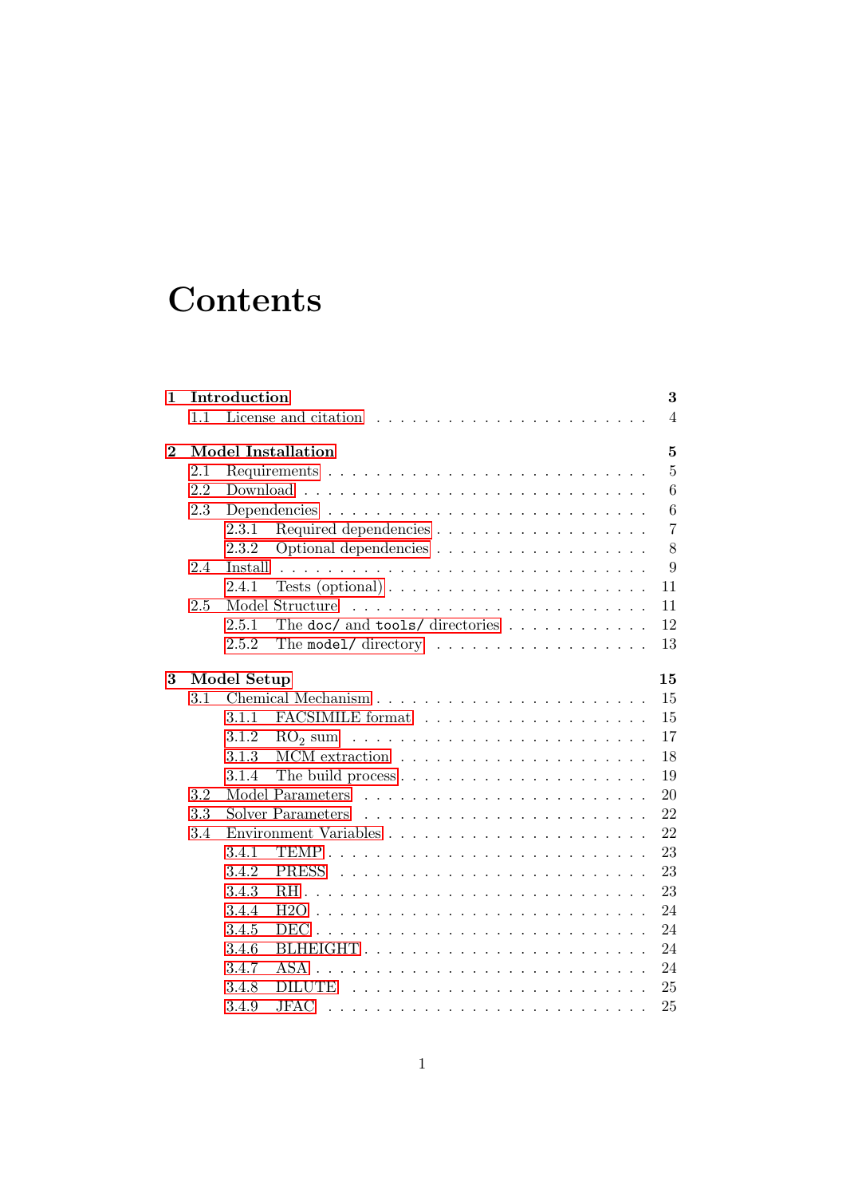# Contents

- **1 Introduction** — 3
  - 1.1 License and citation — 4
- **2 Model Installation** — 5
  - 2.1 Requirements — 5
  - 2.2 Download — 6
  - 2.3 Dependencies — 6
    - 2.3.1 Required dependencies — 7
    - 2.3.2 Optional dependencies — 8
  - 2.4 Install — 9
    - 2.4.1 Tests (optional) — 11
  - 2.5 Model Structure — 11
    - 2.5.1 The `doc/` and `tools/` directories — 12
    - 2.5.2 The `model/` directory — 13
- **3 Model Setup** — 15
  - 3.1 Chemical Mechanism — 15
    - 3.1.1 FACSIMILE format — 15
    - 3.1.2 $RO_2$ sum — 17
    - 3.1.3 MCM extraction — 18
    - 3.1.4 The build process — 19
  - 3.2 Model Parameters — 20
  - 3.3 Solver Parameters — 22
  - 3.4 Environment Variables — 22
    - 3.4.1 TEMP — 23
    - 3.4.2 PRESS — 23
    - 3.4.3 RH — 23
    - 3.4.4 H2O — 24
    - 3.4.5 DEC — 24
    - 3.4.6 BLHEIGHT — 24
    - 3.4.7 ASA — 24
    - 3.4.8 DILUTE — 25
    - 3.4.9 JFAC — 25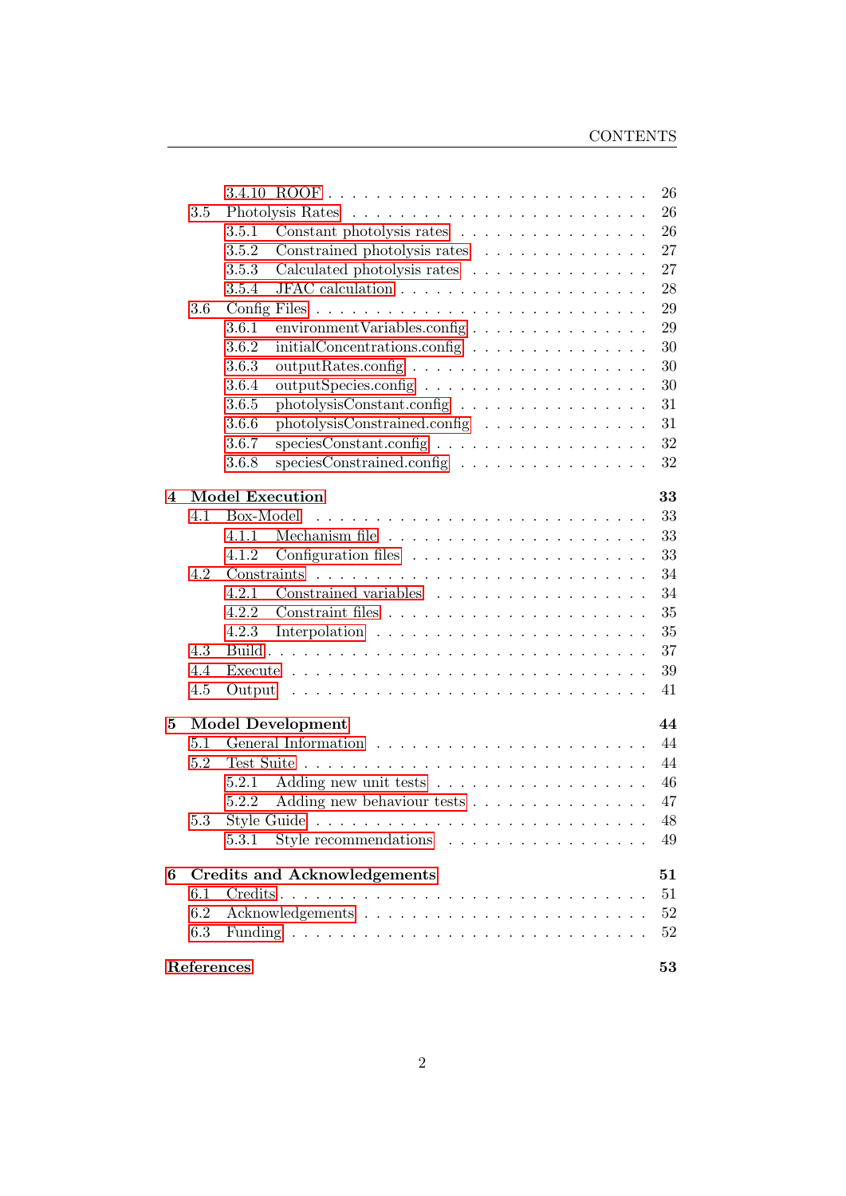- 3.4.10 ROOF . . . 26
- 3.5 Photolysis Rates . . . 26
  - 3.5.1 Constant photolysis rates . . . 26
  - 3.5.2 Constrained photolysis rates . . . 27
  - 3.5.3 Calculated photolysis rates . . . 27
  - 3.5.4 JFAC calculation . . . 28
- 3.6 Config Files . . . 29
  - 3.6.1 environmentVariables.config . . . 29
  - 3.6.2 initialConcentrations.config . . . 30
  - 3.6.3 outputRates.config . . . 30
  - 3.6.4 outputSpecies.config . . . 30
  - 3.6.5 photolysisConstant.config . . . 31
  - 3.6.6 photolysisConstrained.config . . . 31
  - 3.6.7 speciesConstant.config . . . 32
  - 3.6.8 speciesConstrained.config . . . 32

**4 Model Execution** **33**
- 4.1 Box-Model . . . 33
  - 4.1.1 Mechanism file . . . 33
  - 4.1.2 Configuration files . . . 33
- 4.2 Constraints . . . 34
  - 4.2.1 Constrained variables . . . 34
  - 4.2.2 Constraint files . . . 35
  - 4.2.3 Interpolation . . . 35
- 4.3 Build . . . 37
- 4.4 Execute . . . 39
- 4.5 Output . . . 41

**5 Model Development** **44**
- 5.1 General Information . . . 44
- 5.2 Test Suite . . . 44
  - 5.2.1 Adding new unit tests . . . 46
  - 5.2.2 Adding new behaviour tests . . . 47
- 5.3 Style Guide . . . 48
  - 5.3.1 Style recommendations . . . 49

**6 Credits and Acknowledgements** **51**
- 6.1 Credits . . . 51
- 6.2 Acknowledgements . . . 52
- 6.3 Funding . . . 52

**References** **53**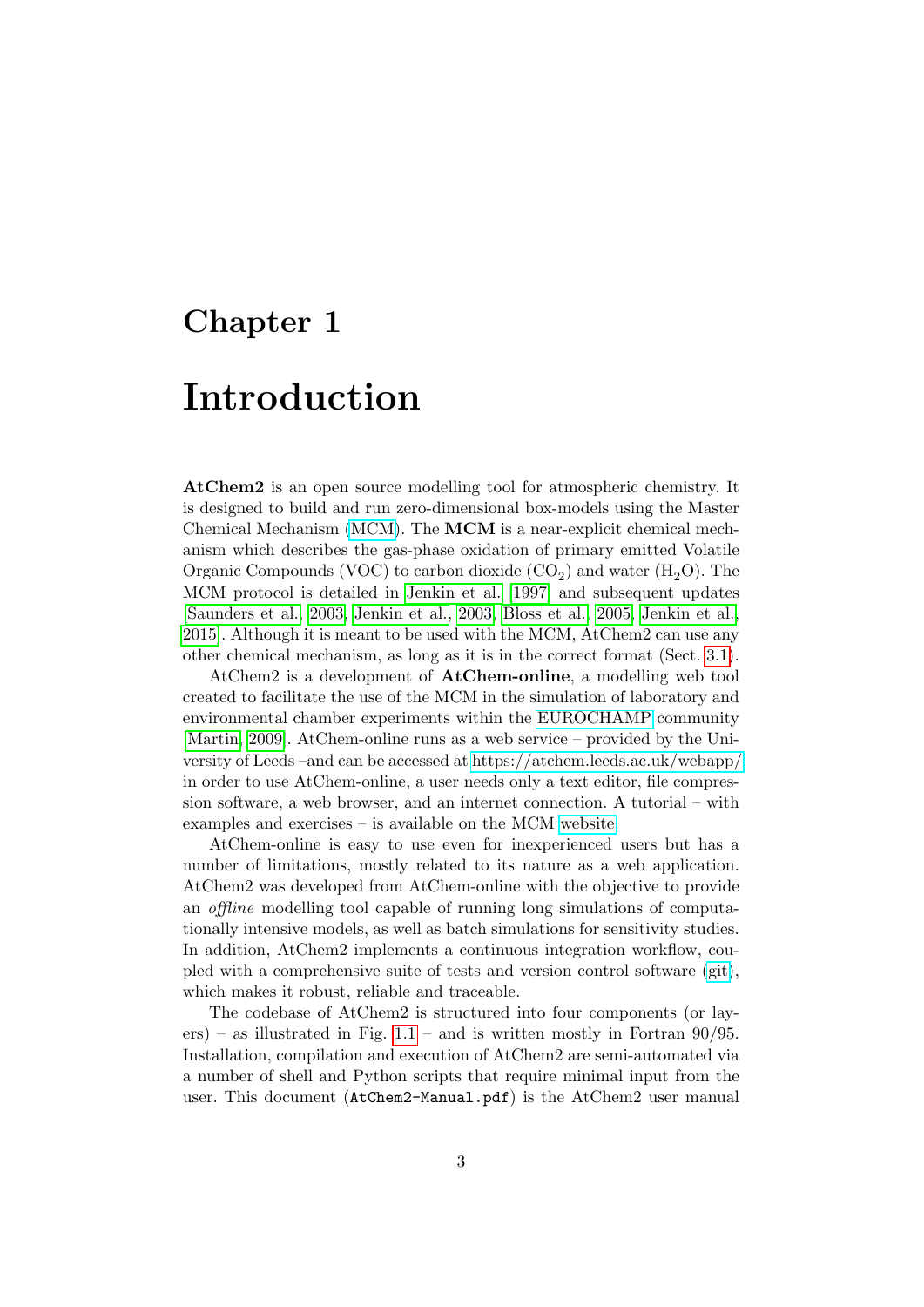# Chapter 1

# Introduction

**AtChem2** is an open source modelling tool for atmospheric chemistry. It is designed to build and run zero-dimensional box-models using the Master Chemical Mechanism (MCM). The **MCM** is a near-explicit chemical mechanism which describes the gas-phase oxidation of primary emitted Volatile Organic Compounds (VOC) to carbon dioxide ($CO_2$) and water ($H_2O$). The MCM protocol is detailed in Jenkin et al. [1997] and subsequent updates [Saunders et al., 2003, Jenkin et al., 2003, Bloss et al., 2005, Jenkin et al., 2015]. Although it is meant to be used with the MCM, AtChem2 can use any other chemical mechanism, as long as it is in the correct format (Sect. 3.1).

AtChem2 is a development of **AtChem-online**, a modelling web tool created to facilitate the use of the MCM in the simulation of laboratory and environmental chamber experiments within the EUROCHAMP community [Martin, 2009]. AtChem-online runs as a web service – provided by the University of Leeds –and can be accessed at https://atchem.leeds.ac.uk/webapp/: in order to use AtChem-online, a user needs only a text editor, file compression software, a web browser, and an internet connection. A tutorial – with examples and exercises – is available on the MCM website.

AtChem-online is easy to use even for inexperienced users but has a number of limitations, mostly related to its nature as a web application. AtChem2 was developed from AtChem-online with the objective to provide an *offline* modelling tool capable of running long simulations of computationally intensive models, as well as batch simulations for sensitivity studies. In addition, AtChem2 implements a continuous integration workflow, coupled with a comprehensive suite of tests and version control software (git), which makes it robust, reliable and traceable.

The codebase of AtChem2 is structured into four components (or layers) – as illustrated in Fig. 1.1 – and is written mostly in Fortran 90/95. Installation, compilation and execution of AtChem2 are semi-automated via a number of shell and Python scripts that require minimal input from the user. This document (`AtChem2-Manual.pdf`) is the AtChem2 user manual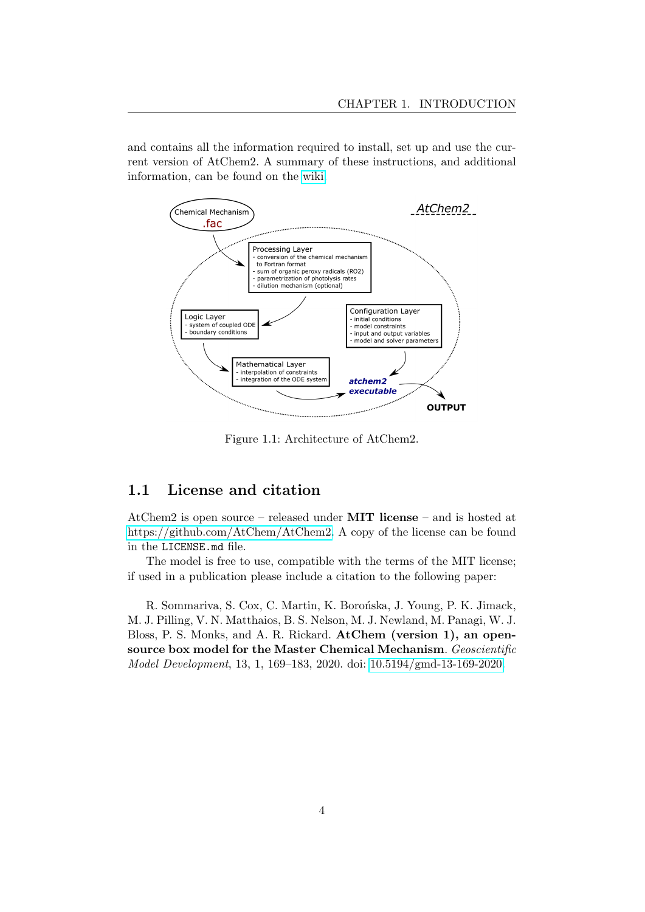and contains all the information required to install, set up and use the current version of AtChem2. A summary of these instructions, and additional information, can be found on the wiki.

Figure 1.1: Architecture of AtChem2.

## 1.1 License and citation

AtChem2 is open source – released under **MIT license** – and is hosted at https://github.com/AtChem/AtChem2. A copy of the license can be found in the `LICENSE.md` file.

The model is free to use, compatible with the terms of the MIT license; if used in a publication please include a citation to the following paper:

R. Sommariva, S. Cox, C. Martin, K. Borońska, J. Young, P. K. Jimack, M. J. Pilling, V. N. Matthaios, B. S. Nelson, M. J. Newland, M. Panagi, W. J. Bloss, P. S. Monks, and A. R. Rickard. **AtChem (version 1), an open-source box model for the Master Chemical Mechanism**. *Geoscientific Model Development*, 13, 1, 169–183, 2020. doi: 10.5194/gmd-13-169-2020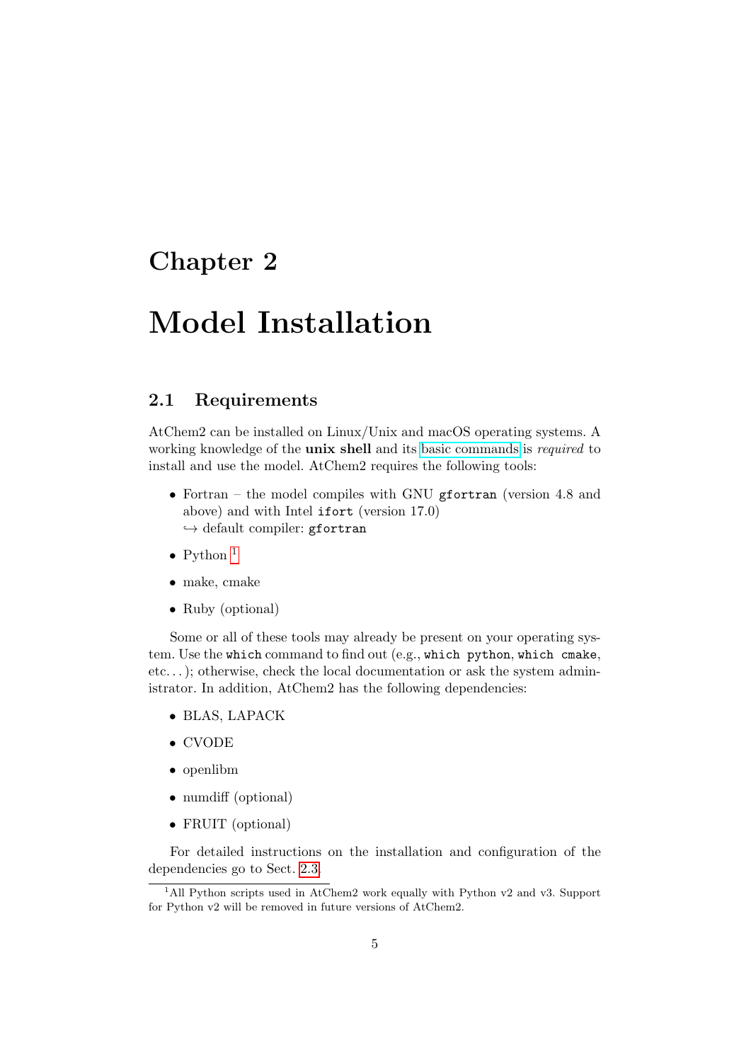# Chapter 2

# Model Installation

## 2.1 Requirements

AtChem2 can be installed on Linux/Unix and macOS operating systems. A working knowledge of the **unix shell** and its basic commands is *required* to install and use the model. AtChem2 requires the following tools:

- Fortran – the model compiles with GNU `gfortran` (version 4.8 and above) and with Intel `ifort` (version 17.0)
  ↪ default compiler: `gfortran`
- Python [1]
- make, cmake
- Ruby (optional)

Some or all of these tools may already be present on your operating system. Use the `which` command to find out (e.g., `which python`, `which cmake`, etc. . . ); otherwise, check the local documentation or ask the system administrator. In addition, AtChem2 has the following dependencies:

- BLAS, LAPACK
- CVODE
- openlibm
- numdiff (optional)
- FRUIT (optional)

For detailed instructions on the installation and configuration of the dependencies go to Sect. 2.3.

[1] All Python scripts used in AtChem2 work equally with Python v2 and v3. Support for Python v2 will be removed in future versions of AtChem2.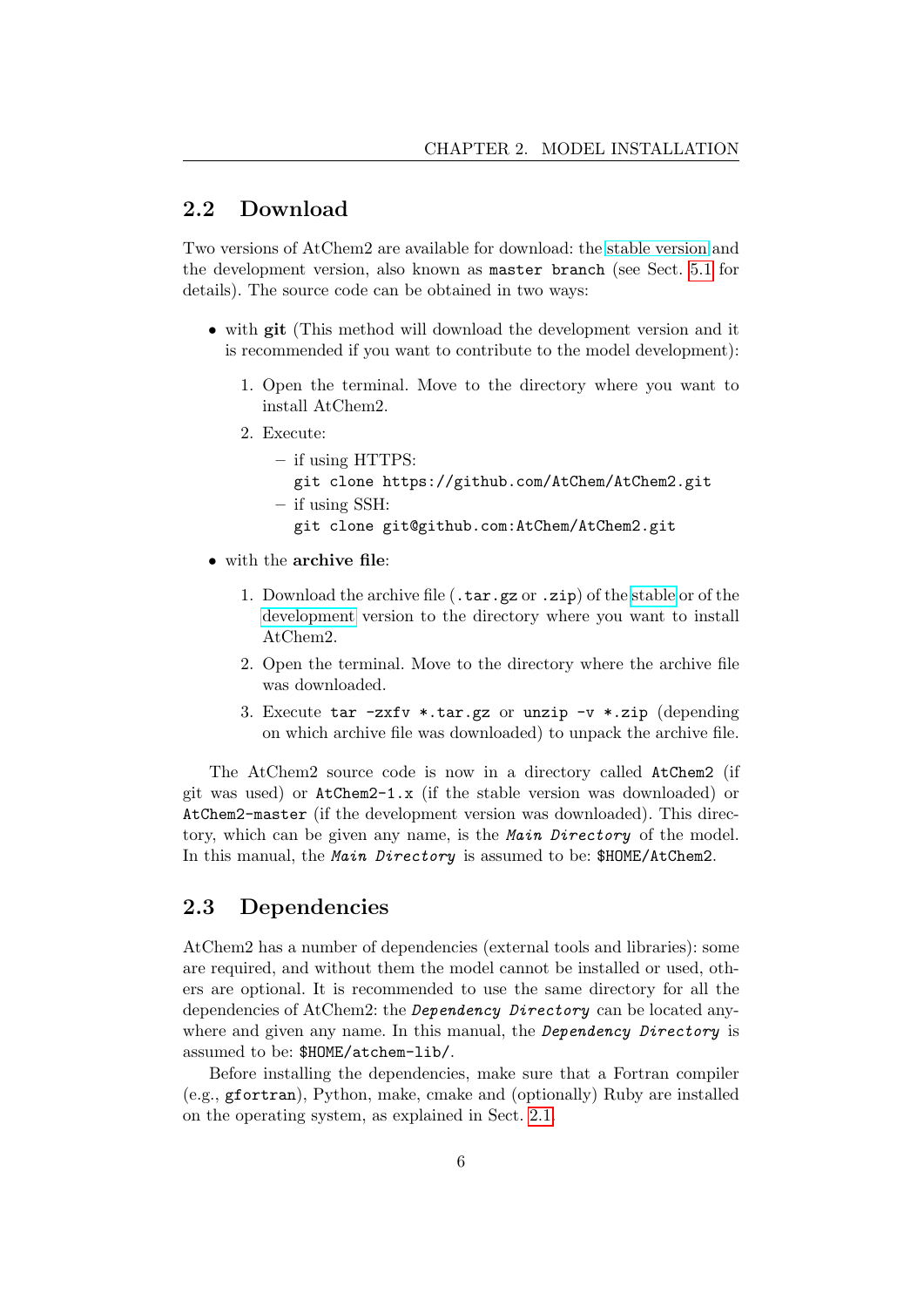## 2.2 Download

Two versions of AtChem2 are available for download: the stable version and the development version, also known as `master branch` (see Sect. 5.1 for details). The source code can be obtained in two ways:

- with **git** (This method will download the development version and it is recommended if you want to contribute to the model development):
  1. Open the terminal. Move to the directory where you want to install AtChem2.
  2. Execute:
     - if using HTTPS:
       `git clone https://github.com/AtChem/AtChem2.git`
     - if using SSH:
       `git clone git@github.com:AtChem/AtChem2.git`
- with the **archive file**:
  1. Download the archive file (`.tar.gz` or `.zip`) of the stable or of the development version to the directory where you want to install AtChem2.
  2. Open the terminal. Move to the directory where the archive file was downloaded.
  3. Execute `tar -zxfv *.tar.gz` or `unzip -v *.zip` (depending on which archive file was downloaded) to unpack the archive file.

The AtChem2 source code is now in a directory called `AtChem2` (if git was used) or `AtChem2-1.x` (if the stable version was downloaded) or `AtChem2-master` (if the development version was downloaded). This directory, which can be given any name, is the ***`Main Directory`*** of the model. In this manual, the ***`Main Directory`*** is assumed to be: `$HOME/AtChem2`.

## 2.3 Dependencies

AtChem2 has a number of dependencies (external tools and libraries): some are required, and without them the model cannot be installed or used, others are optional. It is recommended to use the same directory for all the dependencies of AtChem2: the ***`Dependency Directory`*** can be located anywhere and given any name. In this manual, the ***`Dependency Directory`*** is assumed to be: `$HOME/atchem-lib/`.

Before installing the dependencies, make sure that a Fortran compiler (e.g., `gfortran`), Python, make, cmake and (optionally) Ruby are installed on the operating system, as explained in Sect. 2.1.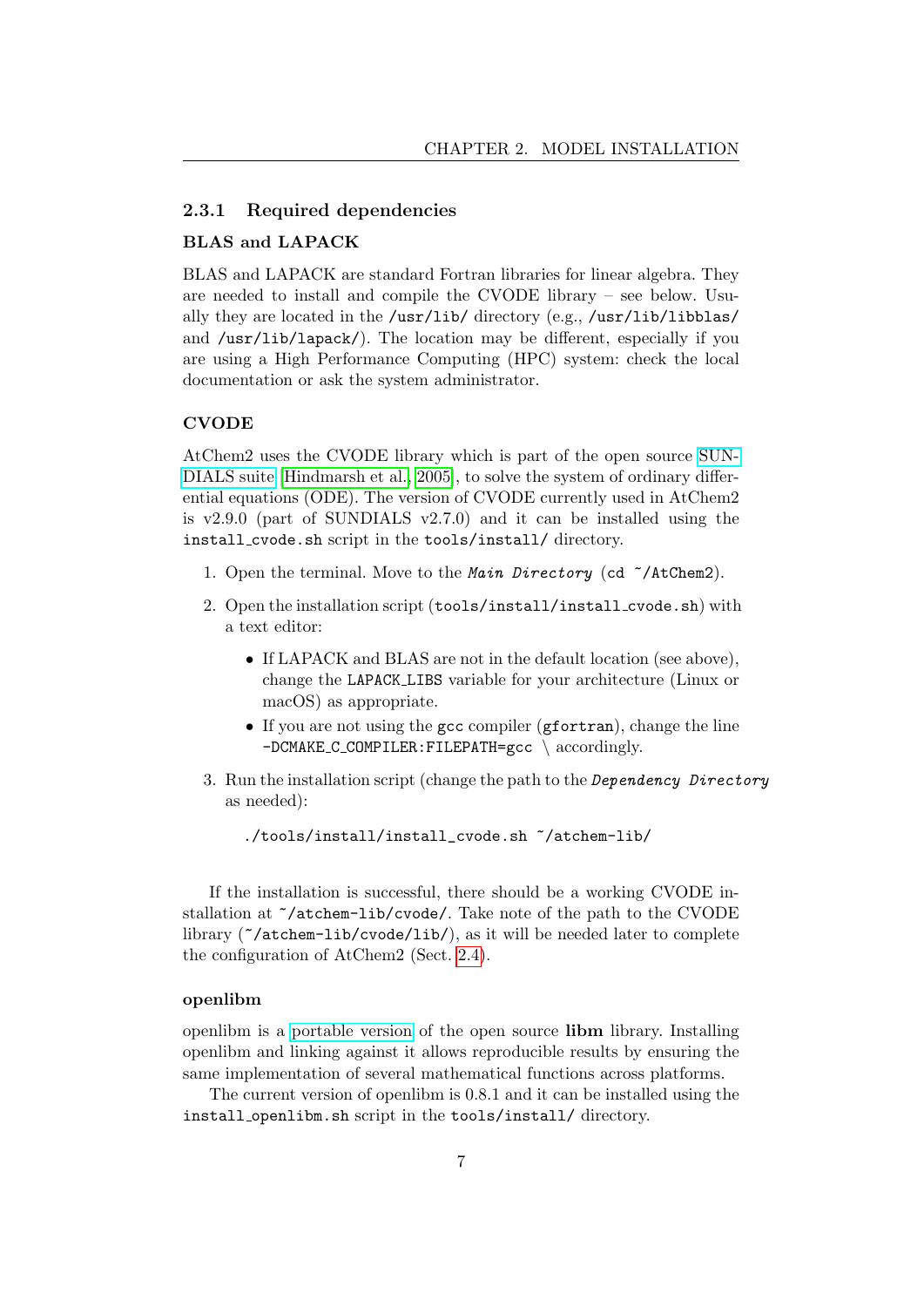### 2.3.1 Required dependencies

#### BLAS and LAPACK

BLAS and LAPACK are standard Fortran libraries for linear algebra. They are needed to install and compile the CVODE library – see below. Usually they are located in the `/usr/lib/` directory (e.g., `/usr/lib/libblas/` and `/usr/lib/lapack/`). The location may be different, especially if you are using a High Performance Computing (HPC) system: check the local documentation or ask the system administrator.

#### CVODE

AtChem2 uses the CVODE library which is part of the open source SUNDIALS suite (Hindmarsh et al., 2005), to solve the system of ordinary differential equations (ODE). The version of CVODE currently used in AtChem2 is v2.9.0 (part of SUNDIALS v2.7.0) and it can be installed using the `install_cvode.sh` script in the `tools/install/` directory.

1. Open the terminal. Move to the ***Main Directory*** (`cd ~/AtChem2`).
2. Open the installation script (`tools/install/install_cvode.sh`) with a text editor:
   - If LAPACK and BLAS are not in the default location (see above), change the `LAPACK_LIBS` variable for your architecture (Linux or macOS) as appropriate.
   - If you are not using the `gcc` compiler (`gfortran`), change the line `-DCMAKE_C_COMPILER:FILEPATH=gcc \` accordingly.
3. Run the installation script (change the path to the ***Dependency Directory*** as needed):

```
./tools/install/install_cvode.sh ~/atchem-lib/
```

If the installation is successful, there should be a working CVODE installation at `~/atchem-lib/cvode/`. Take note of the path to the CVODE library (`~/atchem-lib/cvode/lib/`), as it will be needed later to complete the configuration of AtChem2 (Sect. 2.4).

#### openlibm

openlibm is a portable version of the open source **libm** library. Installing openlibm and linking against it allows reproducible results by ensuring the same implementation of several mathematical functions across platforms.

The current version of openlibm is 0.8.1 and it can be installed using the `install_openlibm.sh` script in the `tools/install/` directory.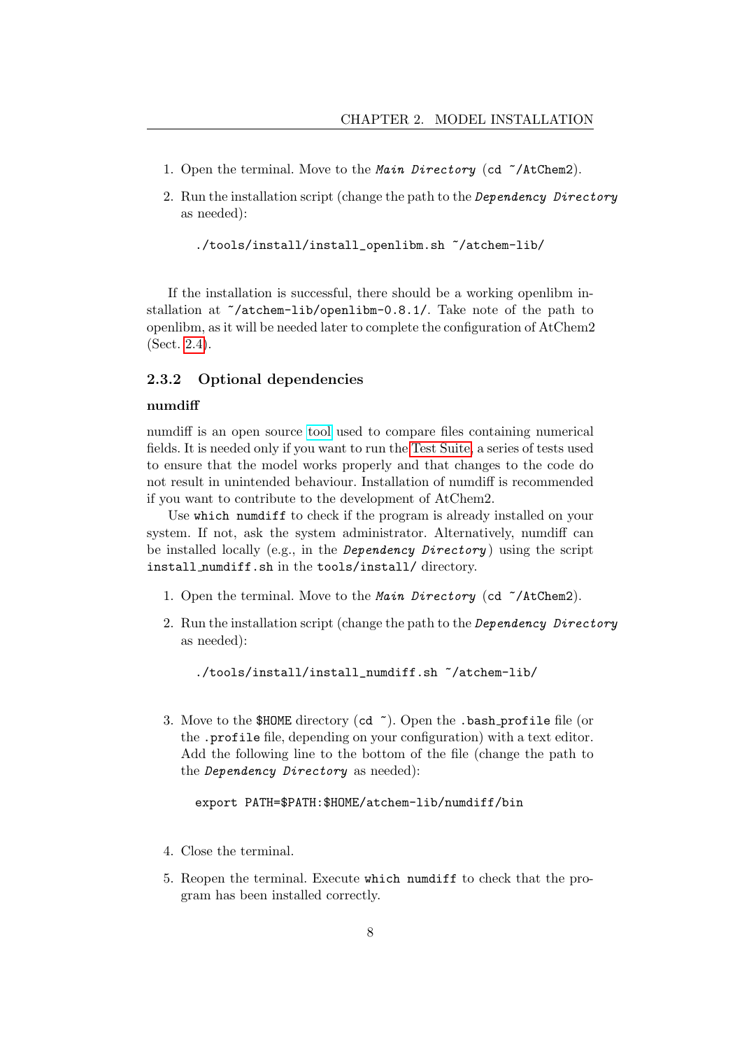1. Open the terminal. Move to the *Main Directory* (`cd ~/AtChem2`).

2. Run the installation script (change the path to the *Dependency Directory* as needed):

```
./tools/install/install_openlibm.sh ~/atchem-lib/
```

If the installation is successful, there should be a working openlibm installation at `~/atchem-lib/openlibm-0.8.1/`. Take note of the path to openlibm, as it will be needed later to complete the configuration of AtChem2 (Sect. 2.4).

### 2.3.2 Optional dependencies

#### numdiff

numdiff is an open source tool used to compare files containing numerical fields. It is needed only if you want to run the Test Suite, a series of tests used to ensure that the model works properly and that changes to the code do not result in unintended behaviour. Installation of numdiff is recommended if you want to contribute to the development of AtChem2.

Use `which numdiff` to check if the program is already installed on your system. If not, ask the system administrator. Alternatively, numdiff can be installed locally (e.g., in the *Dependency Directory*) using the script `install_numdiff.sh` in the `tools/install/` directory.

1. Open the terminal. Move to the *Main Directory* (`cd ~/AtChem2`).

2. Run the installation script (change the path to the *Dependency Directory* as needed):

```
./tools/install/install_numdiff.sh ~/atchem-lib/
```

3. Move to the `$HOME` directory (`cd ~`). Open the `.bash_profile` file (or the `.profile` file, depending on your configuration) with a text editor. Add the following line to the bottom of the file (change the path to the *Dependency Directory* as needed):

```
export PATH=$PATH:$HOME/atchem-lib/numdiff/bin
```

4. Close the terminal.

5. Reopen the terminal. Execute `which numdiff` to check that the program has been installed correctly.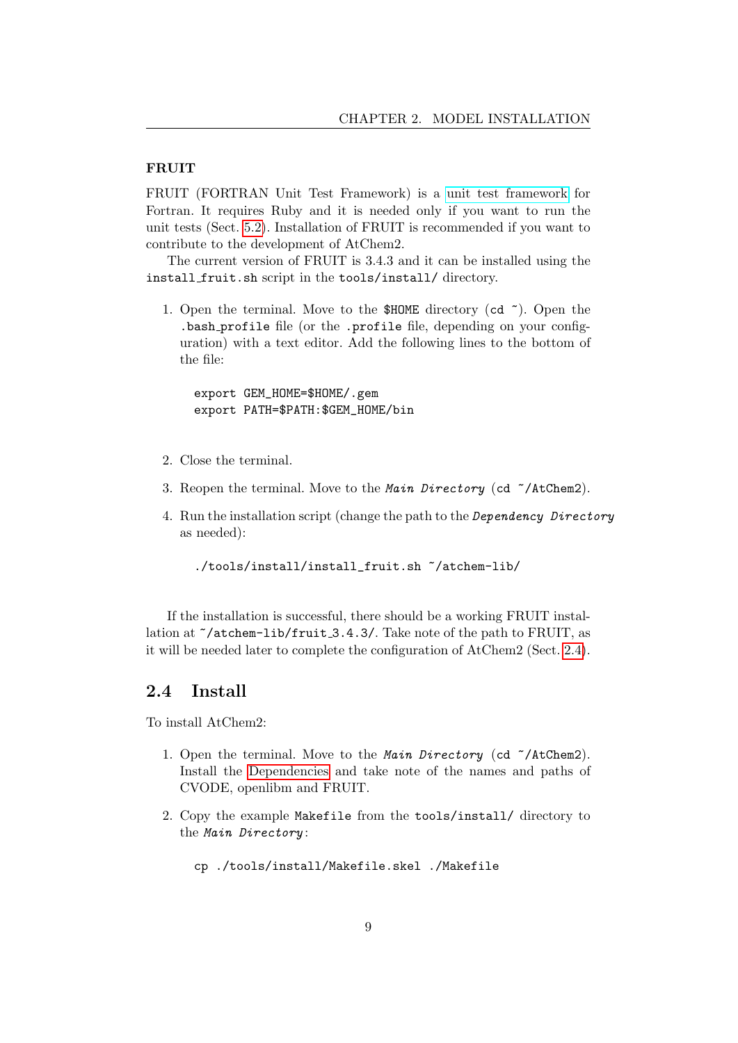#### FRUIT

FRUIT (FORTRAN Unit Test Framework) is a unit test framework for Fortran. It requires Ruby and it is needed only if you want to run the unit tests (Sect. 5.2). Installation of FRUIT is recommended if you want to contribute to the development of AtChem2.

The current version of FRUIT is 3.4.3 and it can be installed using the `install_fruit.sh` script in the `tools/install/` directory.

1. Open the terminal. Move to the `$HOME` directory (`cd ~`). Open the `.bash_profile` file (or the `.profile` file, depending on your configuration) with a text editor. Add the following lines to the bottom of the file:

   ```
   export GEM_HOME=$HOME/.gem
   export PATH=$PATH:$GEM_HOME/bin
   ```

2. Close the terminal.

3. Reopen the terminal. Move to the *`Main Directory`* (`cd ~/AtChem2`).

4. Run the installation script (change the path to the *`Dependency Directory`* as needed):

   ```
   ./tools/install/install_fruit.sh ~/atchem-lib/
   ```

If the installation is successful, there should be a working FRUIT installation at `~/atchem-lib/fruit_3.4.3/`. Take note of the path to FRUIT, as it will be needed later to complete the configuration of AtChem2 (Sect. 2.4).

## 2.4 Install

To install AtChem2:

1. Open the terminal. Move to the *`Main Directory`* (`cd ~/AtChem2`). Install the Dependencies and take note of the names and paths of CVODE, openlibm and FRUIT.

2. Copy the example `Makefile` from the `tools/install/` directory to the *`Main Directory`*:

   ```
   cp ./tools/install/Makefile.skel ./Makefile
   ```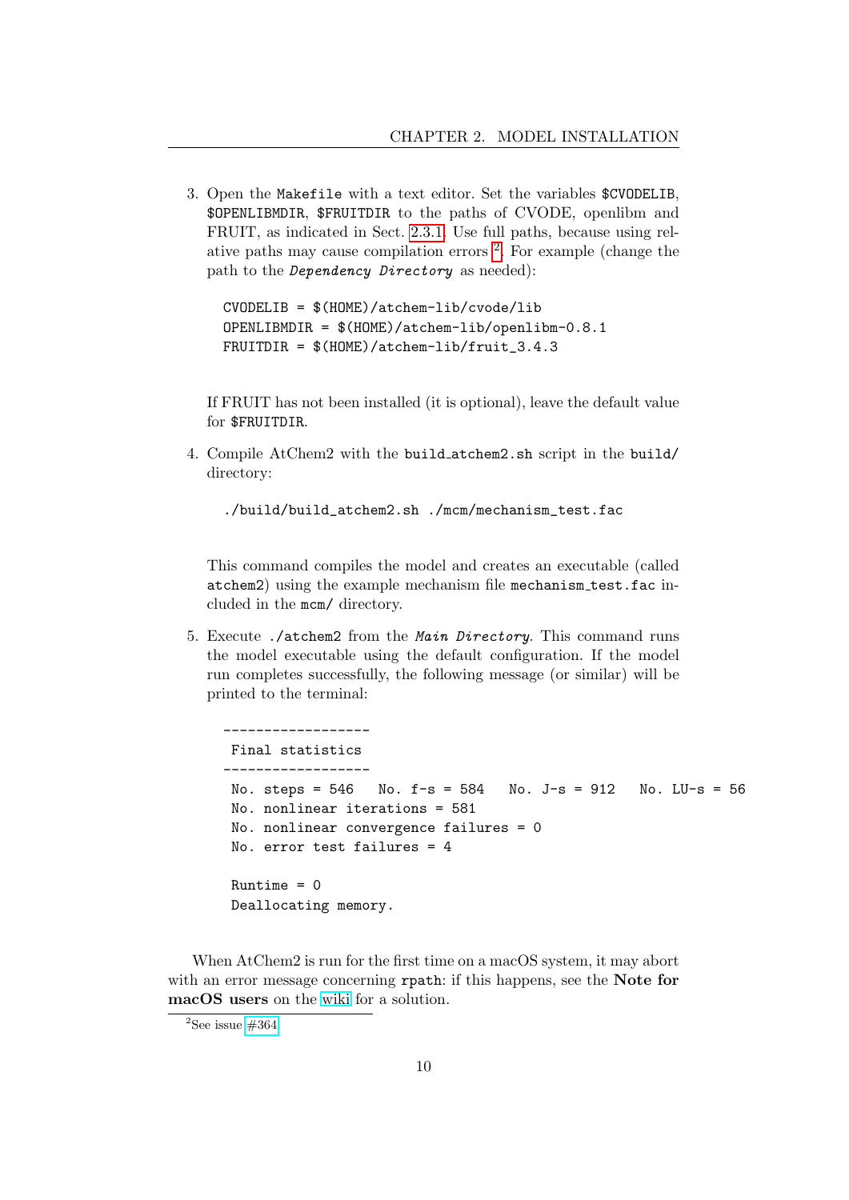3. Open the `Makefile` with a text editor. Set the variables `$CVODELIB`, `$OPENLIBMDIR`, `$FRUITDIR` to the paths of CVODE, openlibm and FRUIT, as indicated in Sect. 2.3.1. Use full paths, because using relative paths may cause compilation errors [2]. For example (change the path to the *`Dependency Directory`* as needed):

   ```
   CVODELIB = $(HOME)/atchem-lib/cvode/lib
   OPENLIBMDIR = $(HOME)/atchem-lib/openlibm-0.8.1
   FRUITDIR = $(HOME)/atchem-lib/fruit_3.4.3
   ```

   If FRUIT has not been installed (it is optional), leave the default value for `$FRUITDIR`.

4. Compile AtChem2 with the `build_atchem2.sh` script in the `build/` directory:

   ```
   ./build/build_atchem2.sh ./mcm/mechanism_test.fac
   ```

   This command compiles the model and creates an executable (called `atchem2`) using the example mechanism file `mechanism_test.fac` included in the `mcm/` directory.

5. Execute `./atchem2` from the *`Main Directory`*. This command runs the model executable using the default configuration. If the model run completes successfully, the following message (or similar) will be printed to the terminal:

   ```
   ------------------
    Final statistics
   ------------------
    No. steps = 546   No. f-s = 584   No. J-s = 912   No. LU-s = 56
    No. nonlinear iterations = 581
    No. nonlinear convergence failures = 0
    No. error test failures = 4

    Runtime = 0
    Deallocating memory.
   ```

When AtChem2 is run for the first time on a macOS system, it may abort with an error message concerning `rpath`: if this happens, see the **Note for macOS users** on the wiki for a solution.

[2] See issue #364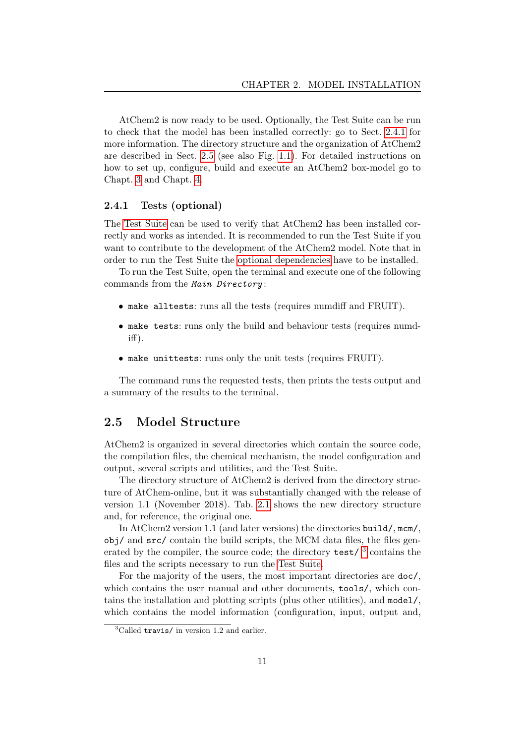AtChem2 is now ready to be used. Optionally, the Test Suite can be run to check that the model has been installed correctly: go to Sect. 2.4.1 for more information. The directory structure and the organization of AtChem2 are described in Sect. 2.5 (see also Fig. 1.1). For detailed instructions on how to set up, configure, build and execute an AtChem2 box-model go to Chapt. 3 and Chapt. 4.

### 2.4.1 Tests (optional)

The Test Suite can be used to verify that AtChem2 has been installed correctly and works as intended. It is recommended to run the Test Suite if you want to contribute to the development of the AtChem2 model. Note that in order to run the Test Suite the optional dependencies have to be installed.

To run the Test Suite, open the terminal and execute one of the following commands from the *Main Directory*:

- `make alltests`: runs all the tests (requires numdiff and FRUIT).
- `make tests`: runs only the build and behaviour tests (requires numdiff).
- `make unittests`: runs only the unit tests (requires FRUIT).

The command runs the requested tests, then prints the tests output and a summary of the results to the terminal.

## 2.5 Model Structure

AtChem2 is organized in several directories which contain the source code, the compilation files, the chemical mechanism, the model configuration and output, several scripts and utilities, and the Test Suite.

The directory structure of AtChem2 is derived from the directory structure of AtChem-online, but it was substantially changed with the release of version 1.1 (November 2018). Tab. 2.1 shows the new directory structure and, for reference, the original one.

In AtChem2 version 1.1 (and later versions) the directories `build/`, `mcm/`, `obj/` and `src/` contain the build scripts, the MCM data files, the files generated by the compiler, the source code; the directory `test/` [3] contains the files and the scripts necessary to run the Test Suite.

For the majority of the users, the most important directories are `doc/`, which contains the user manual and other documents, `tools/`, which contains the installation and plotting scripts (plus other utilities), and `model/`, which contains the model information (configuration, input, output and,

[3] Called `travis/` in version 1.2 and earlier.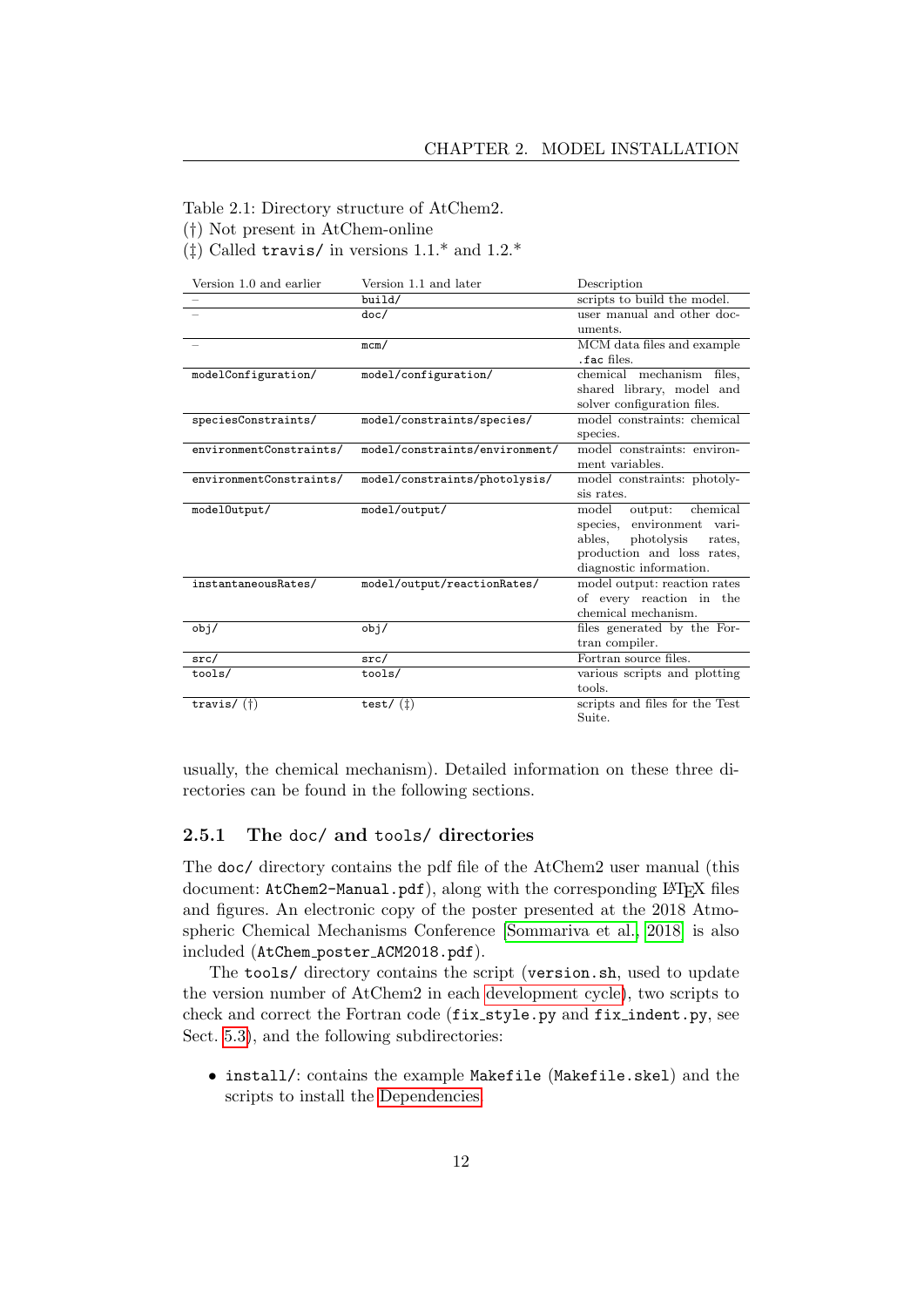Table 2.1: Directory structure of AtChem2.
(†) Not present in AtChem-online
(‡) Called `travis/` in versions 1.1.* and 1.2.*

| Version 1.0 and earlier | Version 1.1 and later | Description |
|---|---|---|
| – | `build/` | scripts to build the model. |
| – | `doc/` | user manual and other documents. |
| – | `mcm/` | MCM data files and example `.fac` files. |
| `modelConfiguration/` | `model/configuration/` | chemical mechanism files, shared library, model and solver configuration files. |
| `speciesConstraints/` | `model/constraints/species/` | model constraints: chemical species. |
| `environmentConstraints/` | `model/constraints/environment/` | model constraints: environment variables. |
| `environmentConstraints/` | `model/constraints/photolysis/` | model constraints: photolysis rates. |
| `modelOutput/` | `model/output/` | model output: chemical species, environment variables, photolysis rates, production and loss rates, diagnostic information. |
| `instantaneousRates/` | `model/output/reactionRates/` | model output: reaction rates of every reaction in the chemical mechanism. |
| `obj/` | `obj/` | files generated by the Fortran compiler. |
| `src/` | `src/` | Fortran source files. |
| `tools/` | `tools/` | various scripts and plotting tools. |
| `travis/` (†) | `test/` (‡) | scripts and files for the Test Suite. |

usually, the chemical mechanism). Detailed information on these three directories can be found in the following sections.

### 2.5.1 The `doc/` and `tools/` directories

The `doc/` directory contains the pdf file of the AtChem2 user manual (this document: `AtChem2-Manual.pdf`), along with the corresponding LaTeX files and figures. An electronic copy of the poster presented at the 2018 Atmospheric Chemical Mechanisms Conference [Sommariva et al., 2018] is also included (`AtChem_poster_ACM2018.pdf`).

The `tools/` directory contains the script (`version.sh`, used to update the version number of AtChem2 in each development cycle), two scripts to check and correct the Fortran code (`fix_style.py` and `fix_indent.py`, see Sect. 5.3), and the following subdirectories:

- `install/`: contains the example `Makefile` (`Makefile.skel`) and the scripts to install the Dependencies.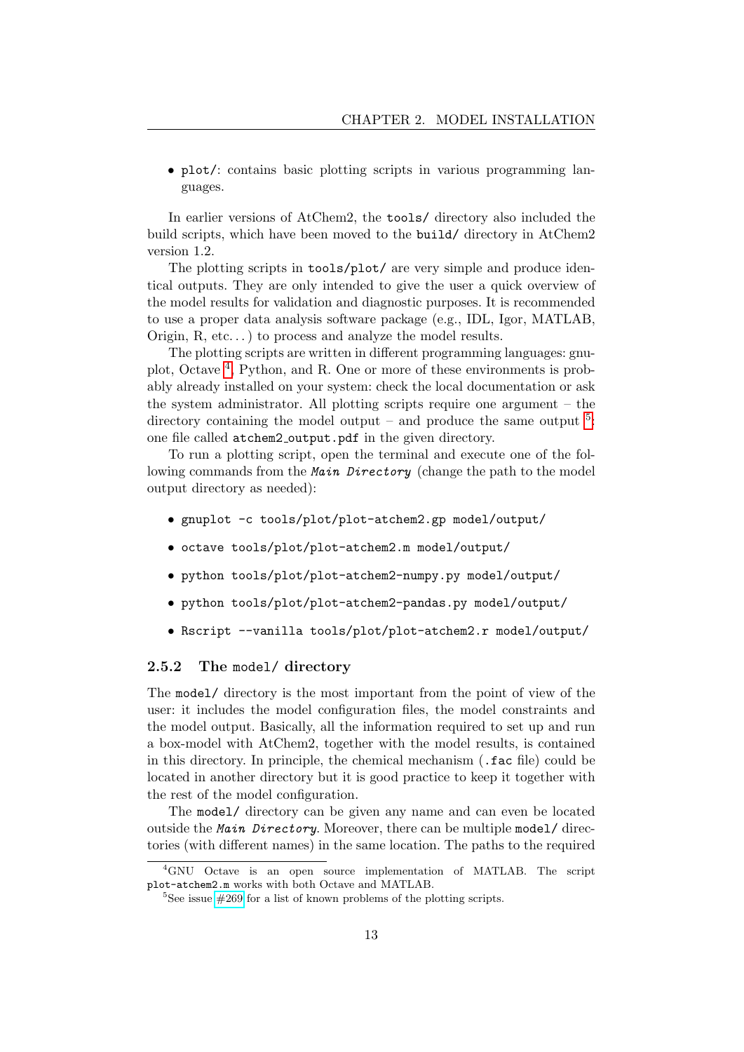- `plot/`: contains basic plotting scripts in various programming languages.

In earlier versions of AtChem2, the `tools/` directory also included the build scripts, which have been moved to the `build/` directory in AtChem2 version 1.2.

The plotting scripts in `tools/plot/` are very simple and produce identical outputs. They are only intended to give the user a quick overview of the model results for validation and diagnostic purposes. It is recommended to use a proper data analysis software package (e.g., IDL, Igor, MATLAB, Origin, R, etc...) to process and analyze the model results.

The plotting scripts are written in different programming languages: gnuplot, Octave [4], Python, and R. One or more of these environments is probably already installed on your system: check the local documentation or ask the system administrator. All plotting scripts require one argument – the directory containing the model output – and produce the same output [5]: one file called `atchem2_output.pdf` in the given directory.

To run a plotting script, open the terminal and execute one of the following commands from the ***Main Directory*** (change the path to the model output directory as needed):

- `gnuplot -c tools/plot/plot-atchem2.gp model/output/`
- `octave tools/plot/plot-atchem2.m model/output/`
- `python tools/plot/plot-atchem2-numpy.py model/output/`
- `python tools/plot/plot-atchem2-pandas.py model/output/`
- `Rscript --vanilla tools/plot/plot-atchem2.r model/output/`

### 2.5.2 The `model/` directory

The `model/` directory is the most important from the point of view of the user: it includes the model configuration files, the model constraints and the model output. Basically, all the information required to set up and run a box-model with AtChem2, together with the model results, is contained in this directory. In principle, the chemical mechanism (`.fac` file) could be located in another directory but it is good practice to keep it together with the rest of the model configuration.

The `model/` directory can be given any name and can even be located outside the ***Main Directory***. Moreover, there can be multiple `model/` directories (with different names) in the same location. The paths to the required

---

[4] GNU Octave is an open source implementation of MATLAB. The script `plot-atchem2.m` works with both Octave and MATLAB.

[5] See issue #269 for a list of known problems of the plotting scripts.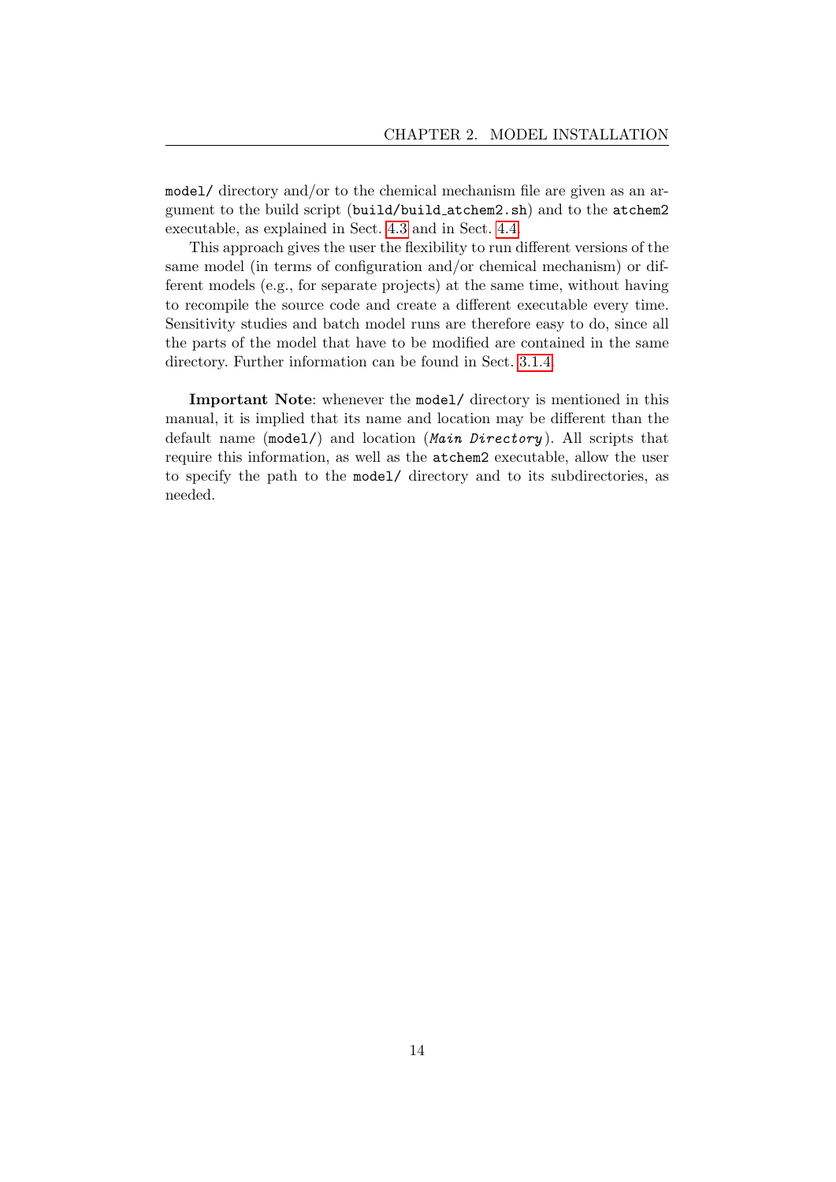`model/` directory and/or to the chemical mechanism file are given as an argument to the build script (`build/build_atchem2.sh`) and to the `atchem2` executable, as explained in Sect. 4.3 and in Sect. 4.4.

This approach gives the user the flexibility to run different versions of the same model (in terms of configuration and/or chemical mechanism) or different models (e.g., for separate projects) at the same time, without having to recompile the source code and create a different executable every time. Sensitivity studies and batch model runs are therefore easy to do, since all the parts of the model that have to be modified are contained in the same directory. Further information can be found in Sect. 3.1.4.

**Important Note**: whenever the `model/` directory is mentioned in this manual, it is implied that its name and location may be different than the default name (`model/`) and location (*`Main Directory`*). All scripts that require this information, as well as the `atchem2` executable, allow the user to specify the path to the `model/` directory and to its subdirectories, as needed.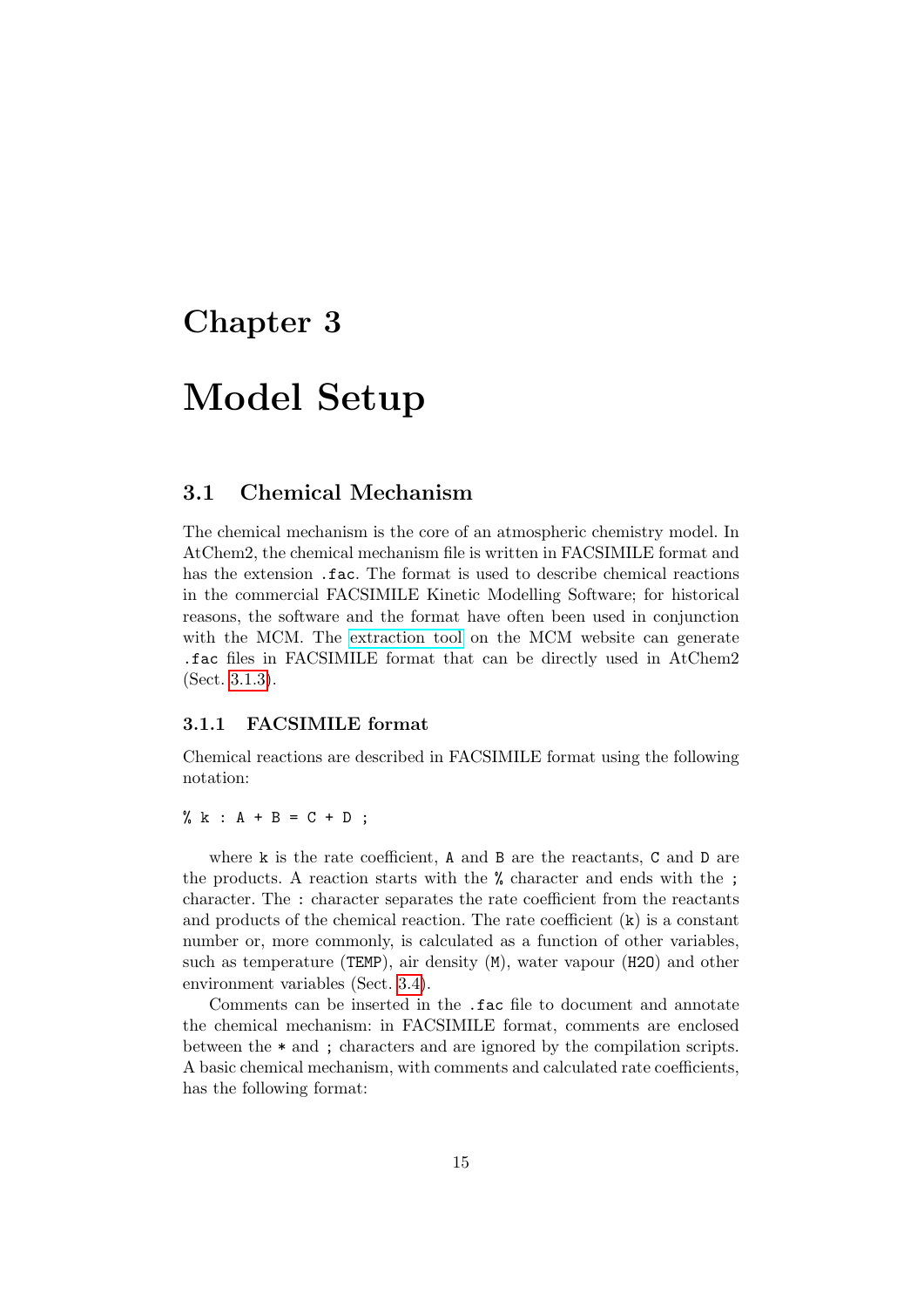# Chapter 3

# Model Setup

## 3.1 Chemical Mechanism

The chemical mechanism is the core of an atmospheric chemistry model. In AtChem2, the chemical mechanism file is written in FACSIMILE format and has the extension `.fac`. The format is used to describe chemical reactions in the commercial FACSIMILE Kinetic Modelling Software; for historical reasons, the software and the format have often been used in conjunction with the MCM. The extraction tool on the MCM website can generate `.fac` files in FACSIMILE format that can be directly used in AtChem2 (Sect. 3.1.3).

### 3.1.1 FACSIMILE format

Chemical reactions are described in FACSIMILE format using the following notation:

```
% k : A + B = C + D ;
```

where `k` is the rate coefficient, `A` and `B` are the reactants, `C` and `D` are the products. A reaction starts with the `%` character and ends with the `;` character. The `:` character separates the rate coefficient from the reactants and products of the chemical reaction. The rate coefficient (`k`) is a constant number or, more commonly, is calculated as a function of other variables, such as temperature (`TEMP`), air density (`M`), water vapour (`H2O`) and other environment variables (Sect. 3.4).

Comments can be inserted in the `.fac` file to document and annotate the chemical mechanism: in FACSIMILE format, comments are enclosed between the `*` and `;` characters and are ignored by the compilation scripts. A basic chemical mechanism, with comments and calculated rate coefficients, has the following format: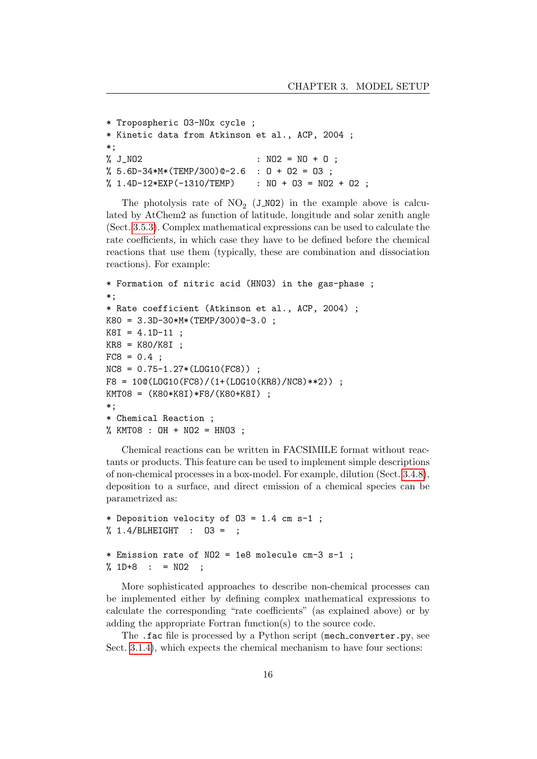```
* Tropospheric O3-NOx cycle ;
* Kinetic data from Atkinson et al., ACP, 2004 ;
*;
% J_NO2                      : NO2 = NO + O ;
% 5.6D-34*M*(TEMP/300)@-2.6  : O + O2 = O3 ;
% 1.4D-12*EXP(-1310/TEMP)    : NO + O3 = NO2 + O2 ;
```

The photolysis rate of $NO_2$ (J_NO2) in the example above is calculated by AtChem2 as function of latitude, longitude and solar zenith angle (Sect. 3.5.3). Complex mathematical expressions can be used to calculate the rate coefficients, in which case they have to be defined before the chemical reactions that use them (typically, these are combination and dissociation reactions). For example:

```
* Formation of nitric acid (HNO3) in the gas-phase ;
*;
* Rate coefficient (Atkinson et al., ACP, 2004) ;
K80 = 3.3D-30*M*(TEMP/300)@-3.0 ;
K8I = 4.1D-11 ;
KR8 = K80/K8I ;
FC8 = 0.4 ;
NC8 = 0.75-1.27*(LOG10(FC8)) ;
F8 = 10@(LOG10(FC8)/(1+(LOG10(KR8)/NC8)**2)) ;
KMT08 = (K80*K8I)*F8/(K80+K8I) ;
*;
* Chemical Reaction ;
% KMT08 : OH + NO2 = HNO3 ;
```

Chemical reactions can be written in FACSIMILE format without reactants or products. This feature can be used to implement simple descriptions of non-chemical processes in a box-model. For example, dilution (Sect. 3.4.8), deposition to a surface, and direct emission of a chemical species can be parametrized as:

```
* Deposition velocity of O3 = 1.4 cm s-1 ;
% 1.4/BLHEIGHT  :  O3 =  ;

* Emission rate of NO2 = 1e8 molecule cm-3 s-1 ;
% 1D+8  :  = NO2  ;
```

More sophisticated approaches to describe non-chemical processes can be implemented either by defining complex mathematical expressions to calculate the corresponding "rate coefficients" (as explained above) or by adding the appropriate Fortran function(s) to the source code.

The `.fac` file is processed by a Python script (`mech_converter.py`, see Sect. 3.1.4), which expects the chemical mechanism to have four sections: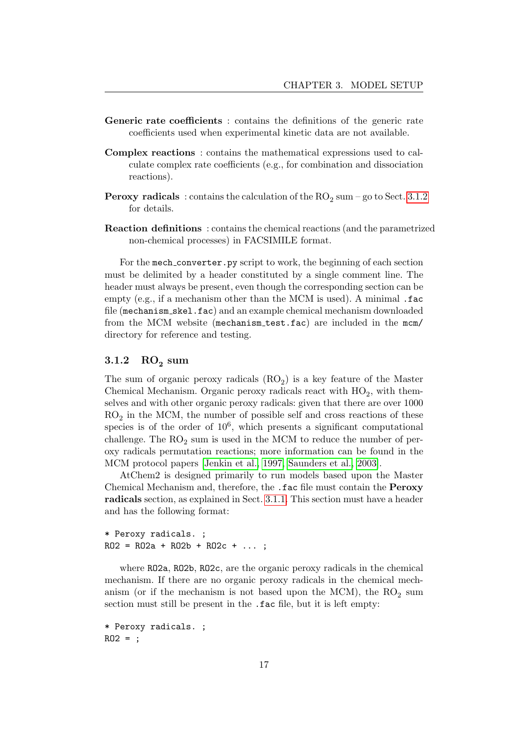**Generic rate coefficients** : contains the definitions of the generic rate coefficients used when experimental kinetic data are not available.

**Complex reactions** : contains the mathematical expressions used to calculate complex rate coefficients (e.g., for combination and dissociation reactions).

**Peroxy radicals** : contains the calculation of the $RO_2$ sum – go to Sect. 3.1.2 for details.

**Reaction definitions** : contains the chemical reactions (and the parametrized non-chemical processes) in FACSIMILE format.

For the `mech_converter.py` script to work, the beginning of each section must be delimited by a header constituted by a single comment line. The header must always be present, even though the corresponding section can be empty (e.g., if a mechanism other than the MCM is used). A minimal `.fac` file (`mechanism_skel.fac`) and an example chemical mechanism downloaded from the MCM website (`mechanism_test.fac`) are included in the `mcm/` directory for reference and testing.

### 3.1.2 $RO_2$ sum

The sum of organic peroxy radicals ($RO_2$) is a key feature of the Master Chemical Mechanism. Organic peroxy radicals react with $HO_2$, with themselves and with other organic peroxy radicals: given that there are over 1000 $RO_2$ in the MCM, the number of possible self and cross reactions of these species is of the order of $10^6$, which presents a significant computational challenge. The $RO_2$ sum is used in the MCM to reduce the number of peroxy radicals permutation reactions; more information can be found in the MCM protocol papers [Jenkin et al., 1997, Saunders et al., 2003].

AtChem2 is designed primarily to run models based upon the Master Chemical Mechanism and, therefore, the `.fac` file must contain the **Peroxy radicals** section, as explained in Sect. 3.1.1. This section must have a header and has the following format:

```
* Peroxy radicals. ;
RO2 = RO2a + RO2b + RO2c + ... ;
```

where `RO2a`, `RO2b`, `RO2c`, are the organic peroxy radicals in the chemical mechanism. If there are no organic peroxy radicals in the chemical mechanism (or if the mechanism is not based upon the MCM), the $RO_2$ sum section must still be present in the `.fac` file, but it is left empty:

```
* Peroxy radicals. ;
RO2 = ;
```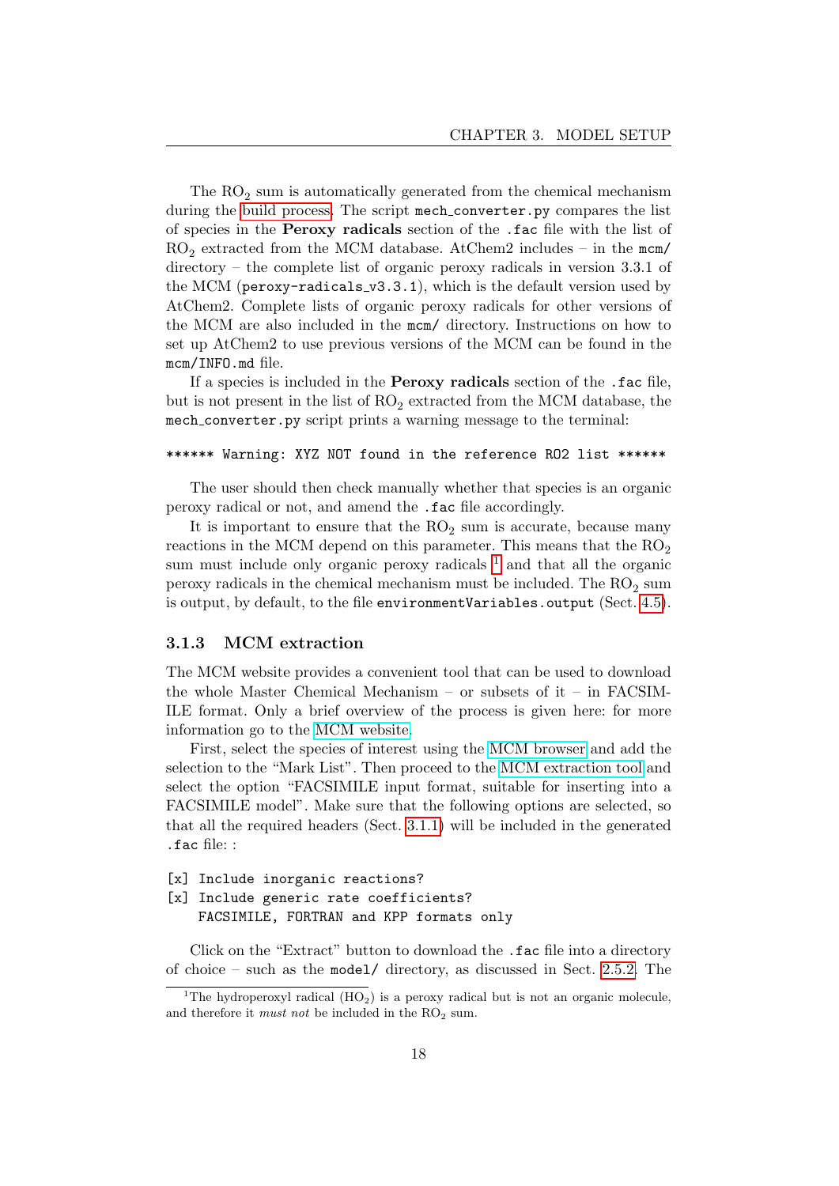The $RO_2$ sum is automatically generated from the chemical mechanism during the build process. The script `mech_converter.py` compares the list of species in the **Peroxy radicals** section of the `.fac` file with the list of $RO_2$ extracted from the MCM database. AtChem2 includes – in the `mcm/` directory – the complete list of organic peroxy radicals in version 3.3.1 of the MCM (`peroxy-radicals_v3.3.1`), which is the default version used by AtChem2. Complete lists of organic peroxy radicals for other versions of the MCM are also included in the `mcm/` directory. Instructions on how to set up AtChem2 to use previous versions of the MCM can be found in the `mcm/INFO.md` file.

If a species is included in the **Peroxy radicals** section of the `.fac` file, but is not present in the list of $RO_2$ extracted from the MCM database, the `mech_converter.py` script prints a warning message to the terminal:

```
****** Warning: XYZ NOT found in the reference RO2 list ******
```

The user should then check manually whether that species is an organic peroxy radical or not, and amend the `.fac` file accordingly.

It is important to ensure that the $RO_2$ sum is accurate, because many reactions in the MCM depend on this parameter. This means that the $RO_2$ sum must include only organic peroxy radicals [1] and that all the organic peroxy radicals in the chemical mechanism must be included. The $RO_2$ sum is output, by default, to the file `environmentVariables.output` (Sect. 4.5).

### 3.1.3 MCM extraction

The MCM website provides a convenient tool that can be used to download the whole Master Chemical Mechanism – or subsets of it – in FACSIMILE format. Only a brief overview of the process is given here: for more information go to the MCM website.

First, select the species of interest using the MCM browser and add the selection to the "Mark List". Then proceed to the MCM extraction tool and select the option "FACSIMILE input format, suitable for inserting into a FACSIMILE model". Make sure that the following options are selected, so that all the required headers (Sect. 3.1.1) will be included in the generated `.fac` file: :

```
[x] Include inorganic reactions?
[x] Include generic rate coefficients?
    FACSIMILE, FORTRAN and KPP formats only
```

Click on the "Extract" button to download the `.fac` file into a directory of choice – such as the `model/` directory, as discussed in Sect. 2.5.2. The

[1] The hydroperoxyl radical ($HO_2$) is a peroxy radical but is not an organic molecule, and therefore it *must not* be included in the $RO_2$ sum.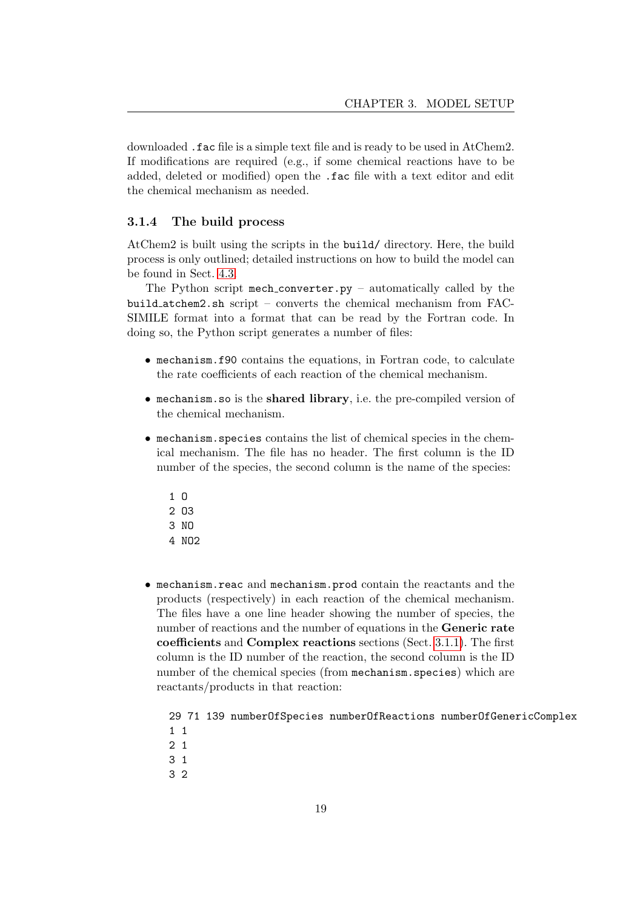downloaded `.fac` file is a simple text file and is ready to be used in AtChem2. If modifications are required (e.g., if some chemical reactions have to be added, deleted or modified) open the `.fac` file with a text editor and edit the chemical mechanism as needed.

### 3.1.4 The build process

AtChem2 is built using the scripts in the `build/` directory. Here, the build process is only outlined; detailed instructions on how to build the model can be found in Sect. 4.3.

The Python script `mech_converter.py` – automatically called by the `build_atchem2.sh` script – converts the chemical mechanism from FACSIMILE format into a format that can be read by the Fortran code. In doing so, the Python script generates a number of files:

- `mechanism.f90` contains the equations, in Fortran code, to calculate the rate coefficients of each reaction of the chemical mechanism.
- `mechanism.so` is the **shared library**, i.e. the pre-compiled version of the chemical mechanism.
- `mechanism.species` contains the list of chemical species in the chemical mechanism. The file has no header. The first column is the ID number of the species, the second column is the name of the species:

  ```
  1 O
  2 O3
  3 NO
  4 NO2
  ```

- `mechanism.reac` and `mechanism.prod` contain the reactants and the products (respectively) in each reaction of the chemical mechanism. The files have a one line header showing the number of species, the number of reactions and the number of equations in the **Generic rate coefficients** and **Complex reactions** sections (Sect. 3.1.1). The first column is the ID number of the reaction, the second column is the ID number of the chemical species (from `mechanism.species`) which are reactants/products in that reaction:

  ```
  29 71 139 numberOfSpecies numberOfReactions numberOfGenericComplex
  1 1
  2 1
  3 1
  3 2
  ```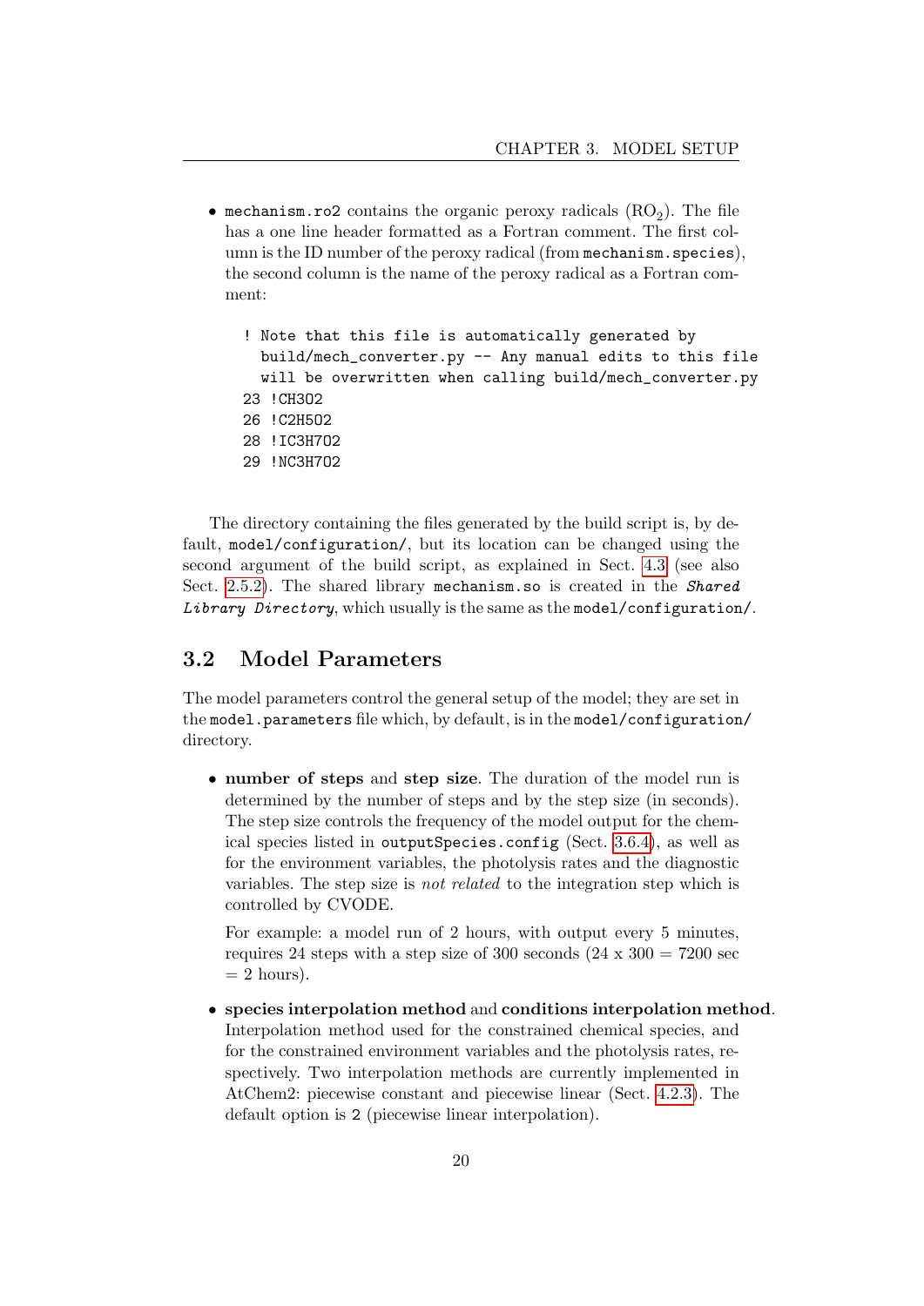- `mechanism.ro2` contains the organic peroxy radicals ($RO_2$). The file has a one line header formatted as a Fortran comment. The first column is the ID number of the peroxy radical (from `mechanism.species`), the second column is the name of the peroxy radical as a Fortran comment:

```
! Note that this file is automatically generated by
  build/mech_converter.py -- Any manual edits to this file
  will be overwritten when calling build/mech_converter.py
23 !CH3O2
26 !C2H5O2
28 !IC3H7O2
29 !NC3H7O2
```

The directory containing the files generated by the build script is, by default, `model/configuration/`, but its location can be changed using the second argument of the build script, as explained in Sect. 4.3 (see also Sect. 2.5.2). The shared library `mechanism.so` is created in the ***`Shared Library Directory`***, which usually is the same as the `model/configuration/`.

## 3.2 Model Parameters

The model parameters control the general setup of the model; they are set in the `model.parameters` file which, by default, is in the `model/configuration/` directory.

- **number of steps** and **step size**. The duration of the model run is determined by the number of steps and by the step size (in seconds). The step size controls the frequency of the model output for the chemical species listed in `outputSpecies.config` (Sect. 3.6.4), as well as for the environment variables, the photolysis rates and the diagnostic variables. The step size is *not related* to the integration step which is controlled by CVODE.

  For example: a model run of 2 hours, with output every 5 minutes, requires 24 steps with a step size of 300 seconds (24 x 300 = 7200 sec = 2 hours).

- **species interpolation method** and **conditions interpolation method**. Interpolation method used for the constrained chemical species, and for the constrained environment variables and the photolysis rates, respectively. Two interpolation methods are currently implemented in AtChem2: piecewise constant and piecewise linear (Sect. 4.2.3). The default option is `2` (piecewise linear interpolation).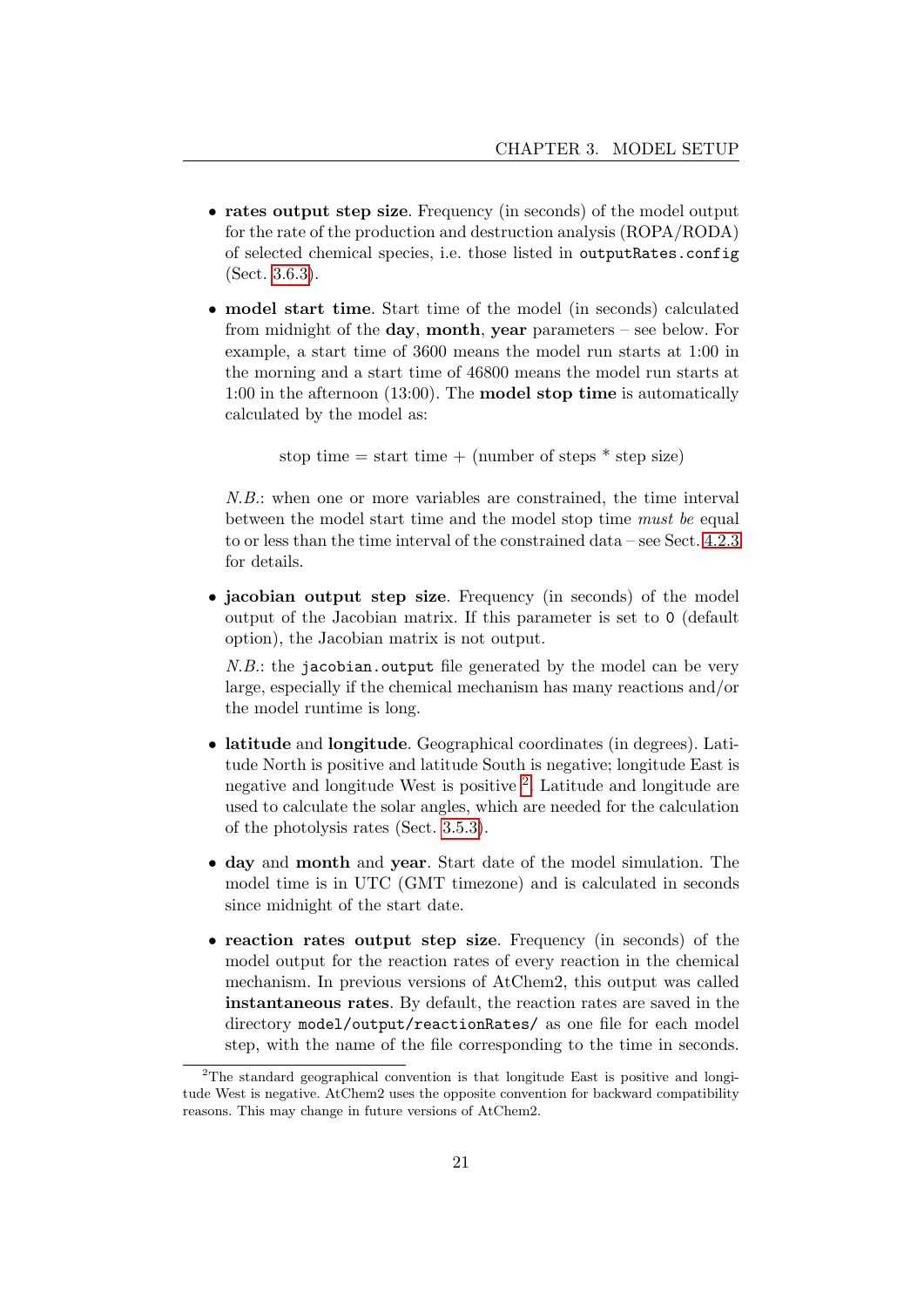- **rates output step size**. Frequency (in seconds) of the model output for the rate of the production and destruction analysis (ROPA/RODA) of selected chemical species, i.e. those listed in `outputRates.config` (Sect. 3.6.3).

- **model start time**. Start time of the model (in seconds) calculated from midnight of the **day**, **month**, **year** parameters – see below. For example, a start time of 3600 means the model run starts at 1:00 in the morning and a start time of 46800 means the model run starts at 1:00 in the afternoon (13:00). The **model stop time** is automatically calculated by the model as:

  stop time = start time + (number of steps * step size)

  *N.B.*: when one or more variables are constrained, the time interval between the model start time and the model stop time *must be* equal to or less than the time interval of the constrained data – see Sect. 4.2.3 for details.

- **jacobian output step size**. Frequency (in seconds) of the model output of the Jacobian matrix. If this parameter is set to `0` (default option), the Jacobian matrix is not output.

  *N.B.*: the `jacobian.output` file generated by the model can be very large, especially if the chemical mechanism has many reactions and/or the model runtime is long.

- **latitude** and **longitude**. Geographical coordinates (in degrees). Latitude North is positive and latitude South is negative; longitude East is negative and longitude West is positive [2]. Latitude and longitude are used to calculate the solar angles, which are needed for the calculation of the photolysis rates (Sect. 3.5.3).

- **day** and **month** and **year**. Start date of the model simulation. The model time is in UTC (GMT timezone) and is calculated in seconds since midnight of the start date.

- **reaction rates output step size**. Frequency (in seconds) of the model output for the reaction rates of every reaction in the chemical mechanism. In previous versions of AtChem2, this output was called **instantaneous rates**. By default, the reaction rates are saved in the directory `model/output/reactionRates/` as one file for each model step, with the name of the file corresponding to the time in seconds.

[2] The standard geographical convention is that longitude East is positive and longitude West is negative. AtChem2 uses the opposite convention for backward compatibility reasons. This may change in future versions of AtChem2.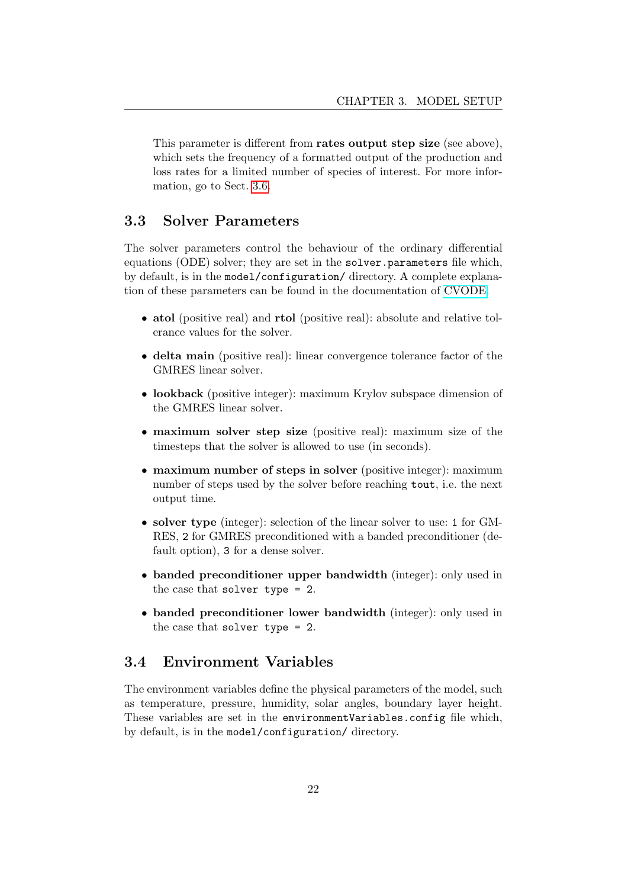This parameter is different from **rates output step size** (see above), which sets the frequency of a formatted output of the production and loss rates for a limited number of species of interest. For more information, go to Sect. 3.6.

## 3.3 Solver Parameters

The solver parameters control the behaviour of the ordinary differential equations (ODE) solver; they are set in the `solver.parameters` file which, by default, is in the `model/configuration/` directory. A complete explanation of these parameters can be found in the documentation of CVODE.

- **atol** (positive real) and **rtol** (positive real): absolute and relative tolerance values for the solver.
- **delta main** (positive real): linear convergence tolerance factor of the GMRES linear solver.
- **lookback** (positive integer): maximum Krylov subspace dimension of the GMRES linear solver.
- **maximum solver step size** (positive real): maximum size of the timesteps that the solver is allowed to use (in seconds).
- **maximum number of steps in solver** (positive integer): maximum number of steps used by the solver before reaching `tout`, i.e. the next output time.
- **solver type** (integer): selection of the linear solver to use: `1` for GMRES, `2` for GMRES preconditioned with a banded preconditioner (default option), `3` for a dense solver.
- **banded preconditioner upper bandwidth** (integer): only used in the case that `solver type = 2`.
- **banded preconditioner lower bandwidth** (integer): only used in the case that `solver type = 2`.

## 3.4 Environment Variables

The environment variables define the physical parameters of the model, such as temperature, pressure, humidity, solar angles, boundary layer height. These variables are set in the `environmentVariables.config` file which, by default, is in the `model/configuration/` directory.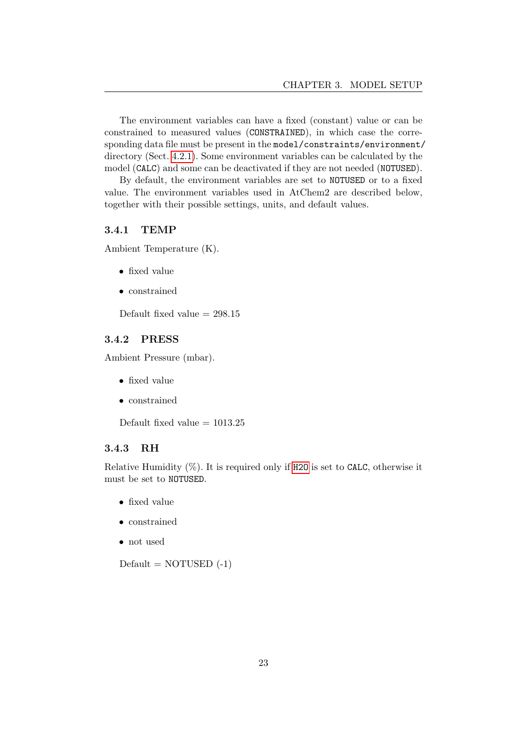The environment variables can have a fixed (constant) value or can be constrained to measured values (`CONSTRAINED`), in which case the corresponding data file must be present in the `model/constraints/environment/` directory (Sect. 4.2.1). Some environment variables can be calculated by the model (`CALC`) and some can be deactivated if they are not needed (`NOTUSED`).

By default, the environment variables are set to `NOTUSED` or to a fixed value. The environment variables used in AtChem2 are described below, together with their possible settings, units, and default values.

### 3.4.1 TEMP

Ambient Temperature (K).

- fixed value
- constrained

Default fixed value = 298.15

### 3.4.2 PRESS

Ambient Pressure (mbar).

- fixed value
- constrained

Default fixed value = 1013.25

### 3.4.3 RH

Relative Humidity (%). It is required only if `H2O` is set to `CALC`, otherwise it must be set to `NOTUSED`.

- fixed value
- constrained
- not used

Default = NOTUSED (-1)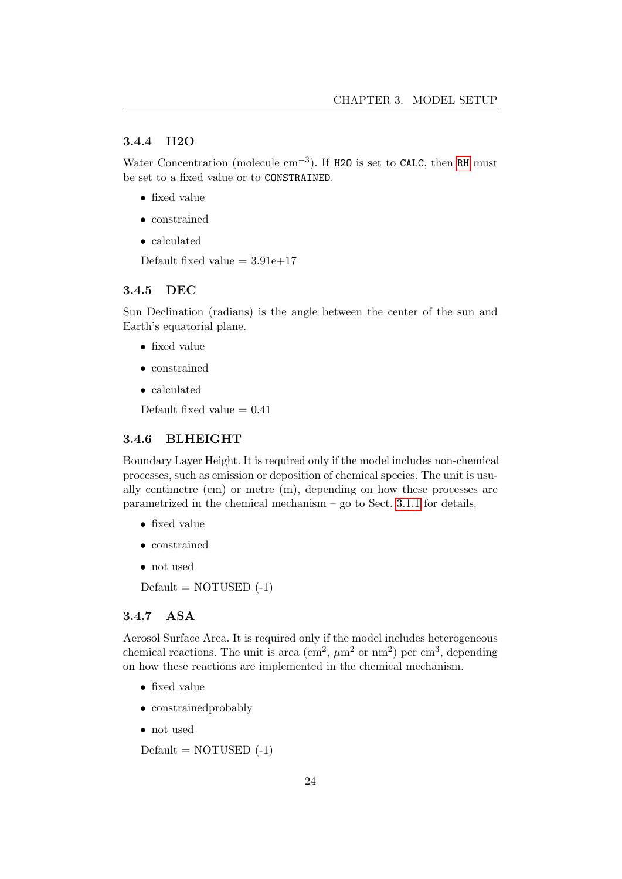### 3.4.4 H2O

Water Concentration (molecule $cm^{-3}$). If `H2O` is set to `CALC`, then `RH` must be set to a fixed value or to `CONSTRAINED`.

- fixed value
- constrained
- calculated

Default fixed value = 3.91e+17

### 3.4.5 DEC

Sun Declination (radians) is the angle between the center of the sun and Earth's equatorial plane.

- fixed value
- constrained
- calculated

Default fixed value = 0.41

### 3.4.6 BLHEIGHT

Boundary Layer Height. It is required only if the model includes non-chemical processes, such as emission or deposition of chemical species. The unit is usually centimetre (cm) or metre (m), depending on how these processes are parametrized in the chemical mechanism – go to Sect. 3.1.1 for details.

- fixed value
- constrained
- not used

Default = NOTUSED (-1)

### 3.4.7 ASA

Aerosol Surface Area. It is required only if the model includes heterogeneous chemical reactions. The unit is area ($cm^2$, $\mu m^2$ or $nm^2$) per $cm^3$, depending on how these reactions are implemented in the chemical mechanism.

- fixed value
- constrainedprobably
- not used

Default = NOTUSED (-1)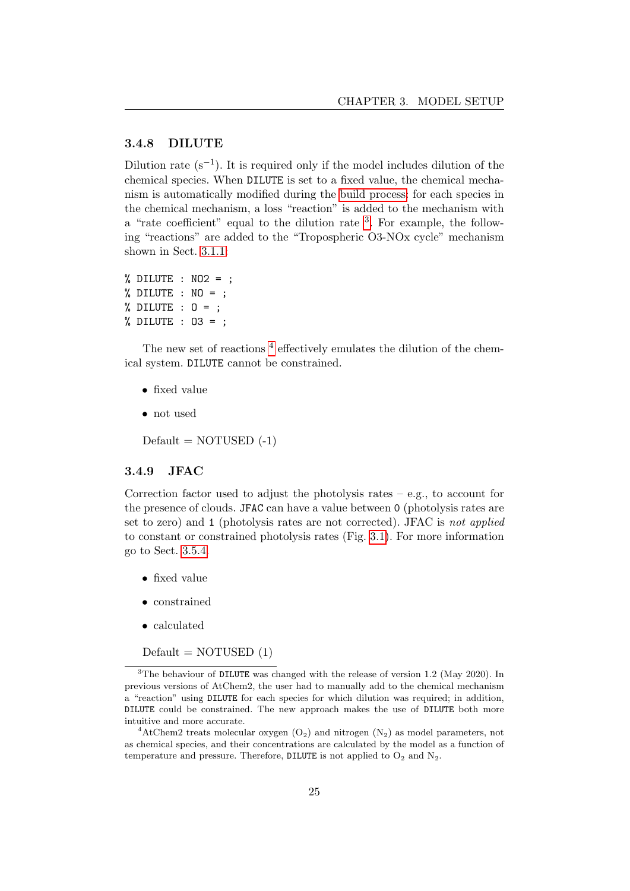### 3.4.8 DILUTE

Dilution rate ($s^{-1}$). It is required only if the model includes dilution of the chemical species. When `DILUTE` is set to a fixed value, the chemical mechanism is automatically modified during the build process: for each species in the chemical mechanism, a loss "reaction" is added to the mechanism with a "rate coefficient" equal to the dilution rate [3]. For example, the following "reactions" are added to the "Tropospheric O3-NOx cycle" mechanism shown in Sect. 3.1.1:

```
% DILUTE : NO2 = ;
% DILUTE : NO = ;
% DILUTE : O = ;
% DILUTE : O3 = ;
```

The new set of reactions [4] effectively emulates the dilution of the chemical system. `DILUTE` cannot be constrained.

- fixed value
- not used

Default = NOTUSED (-1)

### 3.4.9 JFAC

Correction factor used to adjust the photolysis rates – e.g., to account for the presence of clouds. `JFAC` can have a value between `0` (photolysis rates are set to zero) and `1` (photolysis rates are not corrected). JFAC is *not applied* to constant or constrained photolysis rates (Fig. 3.1). For more information go to Sect. 3.5.4.

- fixed value
- constrained
- calculated

Default = NOTUSED (1)

---

[3] The behaviour of `DILUTE` was changed with the release of version 1.2 (May 2020). In previous versions of AtChem2, the user had to manually add to the chemical mechanism a "reaction" using `DILUTE` for each species for which dilution was required; in addition, `DILUTE` could be constrained. The new approach makes the use of `DILUTE` both more intuitive and more accurate.

[4] AtChem2 treats molecular oxygen ($O_2$) and nitrogen ($N_2$) as model parameters, not as chemical species, and their concentrations are calculated by the model as a function of temperature and pressure. Therefore, `DILUTE` is not applied to $O_2$ and $N_2$.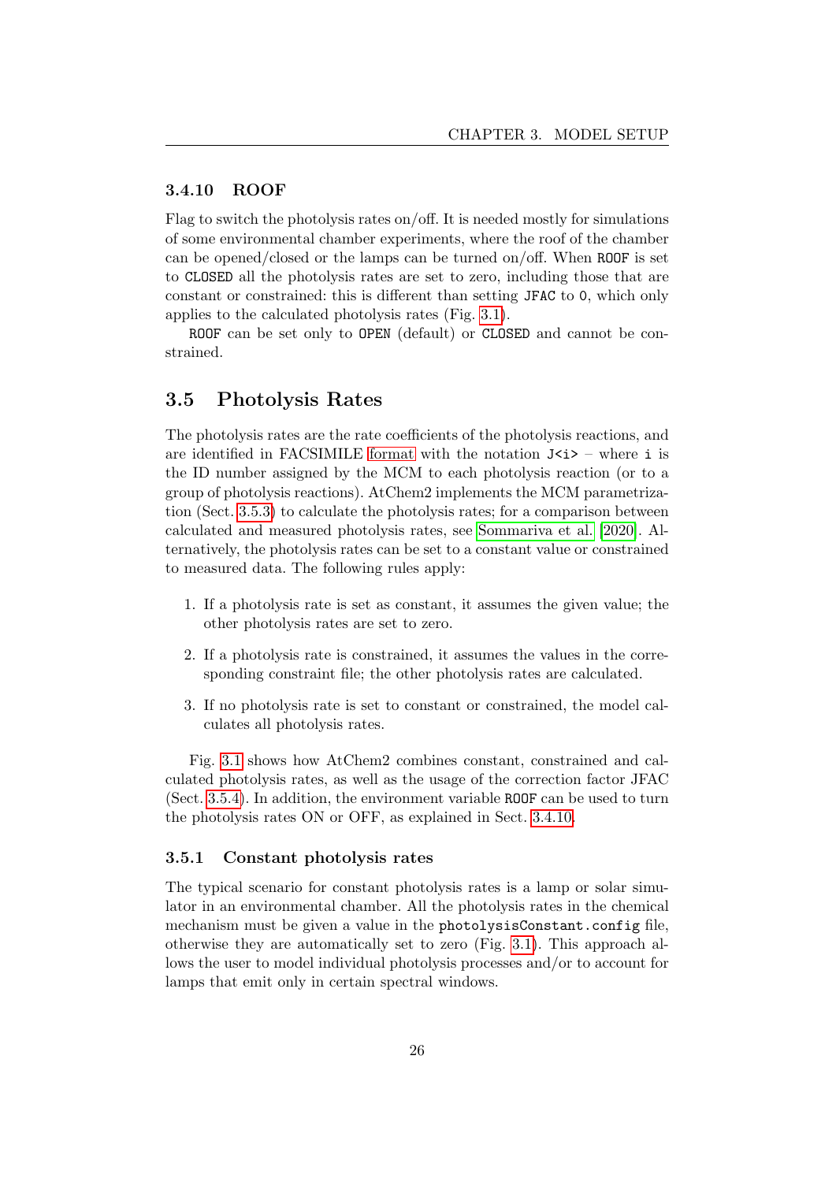### 3.4.10 ROOF

Flag to switch the photolysis rates on/off. It is needed mostly for simulations of some environmental chamber experiments, where the roof of the chamber can be opened/closed or the lamps can be turned on/off. When `ROOF` is set to `CLOSED` all the photolysis rates are set to zero, including those that are constant or constrained: this is different than setting `JFAC` to `0`, which only applies to the calculated photolysis rates (Fig. 3.1).

`ROOF` can be set only to `OPEN` (default) or `CLOSED` and cannot be constrained.

## 3.5 Photolysis Rates

The photolysis rates are the rate coefficients of the photolysis reactions, and are identified in FACSIMILE format with the notation `J<i>` – where `i` is the ID number assigned by the MCM to each photolysis reaction (or to a group of photolysis reactions). AtChem2 implements the MCM parametrization (Sect. 3.5.3) to calculate the photolysis rates; for a comparison between calculated and measured photolysis rates, see Sommariva et al. [2020]. Alternatively, the photolysis rates can be set to a constant value or constrained to measured data. The following rules apply:

1. If a photolysis rate is set as constant, it assumes the given value; the other photolysis rates are set to zero.
2. If a photolysis rate is constrained, it assumes the values in the corresponding constraint file; the other photolysis rates are calculated.
3. If no photolysis rate is set to constant or constrained, the model calculates all photolysis rates.

Fig. 3.1 shows how AtChem2 combines constant, constrained and calculated photolysis rates, as well as the usage of the correction factor JFAC (Sect. 3.5.4). In addition, the environment variable `ROOF` can be used to turn the photolysis rates ON or OFF, as explained in Sect. 3.4.10.

### 3.5.1 Constant photolysis rates

The typical scenario for constant photolysis rates is a lamp or solar simulator in an environmental chamber. All the photolysis rates in the chemical mechanism must be given a value in the `photolysisConstant.config` file, otherwise they are automatically set to zero (Fig. 3.1). This approach allows the user to model individual photolysis processes and/or to account for lamps that emit only in certain spectral windows.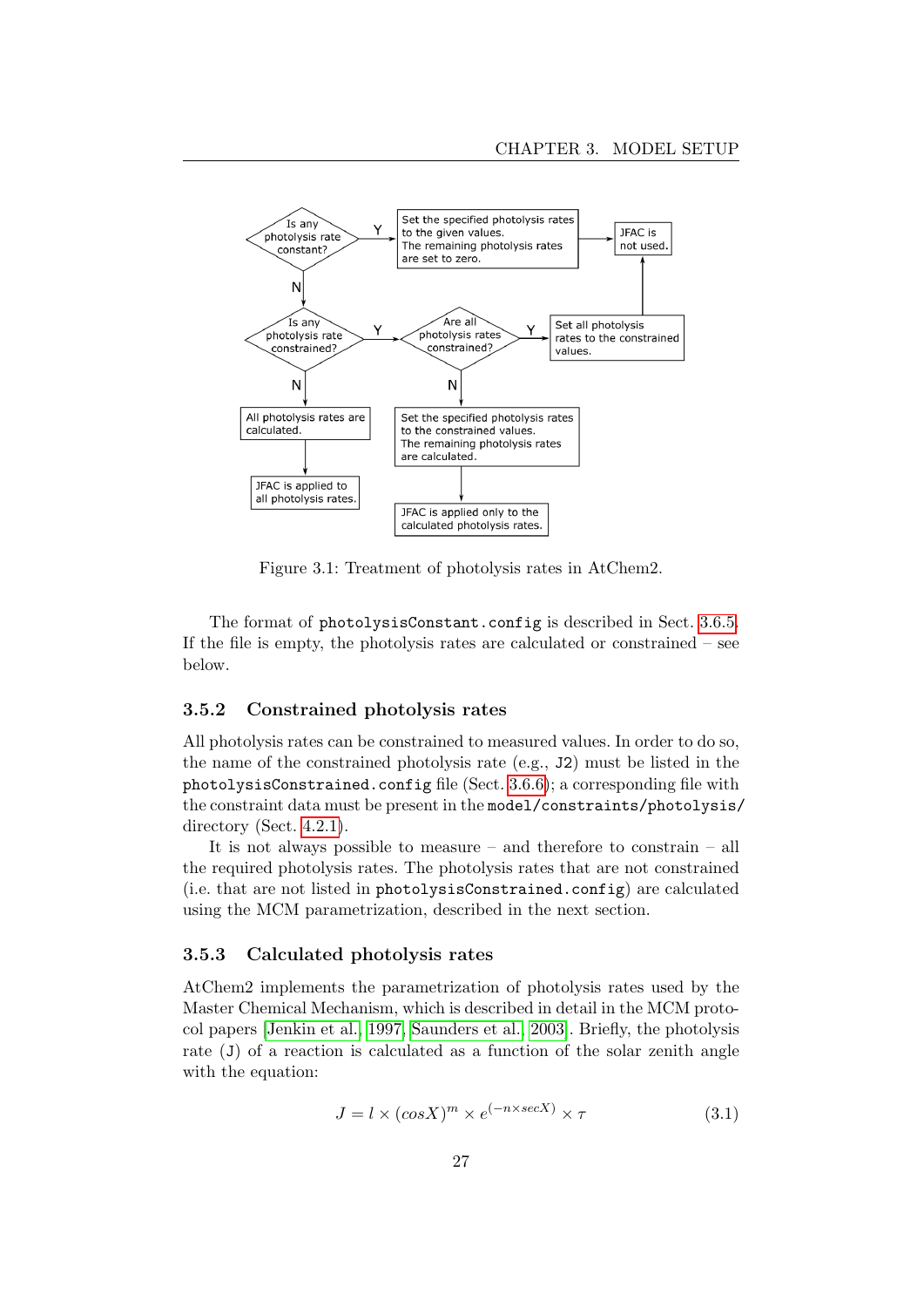Figure 3.1: Treatment of photolysis rates in AtChem2.

The format of `photolysisConstant.config` is described in Sect. 3.6.5. If the file is empty, the photolysis rates are calculated or constrained – see below.

### 3.5.2 Constrained photolysis rates

All photolysis rates can be constrained to measured values. In order to do so, the name of the constrained photolysis rate (e.g., `J2`) must be listed in the `photolysisConstrained.config` file (Sect. 3.6.6); a corresponding file with the constraint data must be present in the `model/constraints/photolysis/` directory (Sect. 4.2.1).

It is not always possible to measure – and therefore to constrain – all the required photolysis rates. The photolysis rates that are not constrained (i.e. that are not listed in `photolysisConstrained.config`) are calculated using the MCM parametrization, described in the next section.

### 3.5.3 Calculated photolysis rates

AtChem2 implements the parametrization of photolysis rates used by the Master Chemical Mechanism, which is described in detail in the MCM protocol papers [Jenkin et al., 1997, Saunders et al., 2003]. Briefly, the photolysis rate (`J`) of a reaction is calculated as a function of the solar zenith angle with the equation:

$$J = l \times (cosX)^m \times e^{(-n \times secX)} \times \tau \tag{3.1}$$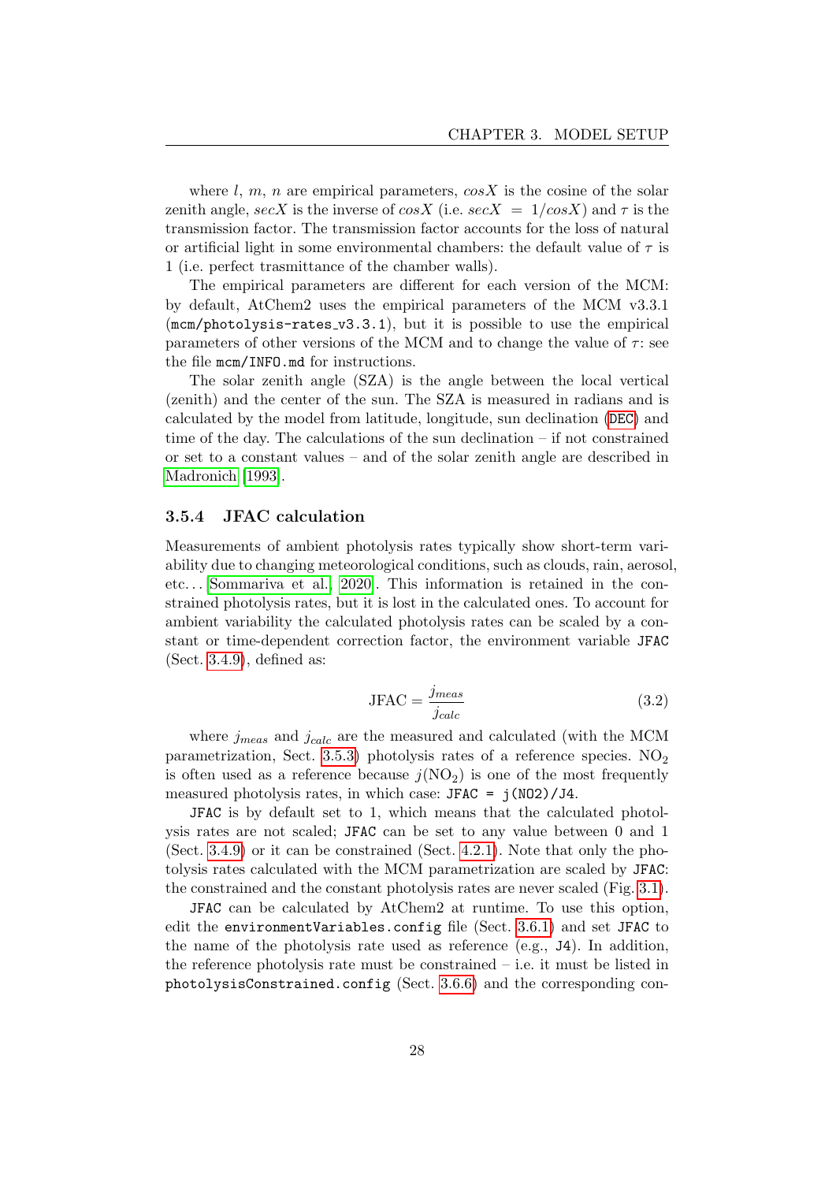where $l$, $m$, $n$ are empirical parameters, $cosX$ is the cosine of the solar zenith angle, $secX$ is the inverse of $cosX$ (i.e. $secX = 1/cosX$) and $\tau$ is the transmission factor. The transmission factor accounts for the loss of natural or artificial light in some environmental chambers: the default value of $\tau$ is 1 (i.e. perfect trasmittance of the chamber walls).

The empirical parameters are different for each version of the MCM: by default, AtChem2 uses the empirical parameters of the MCM v3.3.1 (`mcm/photolysis-rates_v3.3.1`), but it is possible to use the empirical parameters of other versions of the MCM and to change the value of $\tau$: see the file `mcm/INFO.md` for instructions.

The solar zenith angle (SZA) is the angle between the local vertical (zenith) and the center of the sun. The SZA is measured in radians and is calculated by the model from latitude, longitude, sun declination (`DEC`) and time of the day. The calculations of the sun declination – if not constrained or set to a constant values – and of the solar zenith angle are described in Madronich [1993].

### 3.5.4 JFAC calculation

Measurements of ambient photolysis rates typically show short-term variability due to changing meteorological conditions, such as clouds, rain, aerosol, etc... [Sommariva et al., 2020]. This information is retained in the constrained photolysis rates, but it is lost in the calculated ones. To account for ambient variability the calculated photolysis rates can be scaled by a constant or time-dependent correction factor, the environment variable `JFAC` (Sect. 3.4.9), defined as:

$$\text{JFAC} = \frac{j_{meas}}{j_{calc}} \tag{3.2}$$

where $j_{meas}$ and $j_{calc}$ are the measured and calculated (with the MCM parametrization, Sect. 3.5.3) photolysis rates of a reference species. $NO_2$ is often used as a reference because $j(NO_2)$ is one of the most frequently measured photolysis rates, in which case: `JFAC = j(NO2)/J4`.

`JFAC` is by default set to 1, which means that the calculated photolysis rates are not scaled; `JFAC` can be set to any value between 0 and 1 (Sect. 3.4.9) or it can be constrained (Sect. 4.2.1). Note that only the photolysis rates calculated with the MCM parametrization are scaled by `JFAC`: the constrained and the constant photolysis rates are never scaled (Fig. 3.1).

`JFAC` can be calculated by AtChem2 at runtime. To use this option, edit the `environmentVariables.config` file (Sect. 3.6.1) and set `JFAC` to the name of the photolysis rate used as reference (e.g., `J4`). In addition, the reference photolysis rate must be constrained – i.e. it must be listed in `photolysisConstrained.config` (Sect. 3.6.6) and the corresponding con-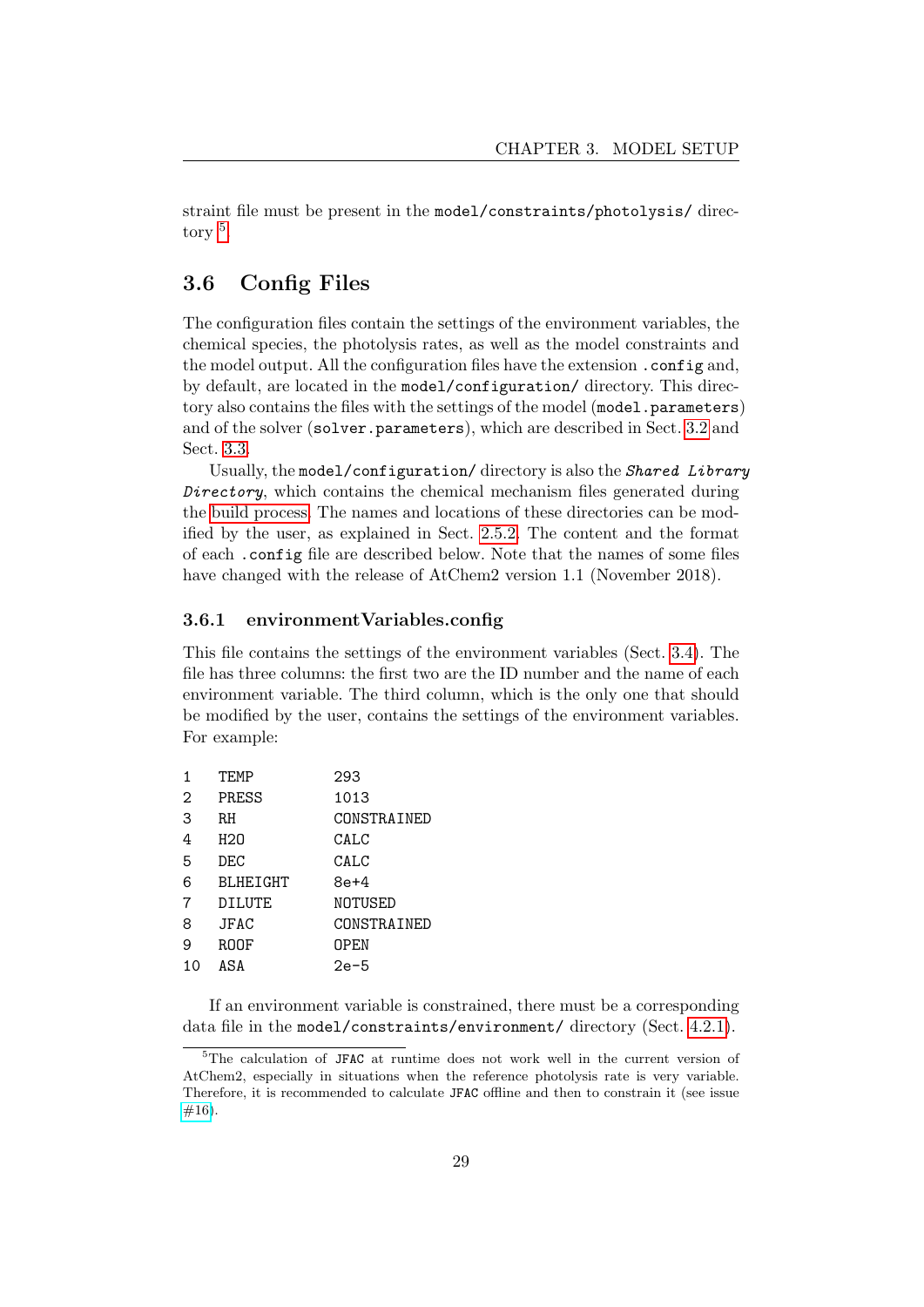straint file must be present in the `model/constraints/photolysis/` directory.[5]

## 3.6 Config Files

The configuration files contain the settings of the environment variables, the chemical species, the photolysis rates, as well as the model constraints and the model output. All the configuration files have the extension `.config` and, by default, are located in the `model/configuration/` directory. This directory also contains the files with the settings of the model (`model.parameters`) and of the solver (`solver.parameters`), which are described in Sect. 3.2 and Sect. 3.3.

Usually, the `model/configuration/` directory is also the ***Shared Library Directory***, which contains the chemical mechanism files generated during the build process. The names and locations of these directories can be modified by the user, as explained in Sect. 2.5.2. The content and the format of each `.config` file are described below. Note that the names of some files have changed with the release of AtChem2 version 1.1 (November 2018).

### 3.6.1 environmentVariables.config

This file contains the settings of the environment variables (Sect. 3.4). The file has three columns: the first two are the ID number and the name of each environment variable. The third column, which is the only one that should be modified by the user, contains the settings of the environment variables. For example:

```
1   TEMP        293
2   PRESS       1013
3   RH          CONSTRAINED
4   H2O         CALC
5   DEC         CALC
6   BLHEIGHT    8e+4
7   DILUTE      NOTUSED
8   JFAC        CONSTRAINED
9   ROOF        OPEN
10  ASA         2e-5
```

If an environment variable is constrained, there must be a corresponding data file in the `model/constraints/environment/` directory (Sect. 4.2.1).

[5] The calculation of `JFAC` at runtime does not work well in the current version of AtChem2, especially in situations when the reference photolysis rate is very variable. Therefore, it is recommended to calculate `JFAC` offline and then to constrain it (see issue #16).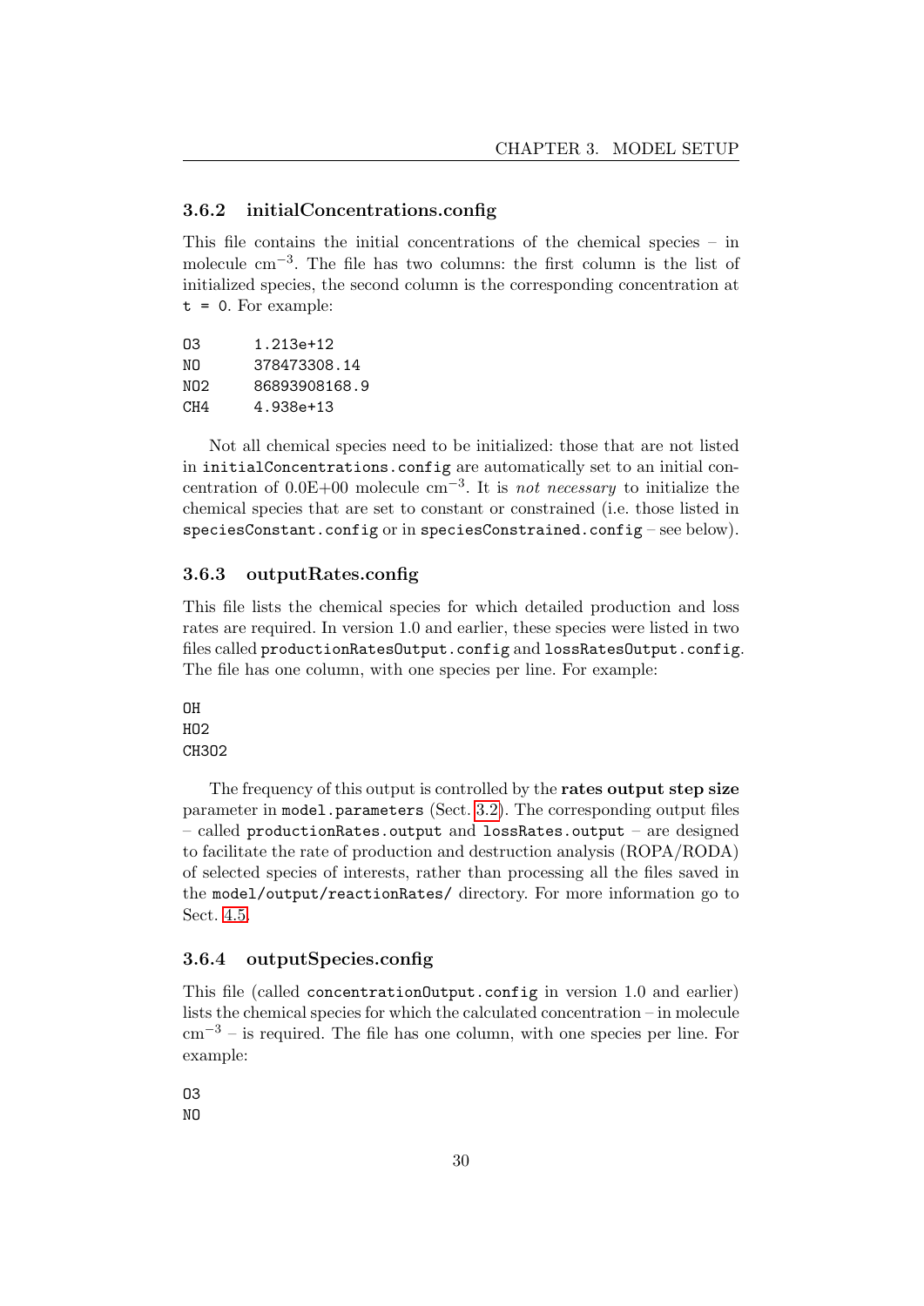### 3.6.2 initialConcentrations.config

This file contains the initial concentrations of the chemical species – in molecule $cm^{-3}$. The file has two columns: the first column is the list of initialized species, the second column is the corresponding concentration at `t = 0`. For example:

```
O3      1.213e+12
NO      378473308.14
NO2     86893908168.9
CH4     4.938e+13
```

Not all chemical species need to be initialized: those that are not listed in `initialConcentrations.config` are automatically set to an initial concentration of 0.0E+00 molecule $cm^{-3}$. It is *not necessary* to initialize the chemical species that are set to constant or constrained (i.e. those listed in `speciesConstant.config` or in `speciesConstrained.config` – see below).

### 3.6.3 outputRates.config

This file lists the chemical species for which detailed production and loss rates are required. In version 1.0 and earlier, these species were listed in two files called `productionRatesOutput.config` and `lossRatesOutput.config`. The file has one column, with one species per line. For example:

```
OH
HO2
CH3O2
```

The frequency of this output is controlled by the **rates output step size** parameter in `model.parameters` (Sect. 3.2). The corresponding output files – called `productionRates.output` and `lossRates.output` – are designed to facilitate the rate of production and destruction analysis (ROPA/RODA) of selected species of interests, rather than processing all the files saved in the `model/output/reactionRates/` directory. For more information go to Sect. 4.5.

### 3.6.4 outputSpecies.config

This file (called `concentrationOutput.config` in version 1.0 and earlier) lists the chemical species for which the calculated concentration – in molecule $cm^{-3}$ – is required. The file has one column, with one species per line. For example:

```
O3
NO
```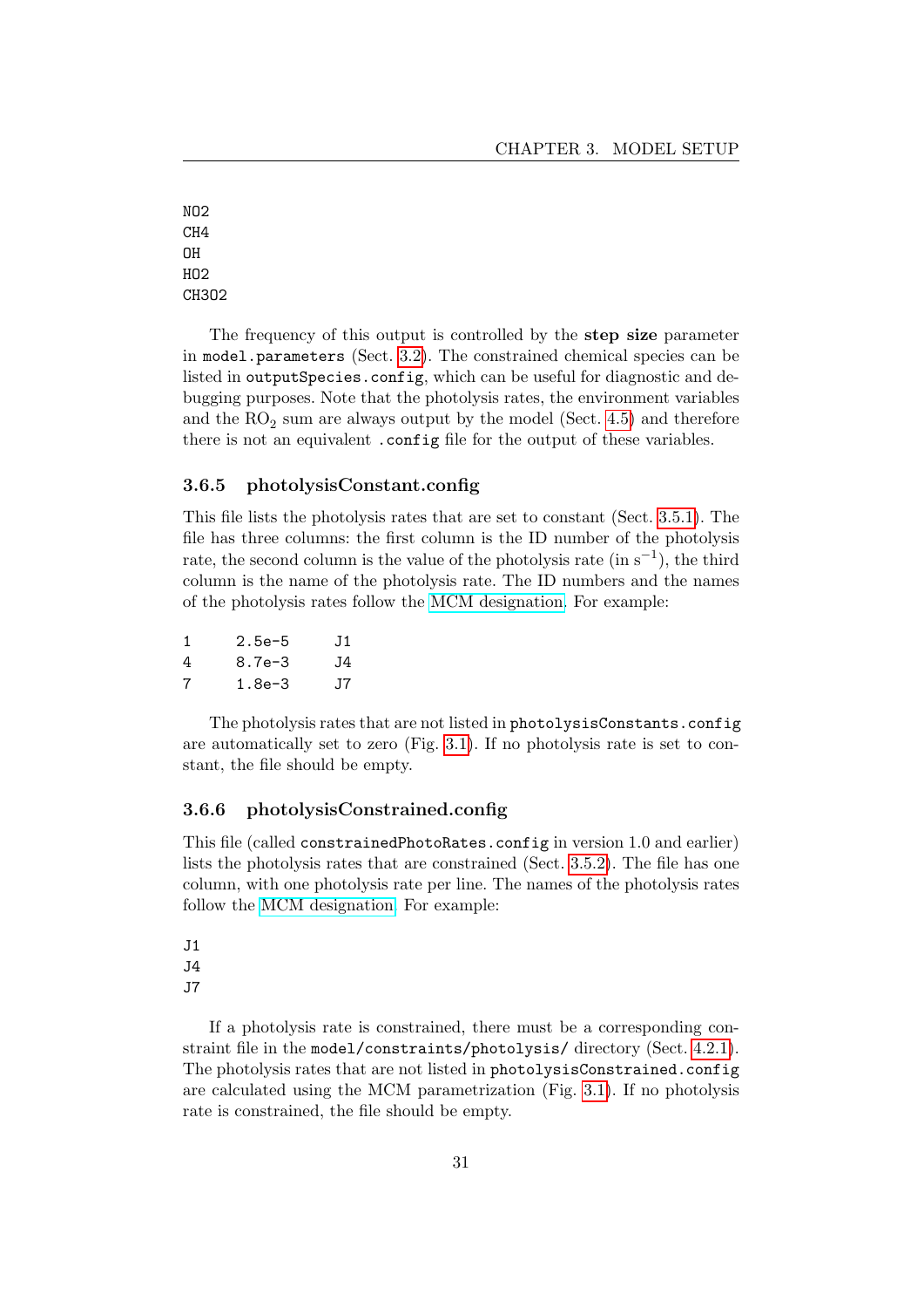```
NO2
CH4
OH
HO2
CH3O2
```

The frequency of this output is controlled by the **step size** parameter in `model.parameters` (Sect. 3.2). The constrained chemical species can be listed in `outputSpecies.config`, which can be useful for diagnostic and debugging purposes. Note that the photolysis rates, the environment variables and the $RO_2$ sum are always output by the model (Sect. 4.5) and therefore there is not an equivalent `.config` file for the output of these variables.

### 3.6.5 photolysisConstant.config

This file lists the photolysis rates that are set to constant (Sect. 3.5.1). The file has three columns: the first column is the ID number of the photolysis rate, the second column is the value of the photolysis rate (in $s^{-1}$), the third column is the name of the photolysis rate. The ID numbers and the names of the photolysis rates follow the MCM designation. For example:

```
1       2.5e-5      J1
4       8.7e-3      J4
7       1.8e-3      J7
```

The photolysis rates that are not listed in `photolysisConstants.config` are automatically set to zero (Fig. 3.1). If no photolysis rate is set to constant, the file should be empty.

### 3.6.6 photolysisConstrained.config

This file (called `constrainedPhotoRates.config` in version 1.0 and earlier) lists the photolysis rates that are constrained (Sect. 3.5.2). The file has one column, with one photolysis rate per line. The names of the photolysis rates follow the MCM designation. For example:

```
J1
J4
J7
```

If a photolysis rate is constrained, there must be a corresponding constraint file in the `model/constraints/photolysis/` directory (Sect. 4.2.1). The photolysis rates that are not listed in `photolysisConstrained.config` are calculated using the MCM parametrization (Fig. 3.1). If no photolysis rate is constrained, the file should be empty.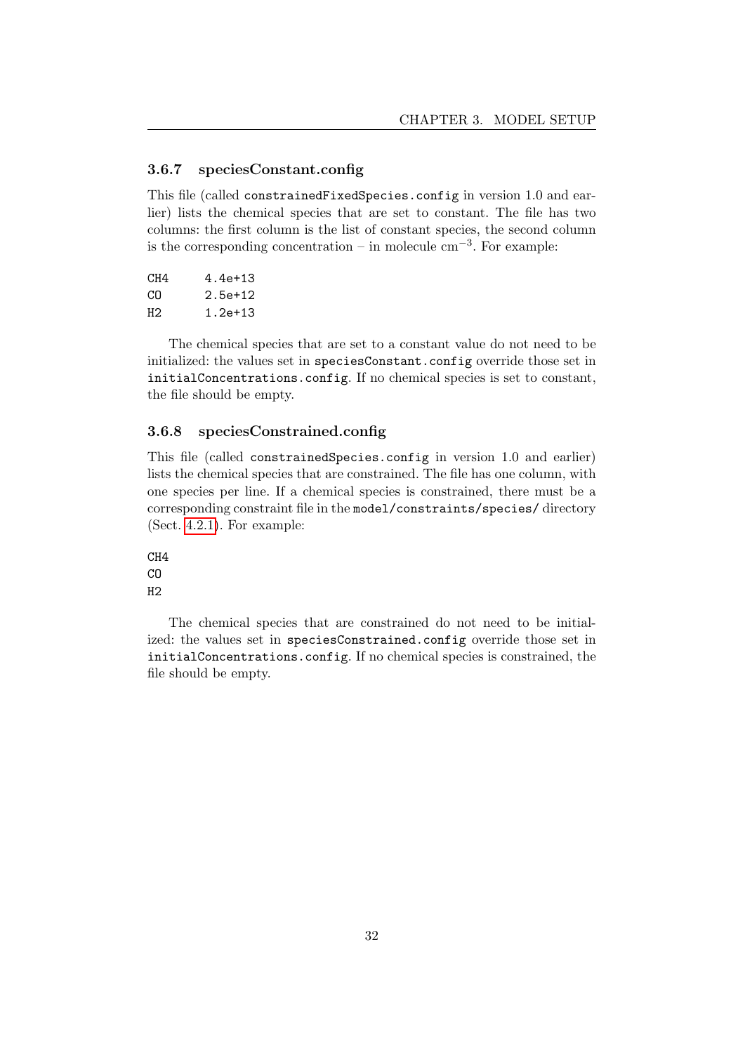### 3.6.7 speciesConstant.config

This file (called `constrainedFixedSpecies.config` in version 1.0 and earlier) lists the chemical species that are set to constant. The file has two columns: the first column is the list of constant species, the second column is the corresponding concentration – in molecule cm$^{-3}$. For example:

```
CH4     4.4e+13
CO      2.5e+12
H2      1.2e+13
```

The chemical species that are set to a constant value do not need to be initialized: the values set in `speciesConstant.config` override those set in `initialConcentrations.config`. If no chemical species is set to constant, the file should be empty.

### 3.6.8 speciesConstrained.config

This file (called `constrainedSpecies.config` in version 1.0 and earlier) lists the chemical species that are constrained. The file has one column, with one species per line. If a chemical species is constrained, there must be a corresponding constraint file in the `model/constraints/species/` directory (Sect. 4.2.1). For example:

```
CH4
CO
H2
```

The chemical species that are constrained do not need to be initialized: the values set in `speciesConstrained.config` override those set in `initialConcentrations.config`. If no chemical species is constrained, the file should be empty.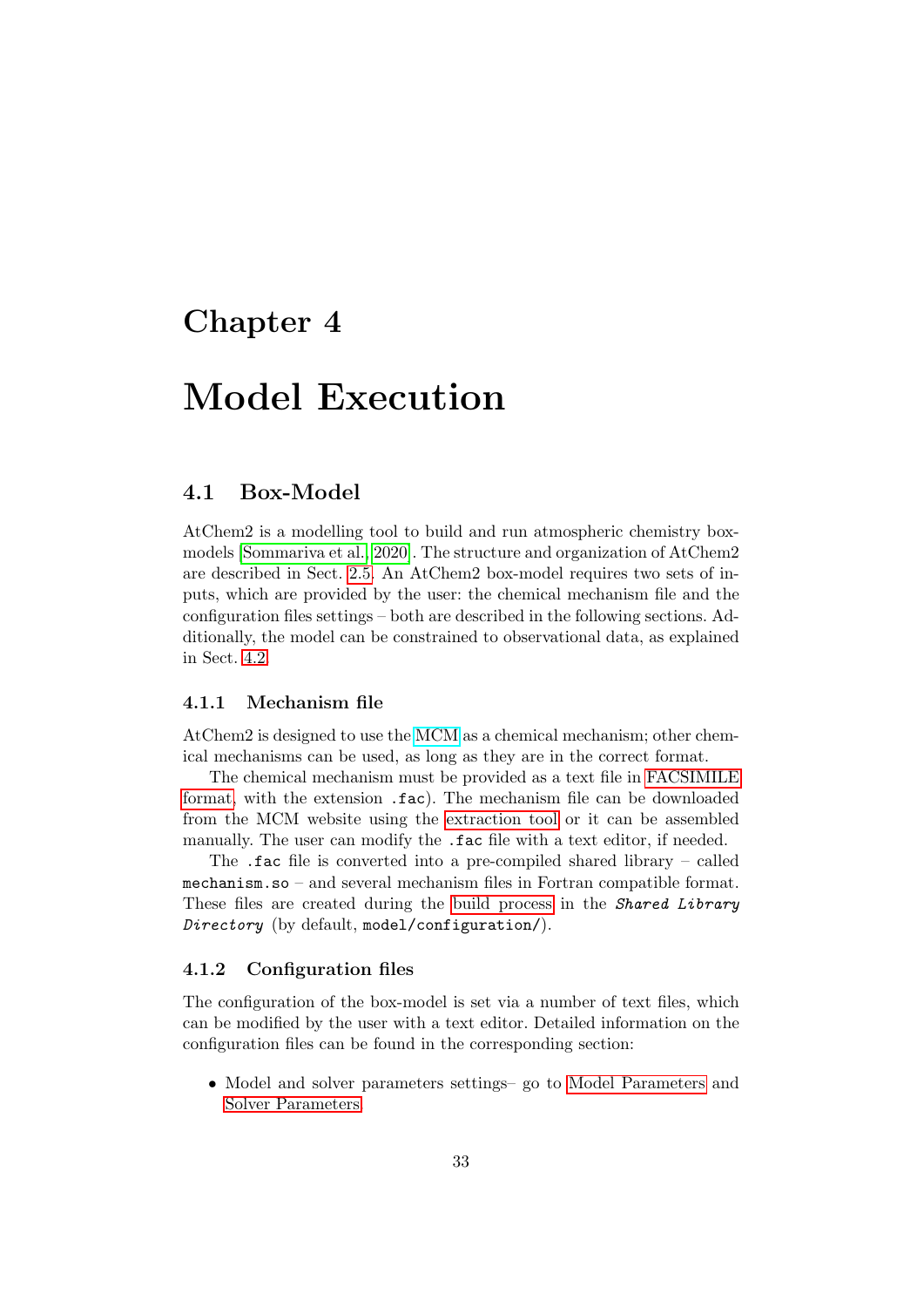# Chapter 4

# Model Execution

## 4.1 Box-Model

AtChem2 is a modelling tool to build and run atmospheric chemistry box-models [Sommariva et al., 2020]. The structure and organization of AtChem2 are described in Sect. 2.5. An AtChem2 box-model requires two sets of inputs, which are provided by the user: the chemical mechanism file and the configuration files settings – both are described in the following sections. Additionally, the model can be constrained to observational data, as explained in Sect. 4.2.

### 4.1.1 Mechanism file

AtChem2 is designed to use the MCM as a chemical mechanism; other chemical mechanisms can be used, as long as they are in the correct format.

The chemical mechanism must be provided as a text file in FACSIMILE format, with the extension `.fac`). The mechanism file can be downloaded from the MCM website using the extraction tool or it can be assembled manually. The user can modify the `.fac` file with a text editor, if needed.

The `.fac` file is converted into a pre-compiled shared library – called `mechanism.so` – and several mechanism files in Fortran compatible format. These files are created during the build process in the ***`Shared Library Directory`*** (by default, `model/configuration/`).

### 4.1.2 Configuration files

The configuration of the box-model is set via a number of text files, which can be modified by the user with a text editor. Detailed information on the configuration files can be found in the corresponding section:

- Model and solver parameters settings– go to Model Parameters and Solver Parameters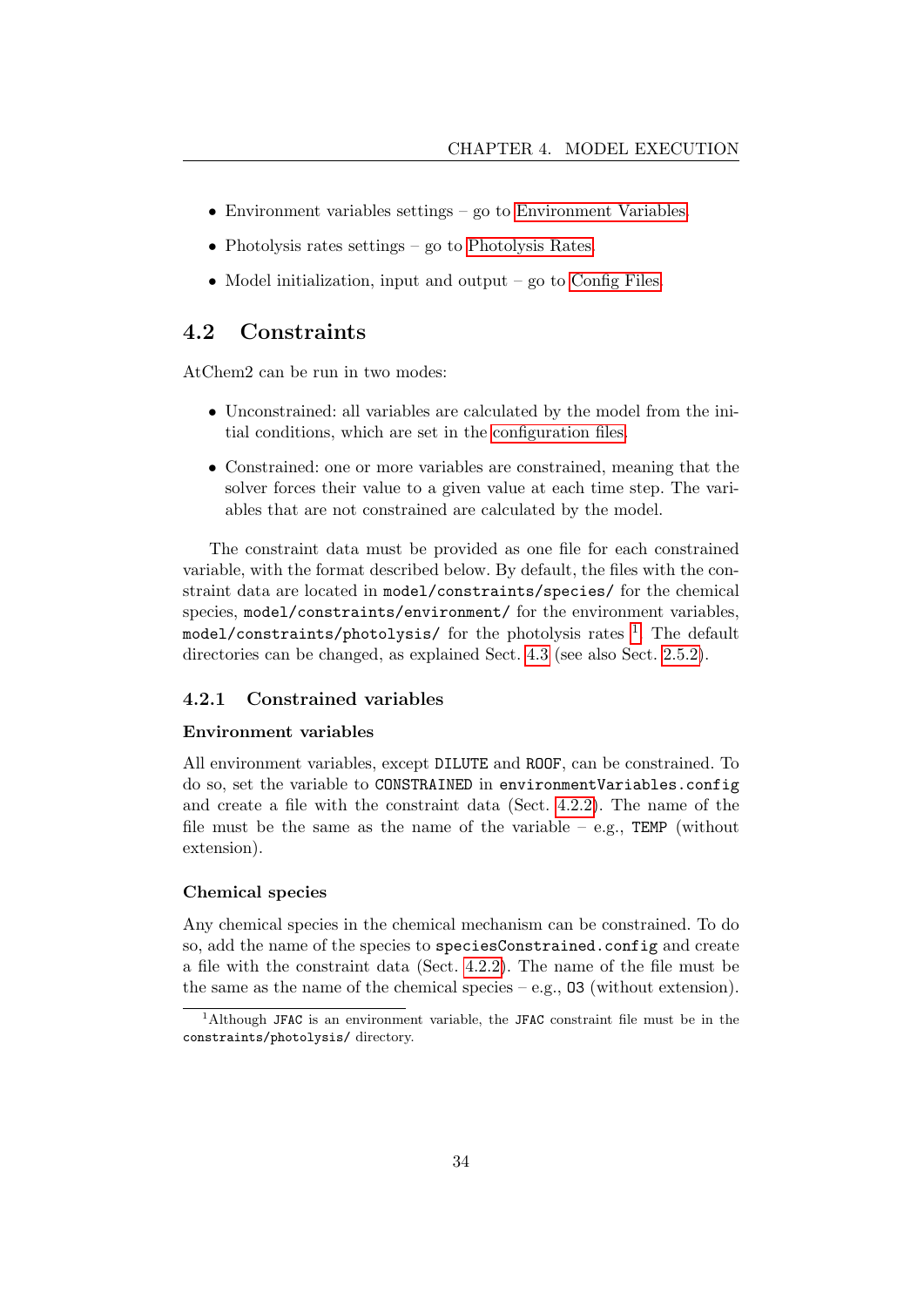- Environment variables settings – go to Environment Variables.
- Photolysis rates settings – go to Photolysis Rates.
- Model initialization, input and output – go to Config Files.

## 4.2 Constraints

AtChem2 can be run in two modes:

- Unconstrained: all variables are calculated by the model from the initial conditions, which are set in the configuration files.
- Constrained: one or more variables are constrained, meaning that the solver forces their value to a given value at each time step. The variables that are not constrained are calculated by the model.

The constraint data must be provided as one file for each constrained variable, with the format described below. By default, the files with the constraint data are located in `model/constraints/species/` for the chemical species, `model/constraints/environment/` for the environment variables, `model/constraints/photolysis/` for the photolysis rates [1]. The default directories can be changed, as explained Sect. 4.3 (see also Sect. 2.5.2).

### 4.2.1 Constrained variables

#### Environment variables

All environment variables, except `DILUTE` and `ROOF`, can be constrained. To do so, set the variable to `CONSTRAINED` in `environmentVariables.config` and create a file with the constraint data (Sect. 4.2.2). The name of the file must be the same as the name of the variable – e.g., `TEMP` (without extension).

#### Chemical species

Any chemical species in the chemical mechanism can be constrained. To do so, add the name of the species to `speciesConstrained.config` and create a file with the constraint data (Sect. 4.2.2). The name of the file must be the same as the name of the chemical species – e.g., `O3` (without extension).

[1] Although `JFAC` is an environment variable, the `JFAC` constraint file must be in the `constraints/photolysis/` directory.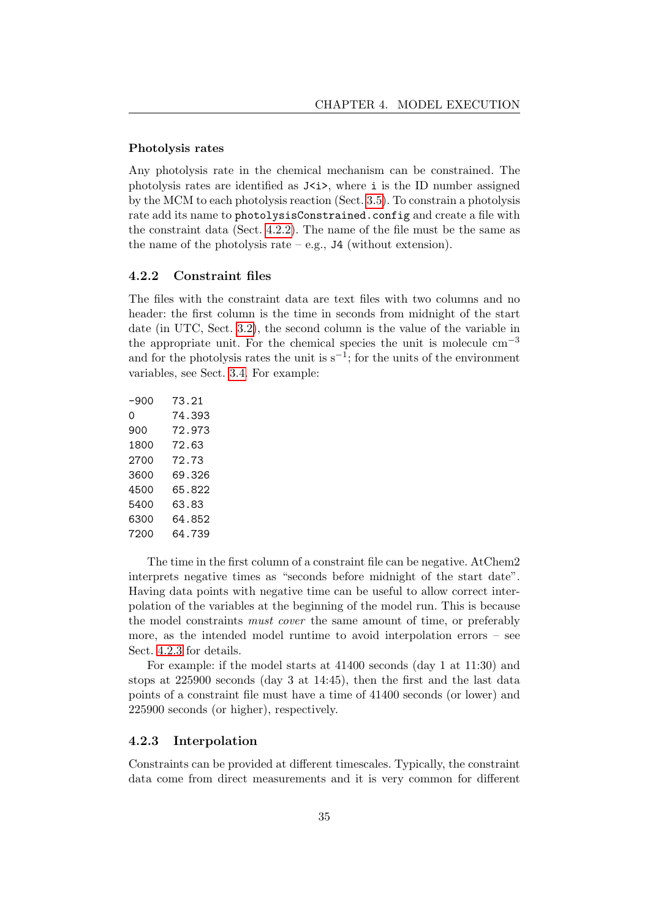#### Photolysis rates

Any photolysis rate in the chemical mechanism can be constrained. The photolysis rates are identified as `J<i>`, where `i` is the ID number assigned by the MCM to each photolysis reaction (Sect. 3.5). To constrain a photolysis rate add its name to `photolysisConstrained.config` and create a file with the constraint data (Sect. 4.2.2). The name of the file must be the same as the name of the photolysis rate – e.g., `J4` (without extension).

### 4.2.2 Constraint files

The files with the constraint data are text files with two columns and no header: the first column is the time in seconds from midnight of the start date (in UTC, Sect. 3.2), the second column is the value of the variable in the appropriate unit. For the chemical species the unit is molecule $cm^{-3}$ and for the photolysis rates the unit is $s^{-1}$; for the units of the environment variables, see Sect. 3.4. For example:

```
-900    73.21
0       74.393
900     72.973
1800    72.63
2700    72.73
3600    69.326
4500    65.822
5400    63.83
6300    64.852
7200    64.739
```

The time in the first column of a constraint file can be negative. AtChem2 interprets negative times as “seconds before midnight of the start date”. Having data points with negative time can be useful to allow correct interpolation of the variables at the beginning of the model run. This is because the model constraints *must cover* the same amount of time, or preferably more, as the intended model runtime to avoid interpolation errors – see Sect. 4.2.3 for details.

For example: if the model starts at 41400 seconds (day 1 at 11:30) and stops at 225900 seconds (day 3 at 14:45), then the first and the last data points of a constraint file must have a time of 41400 seconds (or lower) and 225900 seconds (or higher), respectively.

### 4.2.3 Interpolation

Constraints can be provided at different timescales. Typically, the constraint data come from direct measurements and it is very common for different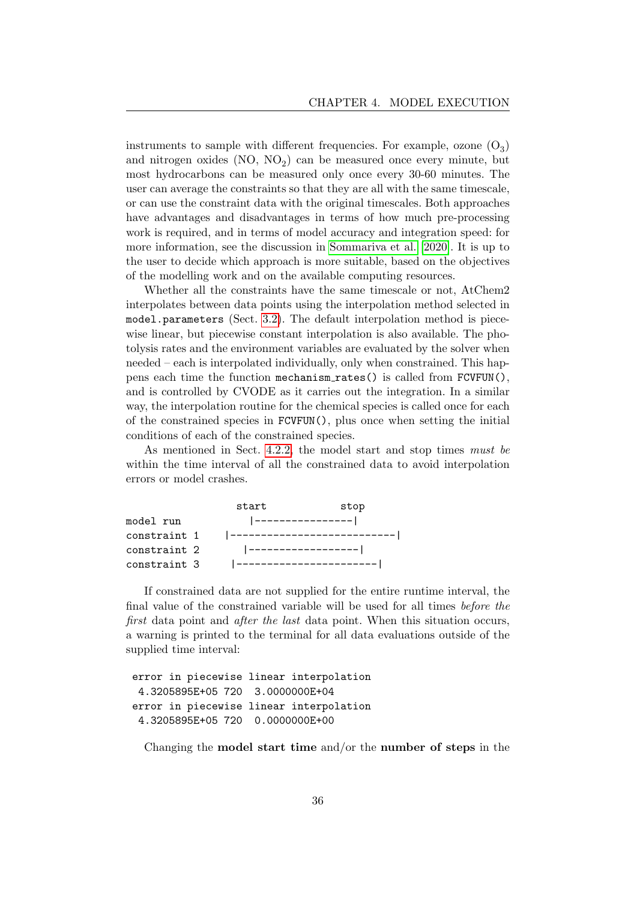instruments to sample with different frequencies. For example, ozone ($O_3$) and nitrogen oxides (NO, $NO_2$) can be measured once every minute, but most hydrocarbons can be measured only once every 30-60 minutes. The user can average the constraints so that they are all with the same timescale, or can use the constraint data with the original timescales. Both approaches have advantages and disadvantages in terms of how much pre-processing work is required, and in terms of model accuracy and integration speed: for more information, see the discussion in Sommariva et al. [2020]. It is up to the user to decide which approach is more suitable, based on the objectives of the modelling work and on the available computing resources.

Whether all the constraints have the same timescale or not, AtChem2 interpolates between data points using the interpolation method selected in `model.parameters` (Sect. 3.2). The default interpolation method is piecewise linear, but piecewise constant interpolation is also available. The photolysis rates and the environment variables are evaluated by the solver when needed – each is interpolated individually, only when constrained. This happens each time the function `mechanism_rates()` is called from `FCVFUN()`, and is controlled by CVODE as it carries out the integration. In a similar way, the interpolation routine for the chemical species is called once for each of the constrained species in `FCVFUN()`, plus once when setting the initial conditions of each of the constrained species.

As mentioned in Sect. 4.2.2, the model start and stop times *must be* within the time interval of all the constrained data to avoid interpolation errors or model crashes.

```
                  start            stop
model run           |----------------|
constraint 1    |---------------------------|
constraint 2       |------------------|
constraint 3     |-----------------------|
```

If constrained data are not supplied for the entire runtime interval, the final value of the constrained variable will be used for all times *before the first* data point and *after the last* data point. When this situation occurs, a warning is printed to the terminal for all data evaluations outside of the supplied time interval:

```
error in piecewise linear interpolation
 4.3205895E+05 720  3.0000000E+04
error in piecewise linear interpolation
 4.3205895E+05 720  0.0000000E+00
```

Changing the **model start time** and/or the **number of steps** in the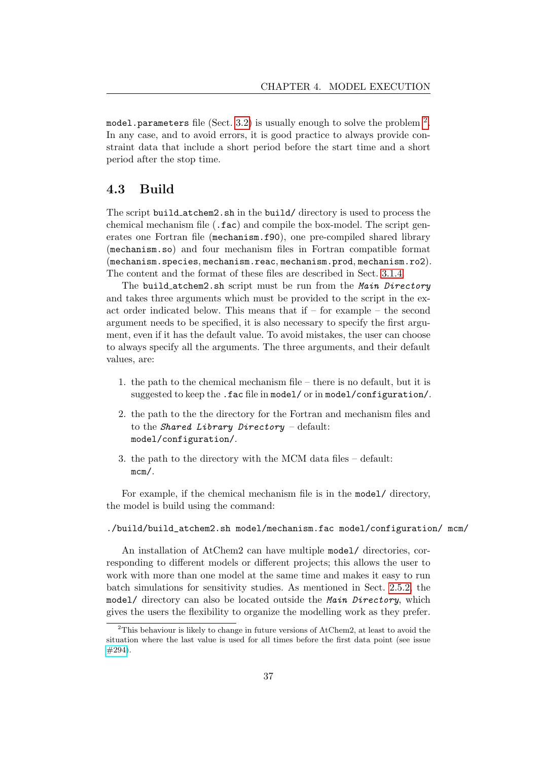model.parameters file (Sect. 3.2) is usually enough to solve the problem [2]. In any case, and to avoid errors, it is good practice to always provide constraint data that include a short period before the start time and a short period after the stop time.

## 4.3 Build

The script build_atchem2.sh in the build/ directory is used to process the chemical mechanism file (.fac) and compile the box-model. The script generates one Fortran file (mechanism.f90), one pre-compiled shared library (mechanism.so) and four mechanism files in Fortran compatible format (mechanism.species, mechanism.reac, mechanism.prod, mechanism.ro2). The content and the format of these files are described in Sect. 3.1.4.

The build_atchem2.sh script must be run from the *Main Directory* and takes three arguments which must be provided to the script in the exact order indicated below. This means that if – for example – the second argument needs to be specified, it is also necessary to specify the first argument, even if it has the default value. To avoid mistakes, the user can choose to always specify all the arguments. The three arguments, and their default values, are:

1. the path to the chemical mechanism file – there is no default, but it is suggested to keep the .fac file in model/ or in model/configuration/.
2. the path to the the directory for the Fortran and mechanism files and to the *Shared Library Directory* – default: model/configuration/.
3. the path to the directory with the MCM data files – default: mcm/.

For example, if the chemical mechanism file is in the model/ directory, the model is build using the command:

```
./build/build_atchem2.sh model/mechanism.fac model/configuration/ mcm/
```

An installation of AtChem2 can have multiple model/ directories, corresponding to different models or different projects; this allows the user to work with more than one model at the same time and makes it easy to run batch simulations for sensitivity studies. As mentioned in Sect. 2.5.2, the model/ directory can also be located outside the *Main Directory*, which gives the users the flexibility to organize the modelling work as they prefer.

[2] This behaviour is likely to change in future versions of AtChem2, at least to avoid the situation where the last value is used for all times before the first data point (see issue #294).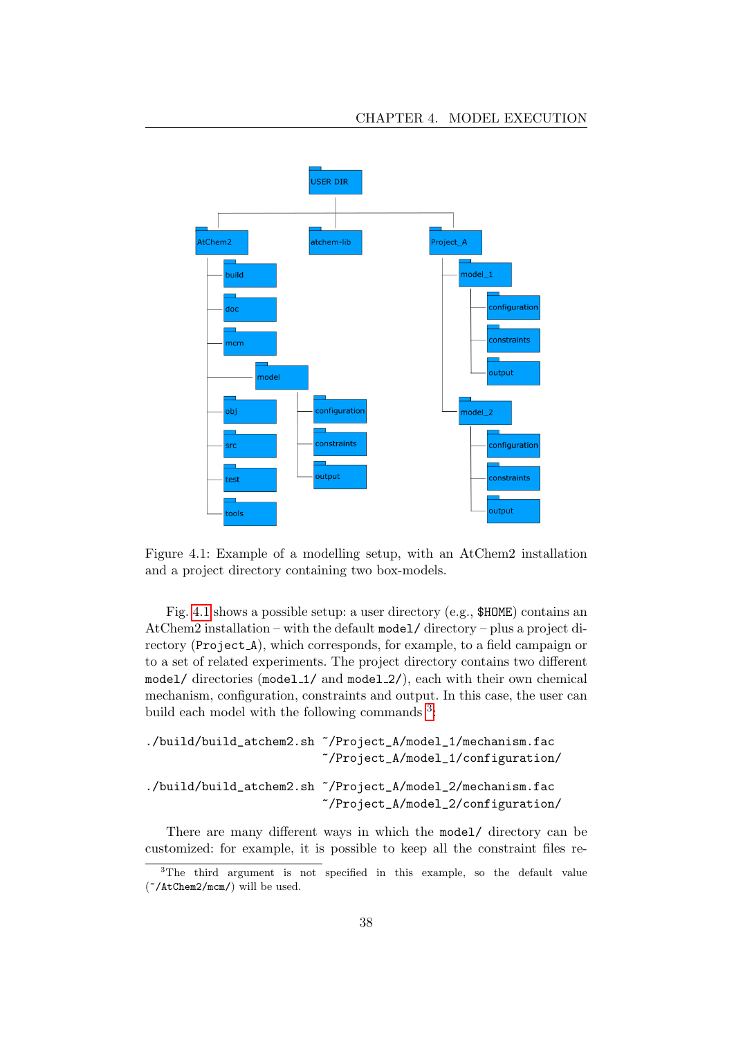Figure 4.1: Example of a modelling setup, with an AtChem2 installation and a project directory containing two box-models.

Fig. 4.1 shows a possible setup: a user directory (e.g., `$HOME`) contains an AtChem2 installation – with the default `model/` directory – plus a project directory (`Project_A`), which corresponds, for example, to a field campaign or to a set of related experiments. The project directory contains two different `model/` directories (`model_1/` and `model_2/`), each with their own chemical mechanism, configuration, constraints and output. In this case, the user can build each model with the following commands [3]:

```
./build/build_atchem2.sh ~/Project_A/model_1/mechanism.fac
                         ~/Project_A/model_1/configuration/

./build/build_atchem2.sh ~/Project_A/model_2/mechanism.fac
                         ~/Project_A/model_2/configuration/
```

There are many different ways in which the `model/` directory can be customized: for example, it is possible to keep all the constraint files re-

[3] The third argument is not specified in this example, so the default value (`~/AtChem2/mcm/`) will be used.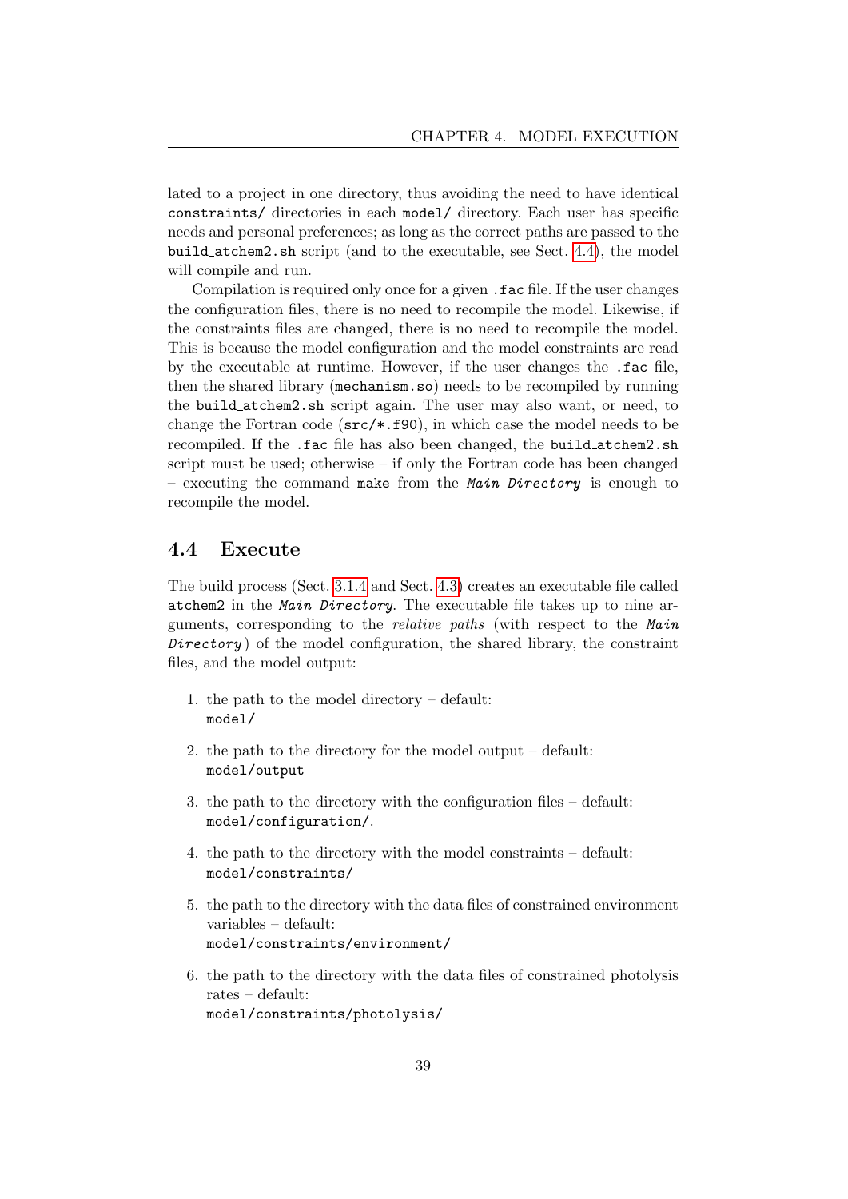lated to a project in one directory, thus avoiding the need to have identical `constraints/` directories in each `model/` directory. Each user has specific needs and personal preferences; as long as the correct paths are passed to the `build_atchem2.sh` script (and to the executable, see Sect. 4.4), the model will compile and run.

Compilation is required only once for a given `.fac` file. If the user changes the configuration files, there is no need to recompile the model. Likewise, if the constraints files are changed, there is no need to recompile the model. This is because the model configuration and the model constraints are read by the executable at runtime. However, if the user changes the `.fac` file, then the shared library (`mechanism.so`) needs to be recompiled by running the `build_atchem2.sh` script again. The user may also want, or need, to change the Fortran code (`src/*.f90`), in which case the model needs to be recompiled. If the `.fac` file has also been changed, the `build_atchem2.sh` script must be used; otherwise – if only the Fortran code has been changed – executing the command `make` from the ***Main Directory*** is enough to recompile the model.

## 4.4 Execute

The build process (Sect. 3.1.4 and Sect. 4.3) creates an executable file called `atchem2` in the ***Main Directory***. The executable file takes up to nine arguments, corresponding to the *relative paths* (with respect to the ***Main Directory***) of the model configuration, the shared library, the constraint files, and the model output:

1. the path to the model directory – default:
   `model/`
2. the path to the directory for the model output – default:
   `model/output`
3. the path to the directory with the configuration files – default:
   `model/configuration/`.
4. the path to the directory with the model constraints – default:
   `model/constraints/`
5. the path to the directory with the data files of constrained environment variables – default:
   `model/constraints/environment/`
6. the path to the directory with the data files of constrained photolysis rates – default:
   `model/constraints/photolysis/`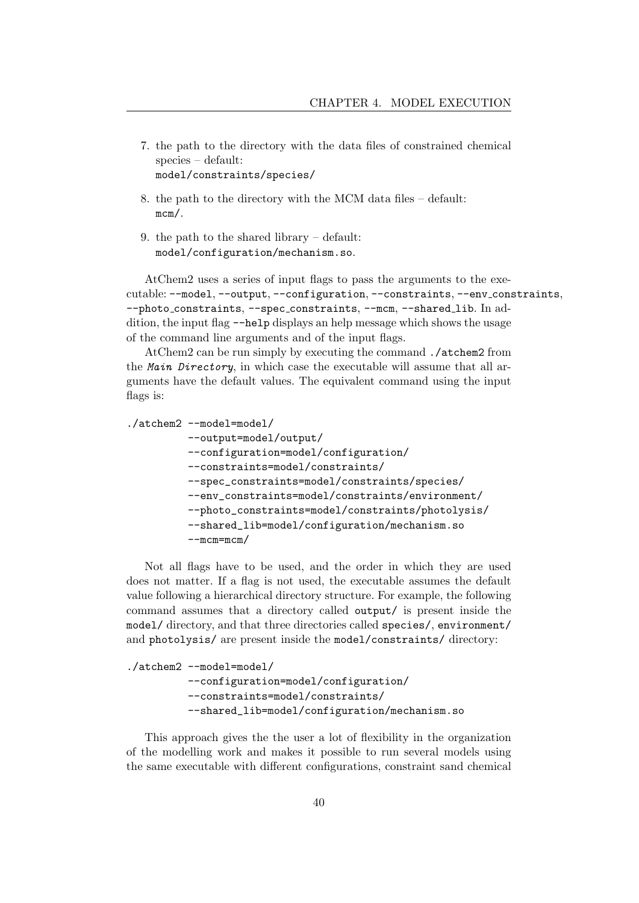7. the path to the directory with the data files of constrained chemical species – default: `model/constraints/species/`

8. the path to the directory with the MCM data files – default: `mcm/`.

9. the path to the shared library – default: `model/configuration/mechanism.so`.

AtChem2 uses a series of input flags to pass the arguments to the executable: `--model`, `--output`, `--configuration`, `--constraints`, `--env_constraints`, `--photo_constraints`, `--spec_constraints`, `--mcm`, `--shared_lib`. In addition, the input flag `--help` displays an help message which shows the usage of the command line arguments and of the input flags.

AtChem2 can be run simply by executing the command `./atchem2` from the *`Main Directory`*, in which case the executable will assume that all arguments have the default values. The equivalent command using the input flags is:

```
./atchem2 --model=model/
          --output=model/output/
          --configuration=model/configuration/
          --constraints=model/constraints/
          --spec_constraints=model/constraints/species/
          --env_constraints=model/constraints/environment/
          --photo_constraints=model/constraints/photolysis/
          --shared_lib=model/configuration/mechanism.so
          --mcm=mcm/
```

Not all flags have to be used, and the order in which they are used does not matter. If a flag is not used, the executable assumes the default value following a hierarchical directory structure. For example, the following command assumes that a directory called `output/` is present inside the `model/` directory, and that three directories called `species/`, `environment/` and `photolysis/` are present inside the `model/constraints/` directory:

```
./atchem2 --model=model/
          --configuration=model/configuration/
          --constraints=model/constraints/
          --shared_lib=model/configuration/mechanism.so
```

This approach gives the the user a lot of flexibility in the organization of the modelling work and makes it possible to run several models using the same executable with different configurations, constraint sand chemical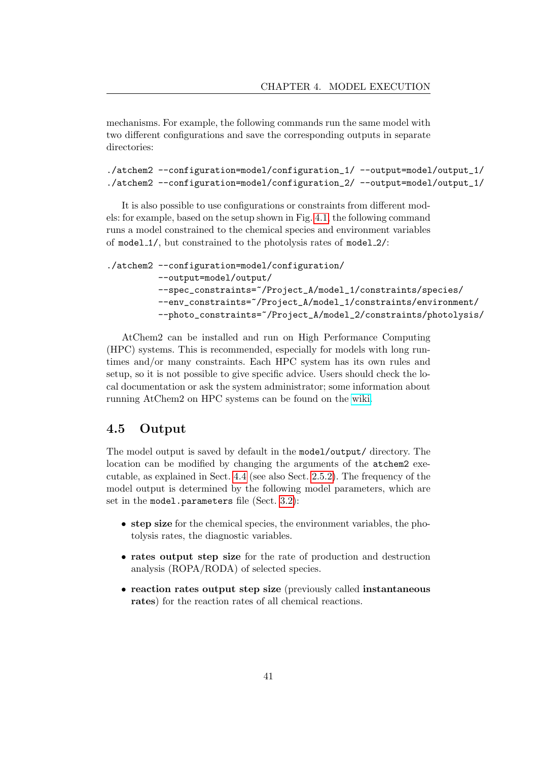mechanisms. For example, the following commands run the same model with two different configurations and save the corresponding outputs in separate directories:

```
./atchem2 --configuration=model/configuration_1/ --output=model/output_1/
./atchem2 --configuration=model/configuration_2/ --output=model/output_1/
```

It is also possible to use configurations or constraints from different models: for example, based on the setup shown in Fig. 4.1, the following command runs a model constrained to the chemical species and environment variables of `model_1/`, but constrained to the photolysis rates of `model_2/`:

```
./atchem2 --configuration=model/configuration/
          --output=model/output/
          --spec_constraints=~/Project_A/model_1/constraints/species/
          --env_constraints=~/Project_A/model_1/constraints/environment/
          --photo_constraints=~/Project_A/model_2/constraints/photolysis/
```

AtChem2 can be installed and run on High Performance Computing (HPC) systems. This is recommended, especially for models with long runtimes and/or many constraints. Each HPC system has its own rules and setup, so it is not possible to give specific advice. Users should check the local documentation or ask the system administrator; some information about running AtChem2 on HPC systems can be found on the wiki.

## 4.5 Output

The model output is saved by default in the `model/output/` directory. The location can be modified by changing the arguments of the `atchem2` executable, as explained in Sect. 4.4 (see also Sect. 2.5.2). The frequency of the model output is determined by the following model parameters, which are set in the `model.parameters` file (Sect. 3.2):

- **step size** for the chemical species, the environment variables, the photolysis rates, the diagnostic variables.
- **rates output step size** for the rate of production and destruction analysis (ROPA/RODA) of selected species.
- **reaction rates output step size** (previously called **instantaneous rates**) for the reaction rates of all chemical reactions.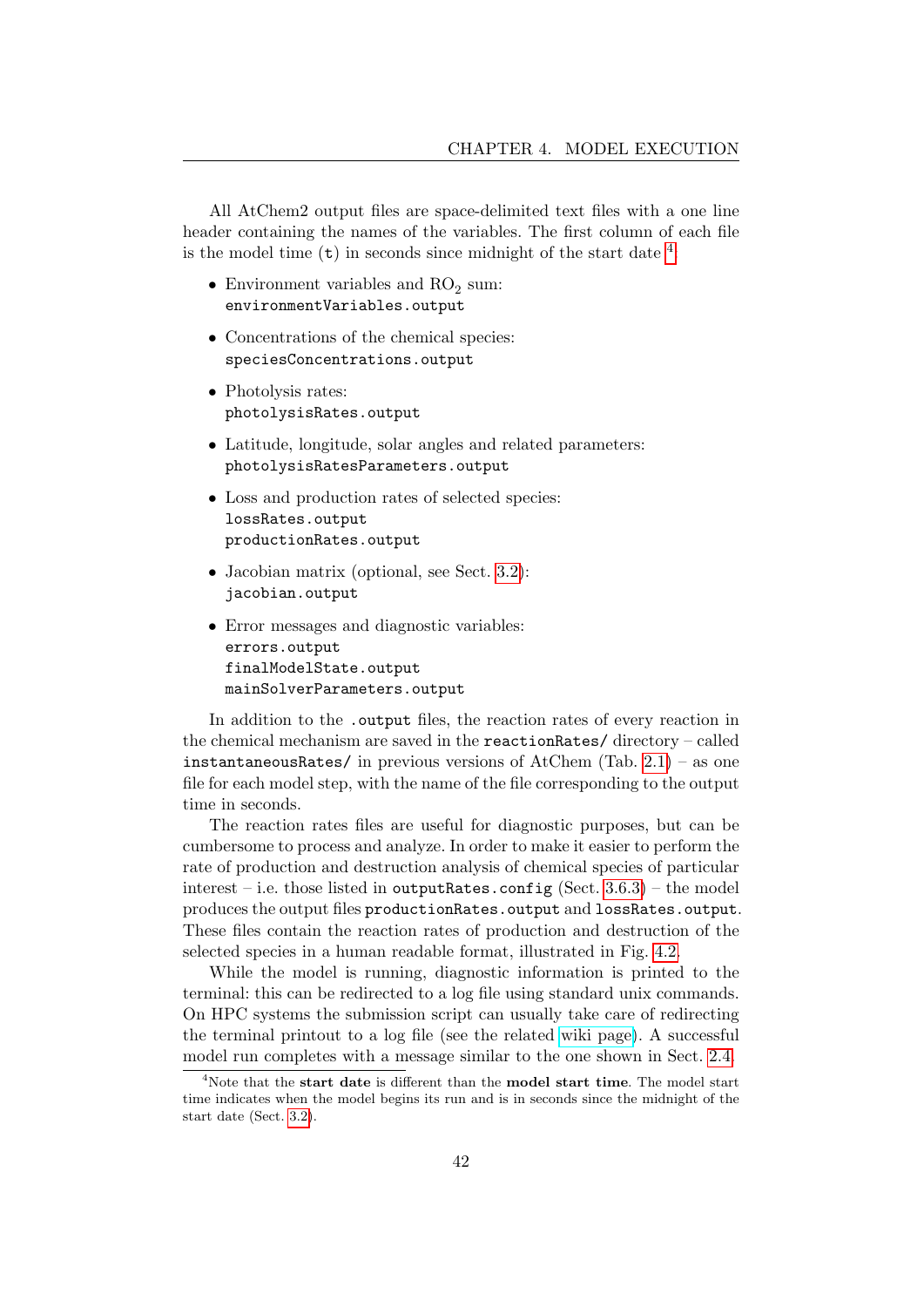All AtChem2 output files are space-delimited text files with a one line header containing the names of the variables. The first column of each file is the model time (`t`) in seconds since midnight of the start date [4].

- Environment variables and $RO_2$ sum:
  `environmentVariables.output`
- Concentrations of the chemical species:
  `speciesConcentrations.output`
- Photolysis rates:
  `photolysisRates.output`
- Latitude, longitude, solar angles and related parameters:
  `photolysisRatesParameters.output`
- Loss and production rates of selected species:
  `lossRates.output`
  `productionRates.output`
- Jacobian matrix (optional, see Sect. 3.2):
  `jacobian.output`
- Error messages and diagnostic variables:
  `errors.output`
  `finalModelState.output`
  `mainSolverParameters.output`

In addition to the `.output` files, the reaction rates of every reaction in the chemical mechanism are saved in the `reactionRates/` directory – called `instantaneousRates/` in previous versions of AtChem (Tab. 2.1) – as one file for each model step, with the name of the file corresponding to the output time in seconds.

The reaction rates files are useful for diagnostic purposes, but can be cumbersome to process and analyze. In order to make it easier to perform the rate of production and destruction analysis of chemical species of particular interest – i.e. those listed in `outputRates.config` (Sect. 3.6.3) – the model produces the output files `productionRates.output` and `lossRates.output`. These files contain the reaction rates of production and destruction of the selected species in a human readable format, illustrated in Fig. 4.2.

While the model is running, diagnostic information is printed to the terminal: this can be redirected to a log file using standard unix commands. On HPC systems the submission script can usually take care of redirecting the terminal printout to a log file (see the related wiki page). A successful model run completes with a message similar to the one shown in Sect. 2.4.

[4] Note that the **start date** is different than the **model start time**. The model start time indicates when the model begins its run and is in seconds since the midnight of the start date (Sect. 3.2).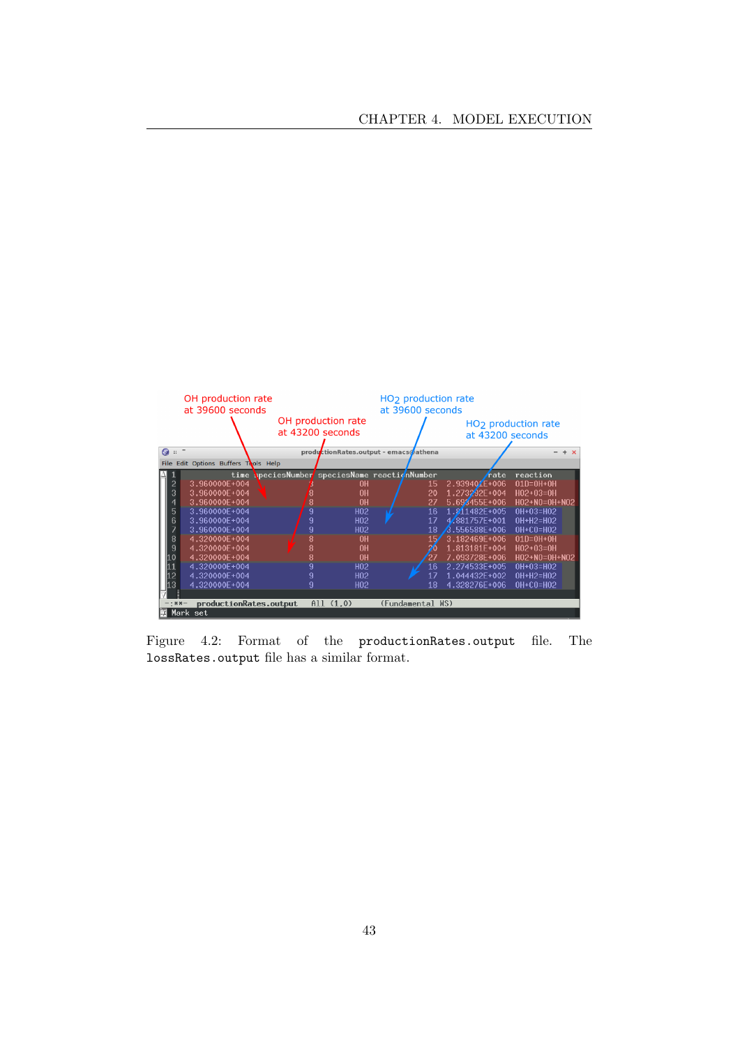Figure 4.2: Format of the `productionRates.output` file. The `lossRates.output` file has a similar format.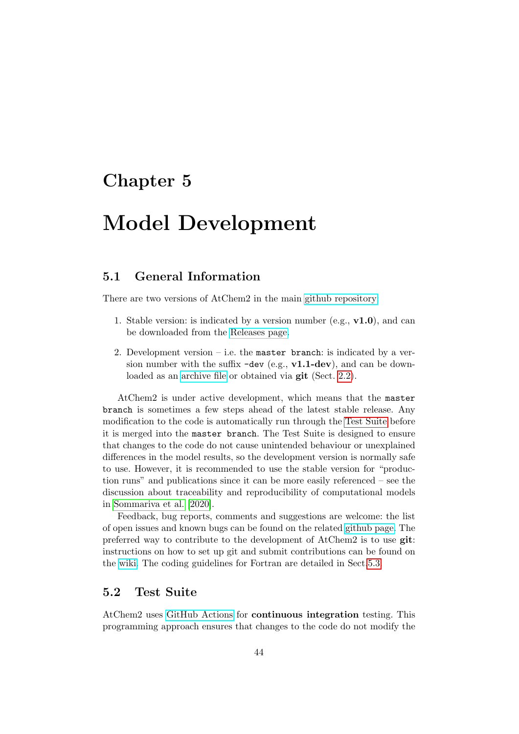# Chapter 5

# Model Development

## 5.1 General Information

There are two versions of AtChem2 in the main github repository:

1. Stable version: is indicated by a version number (e.g., **v1.0**), and can be downloaded from the Releases page.

2. Development version – i.e. the `master branch`: is indicated by a version number with the suffix `-dev` (e.g., **v1.1-dev**), and can be downloaded as an archive file or obtained via **git** (Sect. 2.2).

AtChem2 is under active development, which means that the `master branch` is sometimes a few steps ahead of the latest stable release. Any modification to the code is automatically run through the Test Suite before it is merged into the `master branch`. The Test Suite is designed to ensure that changes to the code do not cause unintended behaviour or unexplained differences in the model results, so the development version is normally safe to use. However, it is recommended to use the stable version for "production runs" and publications since it can be more easily referenced – see the discussion about traceability and reproducibility of computational models in Sommariva et al. [2020].

Feedback, bug reports, comments and suggestions are welcome: the list of open issues and known bugs can be found on the related github page. The preferred way to contribute to the development of AtChem2 is to use **git**: instructions on how to set up git and submit contributions can be found on the wiki. The coding guidelines for Fortran are detailed in Sect.5.3.

## 5.2 Test Suite

AtChem2 uses GitHub Actions for **continuous integration** testing. This programming approach ensures that changes to the code do not modify the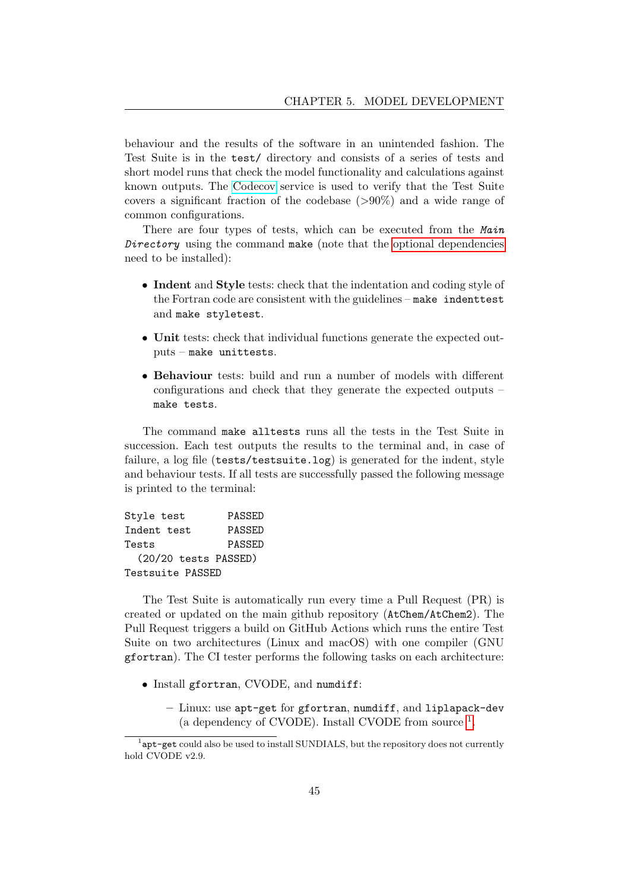behaviour and the results of the software in an unintended fashion. The Test Suite is in the `test/` directory and consists of a series of tests and short model runs that check the model functionality and calculations against known outputs. The Codecov service is used to verify that the Test Suite covers a significant fraction of the codebase (>90%) and a wide range of common configurations.

There are four types of tests, which can be executed from the ***Main Directory*** using the command `make` (note that the optional dependencies need to be installed):

- **Indent** and **Style** tests: check that the indentation and coding style of the Fortran code are consistent with the guidelines – `make indenttest` and `make styletest`.
- **Unit** tests: check that individual functions generate the expected outputs – `make unittests`.
- **Behaviour** tests: build and run a number of models with different configurations and check that they generate the expected outputs – `make tests`.

The command `make alltests` runs all the tests in the Test Suite in succession. Each test outputs the results to the terminal and, in case of failure, a log file (`tests/testsuite.log`) is generated for the indent, style and behaviour tests. If all tests are successfully passed the following message is printed to the terminal:

```
Style test        PASSED
Indent test       PASSED
Tests             PASSED
  (20/20 tests PASSED)
Testsuite PASSED
```

The Test Suite is automatically run every time a Pull Request (PR) is created or updated on the main github repository (`AtChem/AtChem2`). The Pull Request triggers a build on GitHub Actions which runs the entire Test Suite on two architectures (Linux and macOS) with one compiler (GNU `gfortran`). The CI tester performs the following tasks on each architecture:

- Install `gfortran`, CVODE, and `numdiff`:
  - Linux: use `apt-get` for `gfortran`, `numdiff`, and `liplapack-dev` (a dependency of CVODE). Install CVODE from source [1].

[1] `apt-get` could also be used to install SUNDIALS, but the repository does not currently hold CVODE v2.9.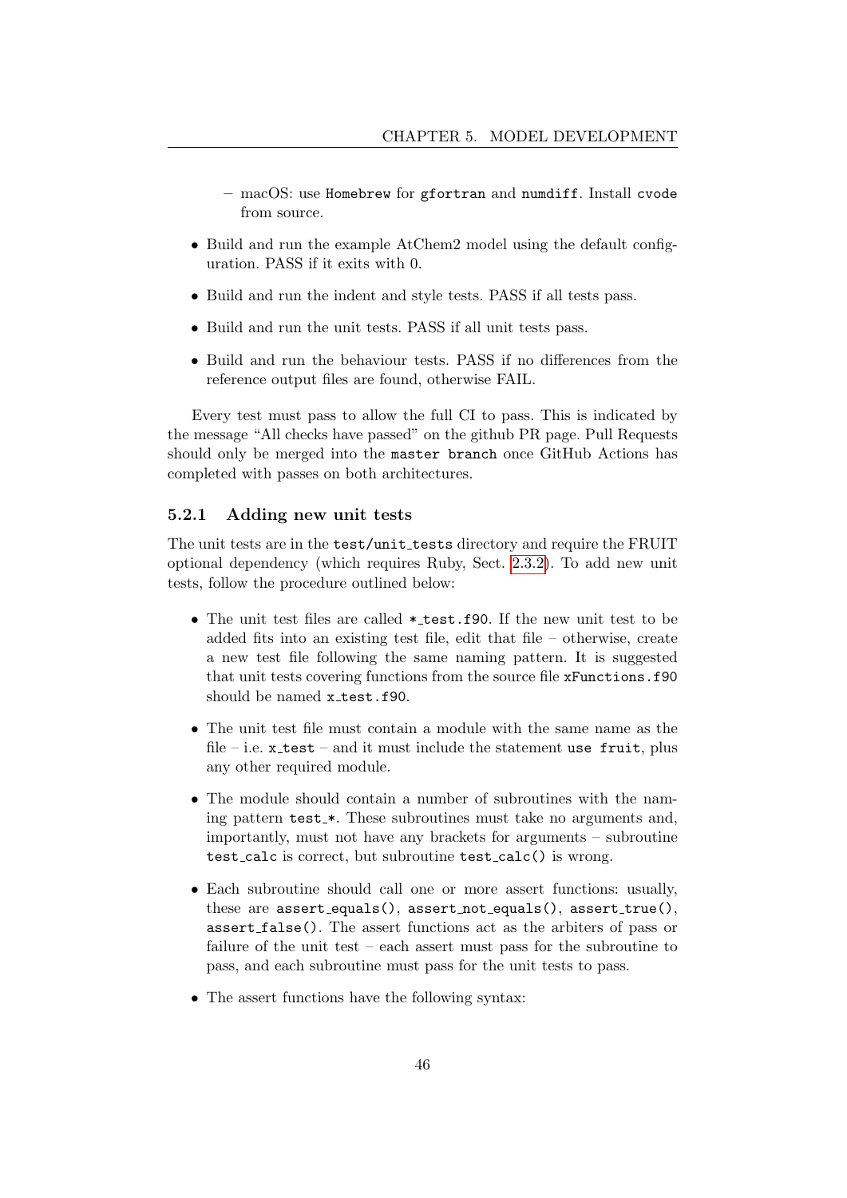- macOS: use `Homebrew` for `gfortran` and `numdiff`. Install `cvode` from source.

- Build and run the example AtChem2 model using the default configuration. PASS if it exits with 0.
- Build and run the indent and style tests. PASS if all tests pass.
- Build and run the unit tests. PASS if all unit tests pass.
- Build and run the behaviour tests. PASS if no differences from the reference output files are found, otherwise FAIL.

Every test must pass to allow the full CI to pass. This is indicated by the message "All checks have passed" on the github PR page. Pull Requests should only be merged into the `master branch` once GitHub Actions has completed with passes on both architectures.

### 5.2.1 Adding new unit tests

The unit tests are in the `test/unit_tests` directory and require the FRUIT optional dependency (which requires Ruby, Sect. 2.3.2). To add new unit tests, follow the procedure outlined below:

- The unit test files are called `*_test.f90`. If the new unit test to be added fits into an existing test file, edit that file – otherwise, create a new test file following the same naming pattern. It is suggested that unit tests covering functions from the source file `xFunctions.f90` should be named `x_test.f90`.
- The unit test file must contain a module with the same name as the file – i.e. `x_test` – and it must include the statement `use fruit`, plus any other required module.
- The module should contain a number of subroutines with the naming pattern `test_*`. These subroutines must take no arguments and, importantly, must not have any brackets for arguments – subroutine `test_calc` is correct, but subroutine `test_calc()` is wrong.
- Each subroutine should call one or more assert functions: usually, these are `assert_equals()`, `assert_not_equals()`, `assert_true()`, `assert_false()`. The assert functions act as the arbiters of pass or failure of the unit test – each assert must pass for the subroutine to pass, and each subroutine must pass for the unit tests to pass.
- The assert functions have the following syntax: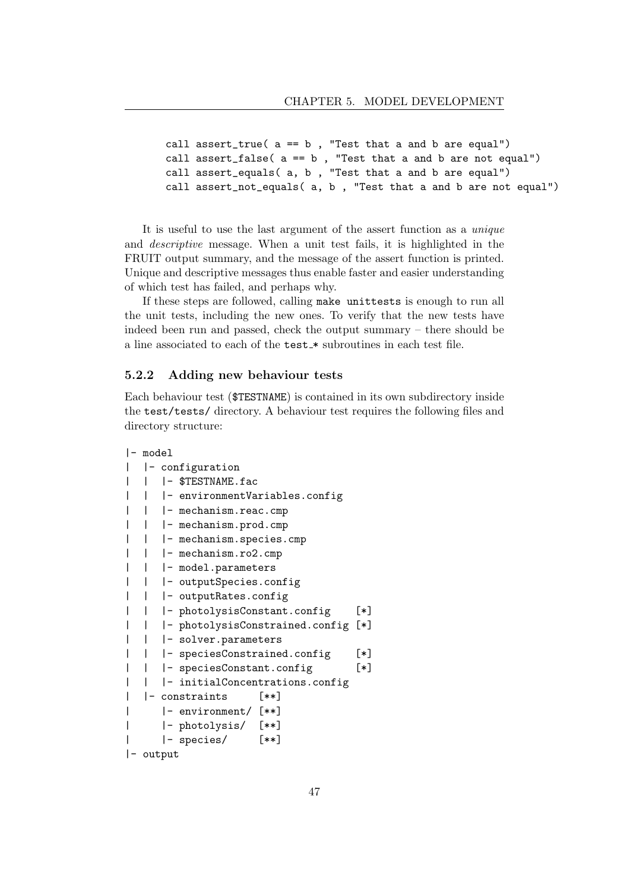```
call assert_true( a == b , "Test that a and b are equal")
call assert_false( a == b , "Test that a and b are not equal")
call assert_equals( a, b , "Test that a and b are equal")
call assert_not_equals( a, b , "Test that a and b are not equal")
```

It is useful to use the last argument of the assert function as a *unique* and *descriptive* message. When a unit test fails, it is highlighted in the FRUIT output summary, and the message of the assert function is printed. Unique and descriptive messages thus enable faster and easier understanding of which test has failed, and perhaps why.

If these steps are followed, calling `make unittests` is enough to run all the unit tests, including the new ones. To verify that the new tests have indeed been run and passed, check the output summary – there should be a line associated to each of the `test_*` subroutines in each test file.

### 5.2.2 Adding new behaviour tests

Each behaviour test (`$TESTNAME`) is contained in its own subdirectory inside the `test/tests/` directory. A behaviour test requires the following files and directory structure:

```
|- model
|  |- configuration
|  |  |- $TESTNAME.fac
|  |  |- environmentVariables.config
|  |  |- mechanism.reac.cmp
|  |  |- mechanism.prod.cmp
|  |  |- mechanism.species.cmp
|  |  |- mechanism.ro2.cmp
|  |  |- model.parameters
|  |  |- outputSpecies.config
|  |  |- outputRates.config
|  |  |- photolysisConstant.config    [*]
|  |  |- photolysisConstrained.config [*]
|  |  |- solver.parameters
|  |  |- speciesConstrained.config    [*]
|  |  |- speciesConstant.config       [*]
|  |  |- initialConcentrations.config
|  |- constraints     [**]
|     |- environment/ [**]
|     |- photolysis/  [**]
|     |- species/     [**]
|- output
```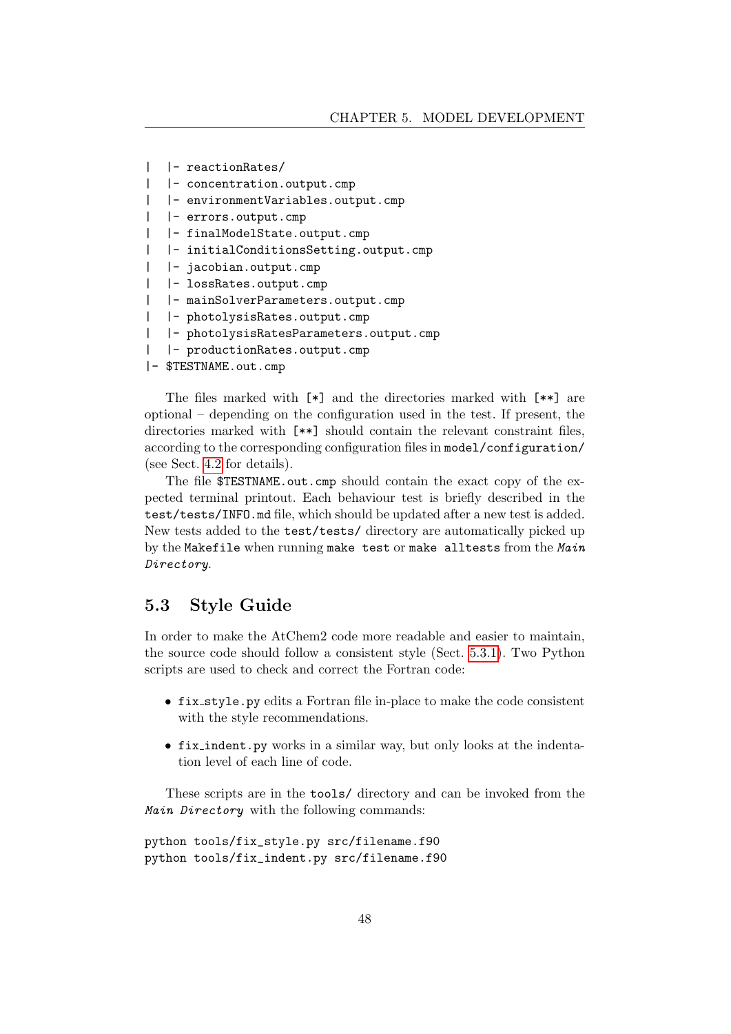```
|   |- reactionRates/
|   |- concentration.output.cmp
|   |- environmentVariables.output.cmp
|   |- errors.output.cmp
|   |- finalModelState.output.cmp
|   |- initialConditionsSetting.output.cmp
|   |- jacobian.output.cmp
|   |- lossRates.output.cmp
|   |- mainSolverParameters.output.cmp
|   |- photolysisRates.output.cmp
|   |- photolysisRatesParameters.output.cmp
|   |- productionRates.output.cmp
|- $TESTNAME.out.cmp
```

The files marked with `[*]` and the directories marked with `[**]` are optional – depending on the configuration used in the test. If present, the directories marked with `[**]` should contain the relevant constraint files, according to the corresponding configuration files in `model/configuration/` (see Sect. 4.2 for details).

The file `$TESTNAME.out.cmp` should contain the exact copy of the expected terminal printout. Each behaviour test is briefly described in the `test/tests/INFO.md` file, which should be updated after a new test is added. New tests added to the `test/tests/` directory are automatically picked up by the `Makefile` when running `make test` or `make alltests` from the ***Main Directory***.

## 5.3 Style Guide

In order to make the AtChem2 code more readable and easier to maintain, the source code should follow a consistent style (Sect. 5.3.1). Two Python scripts are used to check and correct the Fortran code:

- `fix_style.py` edits a Fortran file in-place to make the code consistent with the style recommendations.
- `fix_indent.py` works in a similar way, but only looks at the indentation level of each line of code.

These scripts are in the `tools/` directory and can be invoked from the ***Main Directory*** with the following commands:

```
python tools/fix_style.py src/filename.f90
python tools/fix_indent.py src/filename.f90
```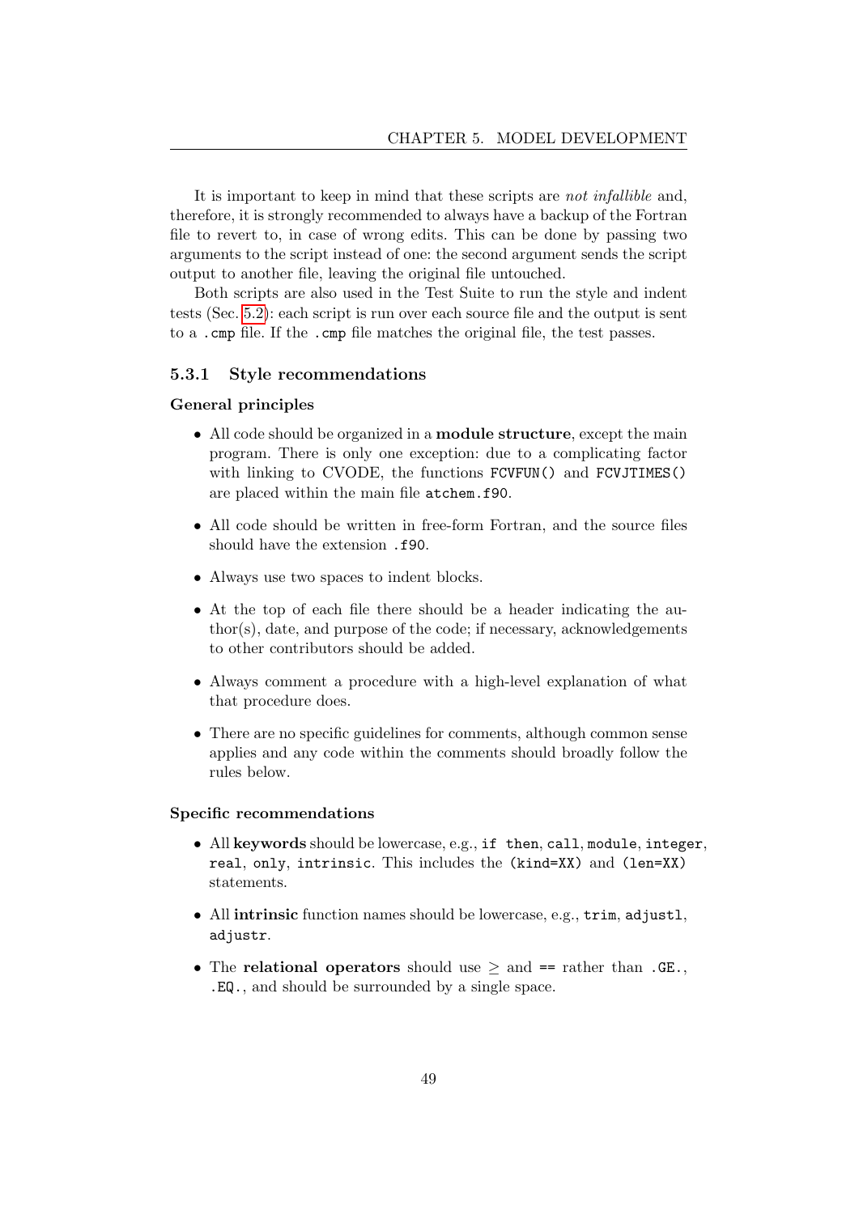It is important to keep in mind that these scripts are *not infallible* and, therefore, it is strongly recommended to always have a backup of the Fortran file to revert to, in case of wrong edits. This can be done by passing two arguments to the script instead of one: the second argument sends the script output to another file, leaving the original file untouched.

Both scripts are also used in the Test Suite to run the style and indent tests (Sec. 5.2): each script is run over each source file and the output is sent to a `.cmp` file. If the `.cmp` file matches the original file, the test passes.

### 5.3.1 Style recommendations

#### General principles

- All code should be organized in a **module structure**, except the main program. There is only one exception: due to a complicating factor with linking to CVODE, the functions `FCVFUN()` and `FCVJTIMES()` are placed within the main file `atchem.f90`.
- All code should be written in free-form Fortran, and the source files should have the extension `.f90`.
- Always use two spaces to indent blocks.
- At the top of each file there should be a header indicating the author(s), date, and purpose of the code; if necessary, acknowledgements to other contributors should be added.
- Always comment a procedure with a high-level explanation of what that procedure does.
- There are no specific guidelines for comments, although common sense applies and any code within the comments should broadly follow the rules below.

#### Specific recommendations

- All **keywords** should be lowercase, e.g., `if then`, `call`, `module`, `integer`, `real`, `only`, `intrinsic`. This includes the `(kind=XX)` and `(len=XX)` statements.
- All **intrinsic** function names should be lowercase, e.g., `trim`, `adjustl`, `adjustr`.
- The **relational operators** should use $\geq$ and `==` rather than `.GE.`, `.EQ.`, and should be surrounded by a single space.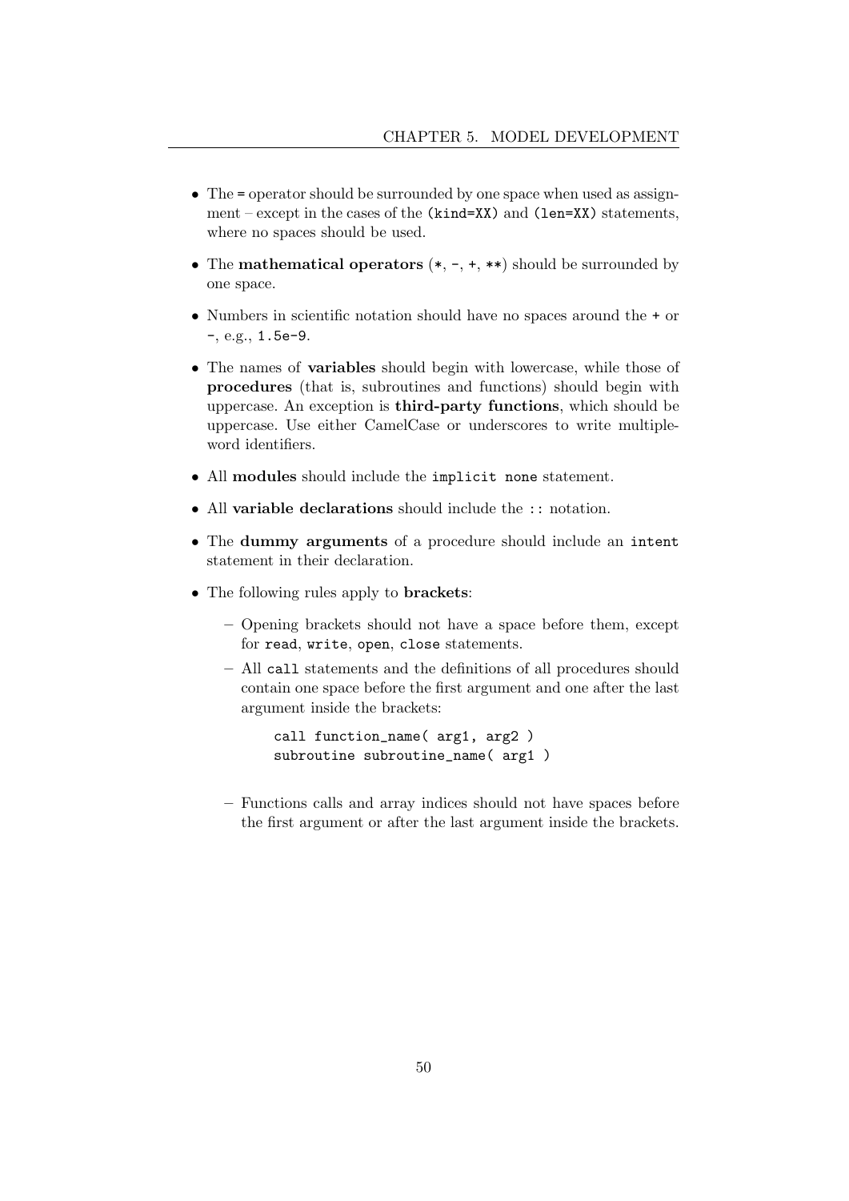- The `=` operator should be surrounded by one space when used as assignment – except in the cases of the `(kind=XX)` and `(len=XX)` statements, where no spaces should be used.
- The **mathematical operators** (`*`, `-`, `+`, `**`) should be surrounded by one space.
- Numbers in scientific notation should have no spaces around the `+` or `-`, e.g., `1.5e-9`.
- The names of **variables** should begin with lowercase, while those of **procedures** (that is, subroutines and functions) should begin with uppercase. An exception is **third-party functions**, which should be uppercase. Use either CamelCase or underscores to write multiple-word identifiers.
- All **modules** should include the `implicit none` statement.
- All **variable declarations** should include the `::` notation.
- The **dummy arguments** of a procedure should include an `intent` statement in their declaration.
- The following rules apply to **brackets**:
  - Opening brackets should not have a space before them, except for `read`, `write`, `open`, `close` statements.
  - All `call` statements and the definitions of all procedures should contain one space before the first argument and one after the last argument inside the brackets:

    ```
    call function_name( arg1, arg2 )
    subroutine subroutine_name( arg1 )
    ```

  - Functions calls and array indices should not have spaces before the first argument or after the last argument inside the brackets.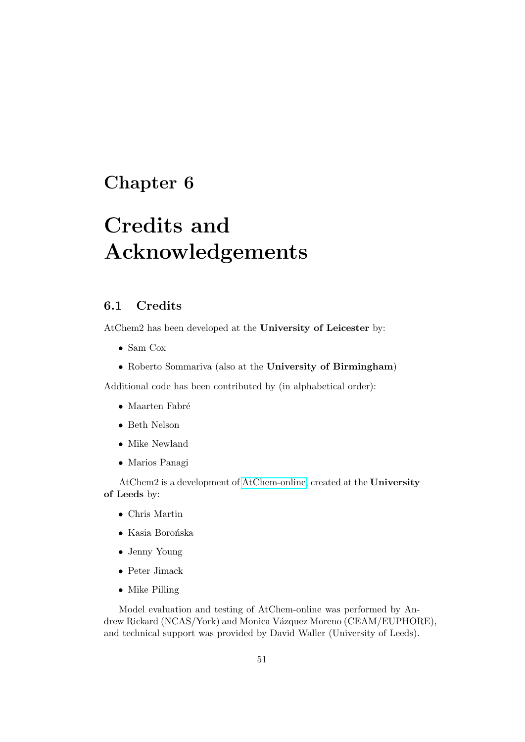# Chapter 6

# Credits and Acknowledgements

## 6.1 Credits

AtChem2 has been developed at the **University of Leicester** by:

- Sam Cox
- Roberto Sommariva (also at the **University of Birmingham**)

Additional code has been contributed by (in alphabetical order):

- Maarten Fabré
- Beth Nelson
- Mike Newland
- Marios Panagi

AtChem2 is a development of AtChem-online, created at the **University of Leeds** by:

- Chris Martin
- Kasia Borońska
- Jenny Young
- Peter Jimack
- Mike Pilling

Model evaluation and testing of AtChem-online was performed by Andrew Rickard (NCAS/York) and Monica Vázquez Moreno (CEAM/EUPHORE), and technical support was provided by David Waller (University of Leeds).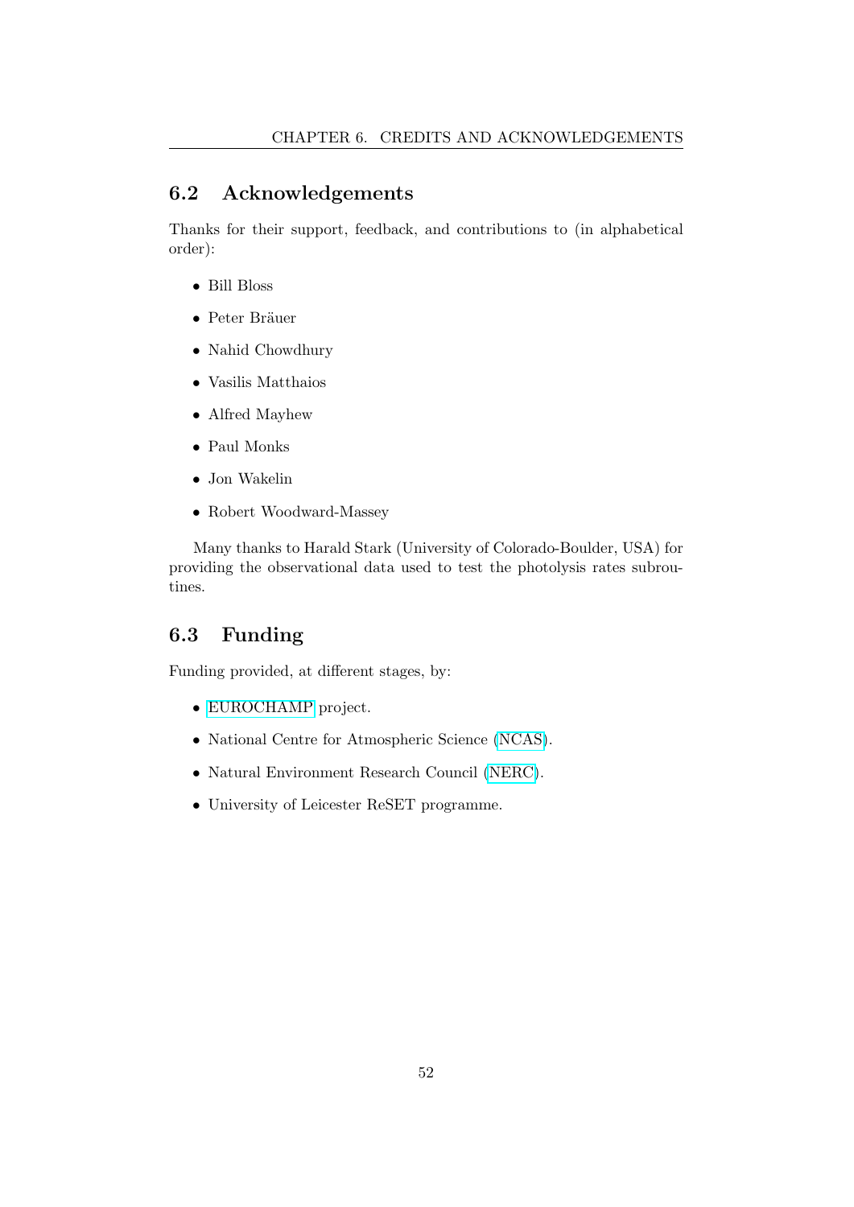## 6.2 Acknowledgements

Thanks for their support, feedback, and contributions to (in alphabetical order):

- Bill Bloss
- Peter Bräuer
- Nahid Chowdhury
- Vasilis Matthaios
- Alfred Mayhew
- Paul Monks
- Jon Wakelin
- Robert Woodward-Massey

Many thanks to Harald Stark (University of Colorado-Boulder, USA) for providing the observational data used to test the photolysis rates subroutines.

## 6.3 Funding

Funding provided, at different stages, by:

- EUROCHAMP project.
- National Centre for Atmospheric Science (NCAS).
- Natural Environment Research Council (NERC).
- University of Leicester ReSET programme.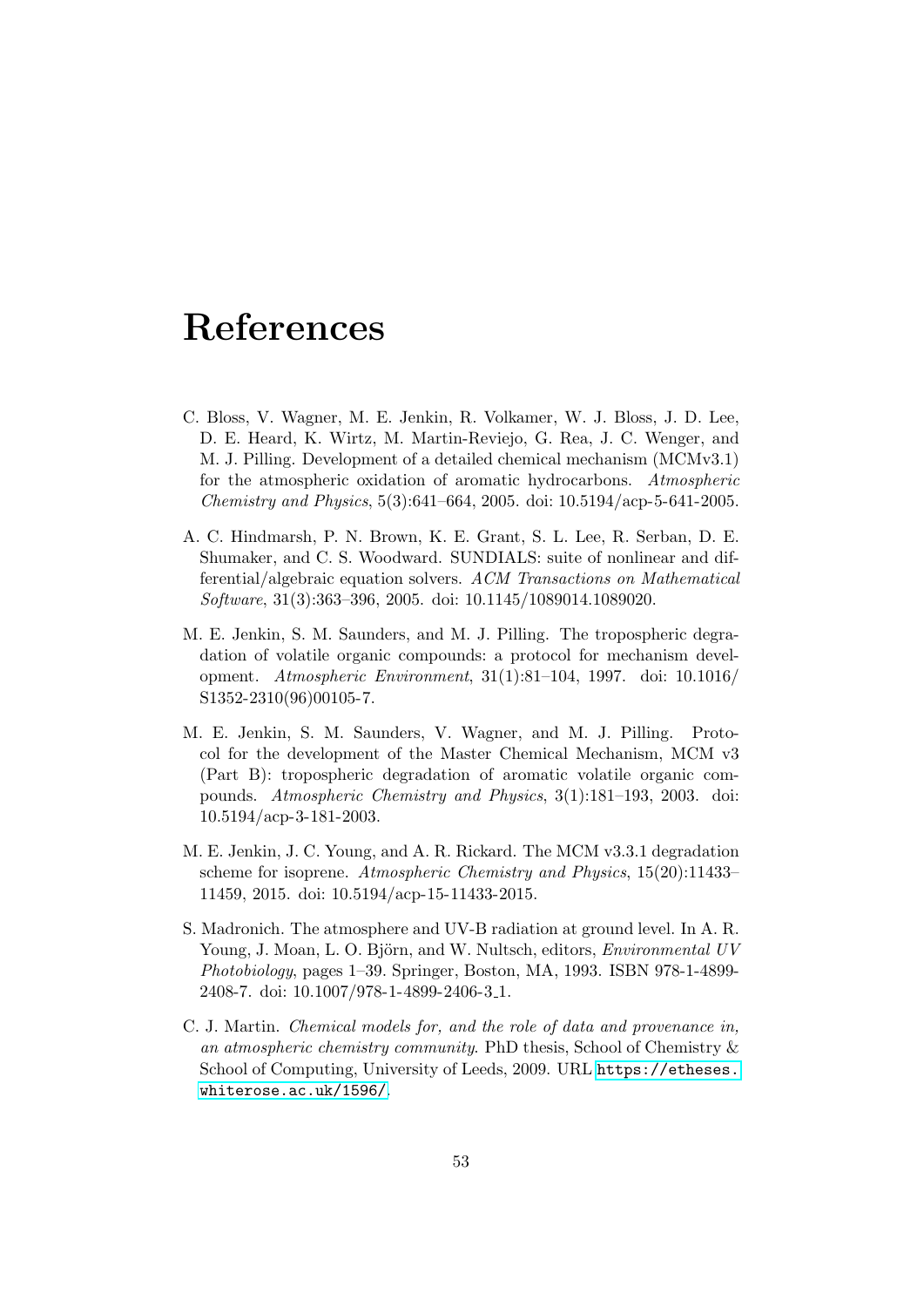# References

C. Bloss, V. Wagner, M. E. Jenkin, R. Volkamer, W. J. Bloss, J. D. Lee, D. E. Heard, K. Wirtz, M. Martin-Reviejo, G. Rea, J. C. Wenger, and M. J. Pilling. Development of a detailed chemical mechanism (MCMv3.1) for the atmospheric oxidation of aromatic hydrocarbons. *Atmospheric Chemistry and Physics*, 5(3):641–664, 2005. doi: 10.5194/acp-5-641-2005.

A. C. Hindmarsh, P. N. Brown, K. E. Grant, S. L. Lee, R. Serban, D. E. Shumaker, and C. S. Woodward. SUNDIALS: suite of nonlinear and differential/algebraic equation solvers. *ACM Transactions on Mathematical Software*, 31(3):363–396, 2005. doi: 10.1145/1089014.1089020.

M. E. Jenkin, S. M. Saunders, and M. J. Pilling. The tropospheric degradation of volatile organic compounds: a protocol for mechanism development. *Atmospheric Environment*, 31(1):81–104, 1997. doi: 10.1016/S1352-2310(96)00105-7.

M. E. Jenkin, S. M. Saunders, V. Wagner, and M. J. Pilling. Protocol for the development of the Master Chemical Mechanism, MCM v3 (Part B): tropospheric degradation of aromatic volatile organic compounds. *Atmospheric Chemistry and Physics*, 3(1):181–193, 2003. doi: 10.5194/acp-3-181-2003.

M. E. Jenkin, J. C. Young, and A. R. Rickard. The MCM v3.3.1 degradation scheme for isoprene. *Atmospheric Chemistry and Physics*, 15(20):11433–11459, 2015. doi: 10.5194/acp-15-11433-2015.

S. Madronich. The atmosphere and UV-B radiation at ground level. In A. R. Young, J. Moan, L. O. Björn, and W. Nultsch, editors, *Environmental UV Photobiology*, pages 1–39. Springer, Boston, MA, 1993. ISBN 978-1-4899-2408-7. doi: 10.1007/978-1-4899-2406-3_1.

C. J. Martin. *Chemical models for, and the role of data and provenance in, an atmospheric chemistry community*. PhD thesis, School of Chemistry & School of Computing, University of Leeds, 2009. URL https://etheses.whiterose.ac.uk/1596/.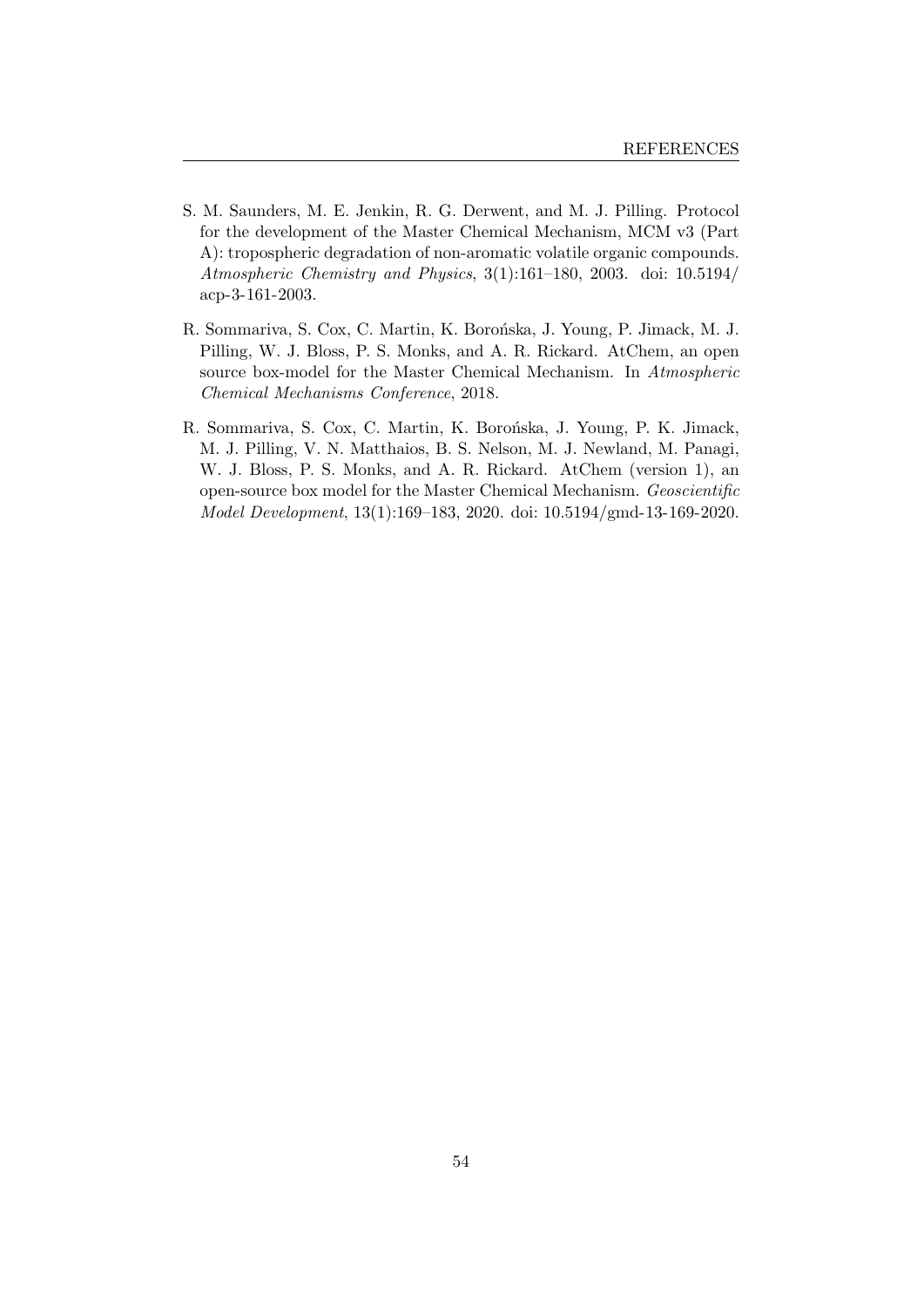S. M. Saunders, M. E. Jenkin, R. G. Derwent, and M. J. Pilling. Protocol for the development of the Master Chemical Mechanism, MCM v3 (Part A): tropospheric degradation of non-aromatic volatile organic compounds. *Atmospheric Chemistry and Physics*, 3(1):161–180, 2003. doi: 10.5194/acp-3-161-2003.

R. Sommariva, S. Cox, C. Martin, K. Borońska, J. Young, P. Jimack, M. J. Pilling, W. J. Bloss, P. S. Monks, and A. R. Rickard. AtChem, an open source box-model for the Master Chemical Mechanism. In *Atmospheric Chemical Mechanisms Conference*, 2018.

R. Sommariva, S. Cox, C. Martin, K. Borońska, J. Young, P. K. Jimack, M. J. Pilling, V. N. Matthaios, B. S. Nelson, M. J. Newland, M. Panagi, W. J. Bloss, P. S. Monks, and A. R. Rickard. AtChem (version 1), an open-source box model for the Master Chemical Mechanism. *Geoscientific Model Development*, 13(1):169–183, 2020. doi: 10.5194/gmd-13-169-2020.